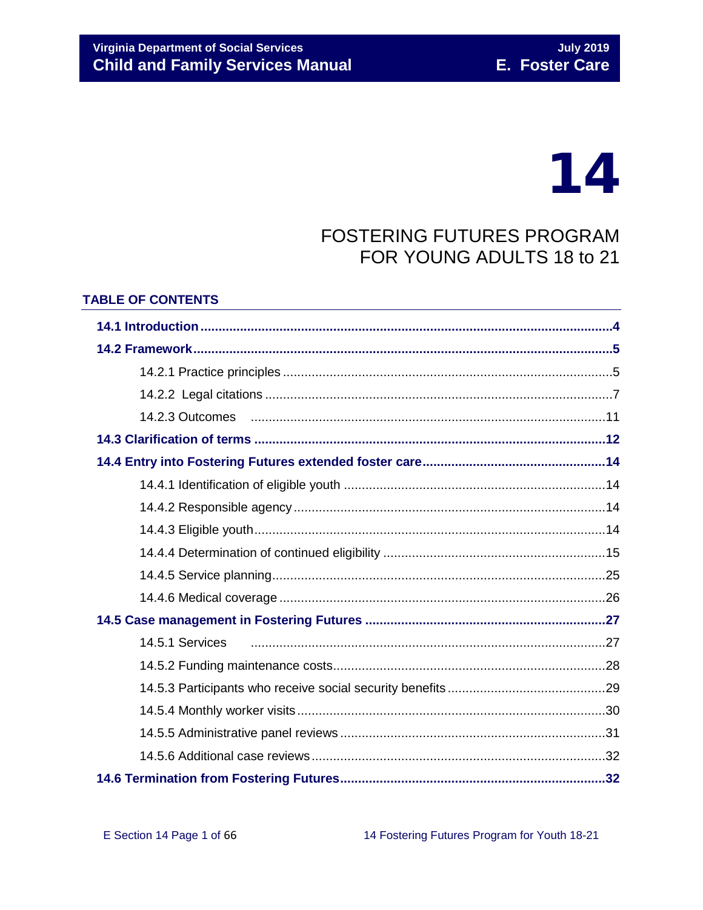# 14

## FOSTERING FUTURES PROGRAM FOR YOUNG ADULTS 18 to 21

### TABLE OF CONTENTS

**14.1 Introduction** .......... **4**

**14.2 Framework** .......... **5**

- 14.2.1 Practice principles .......... 5
- 14.2.2 Legal citations .......... 7
- 14.2.3 Outcomes .......... 11

**14.3 Clarification of terms** .......... **12**

**14.4 Entry into Fostering Futures extended foster care** .......... **14**

- 14.4.1 Identification of eligible youth .......... 14
- 14.4.2 Responsible agency .......... 14
- 14.4.3 Eligible youth .......... 14
- 14.4.4 Determination of continued eligibility .......... 15
- 14.4.5 Service planning .......... 25
- 14.4.6 Medical coverage .......... 26

**14.5 Case management in Fostering Futures** .......... **27**

- 14.5.1 Services .......... 27
- 14.5.2 Funding maintenance costs .......... 28
- 14.5.3 Participants who receive social security benefits .......... 29
- 14.5.4 Monthly worker visits .......... 30
- 14.5.5 Administrative panel reviews .......... 31
- 14.5.6 Additional case reviews .......... 32

**14.6 Termination from Fostering Futures** .......... **32**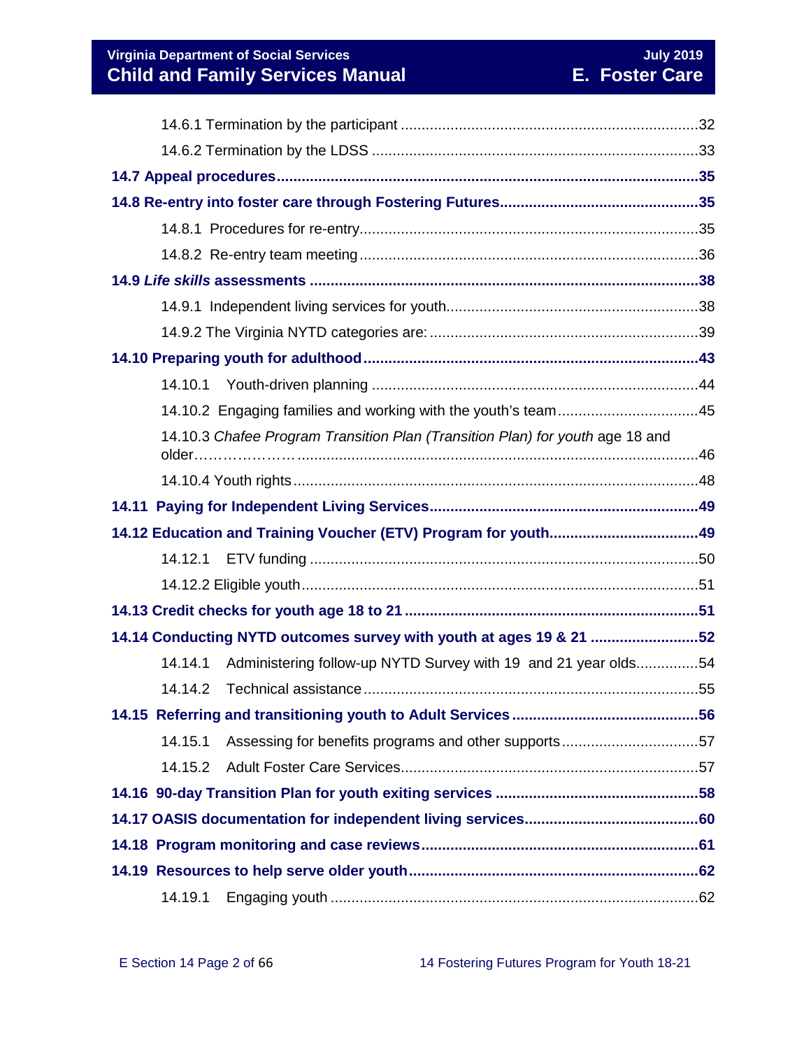14.6.1 Termination by the participant ....................................................................... 32

14.6.2 Termination by the LDSS ............................................................................. 33

**14.7 Appeal procedures ............................................................................................. 35**

**14.8 Re-entry into foster care through Fostering Futures ............................................ 35**

14.8.1 Procedures for re-entry ................................................................................. 35

14.8.2 Re-entry team meeting ................................................................................. 36

**14.9 *Life skills* assessments ..................................................................................... 38**

14.9.1 Independent living services for youth ........................................................... 38

14.9.2 The Virginia NYTD categories are: ............................................................... 39

**14.10 Preparing youth for adulthood ........................................................................... 43**

14.10.1 Youth-driven planning ............................................................................... 44

14.10.2 Engaging families and working with the youth's team ................................. 45

14.10.3 *Chafee Program Transition Plan (Transition Plan) for youth* age 18 and older…………………................................................................................................. 46

14.10.4 Youth rights ................................................................................................ 48

**14.11 Paying for Independent Living Services ............................................................ 49**

**14.12 Education and Training Voucher (ETV) Program for youth ................................. 49**

14.12.1 ETV funding ............................................................................................... 50

14.12.2 Eligible youth .............................................................................................. 51

**14.13 Credit checks for youth age 18 to 21 ................................................................. 51**

**14.14 Conducting NYTD outcomes survey with youth at ages 19 & 21 ......................... 52**

14.14.1 Administering follow-up NYTD Survey with 19 and 21 year olds ................ 54

14.14.2 Technical assistance .................................................................................. 55

**14.15 Referring and transitioning youth to Adult Services ............................................ 56**

14.15.1 Assessing for benefits programs and other supports .................................. 57

14.15.2 Adult Foster Care Services ......................................................................... 57

**14.16 90-day Transition Plan for youth exiting services ............................................... 58**

**14.17 OASIS documentation for independent living services ........................................ 60**

**14.18 Program monitoring and case reviews ................................................................ 61**

**14.19 Resources to help serve older youth ................................................................... 62**

14.19.1 Engaging youth ........................................................................................... 62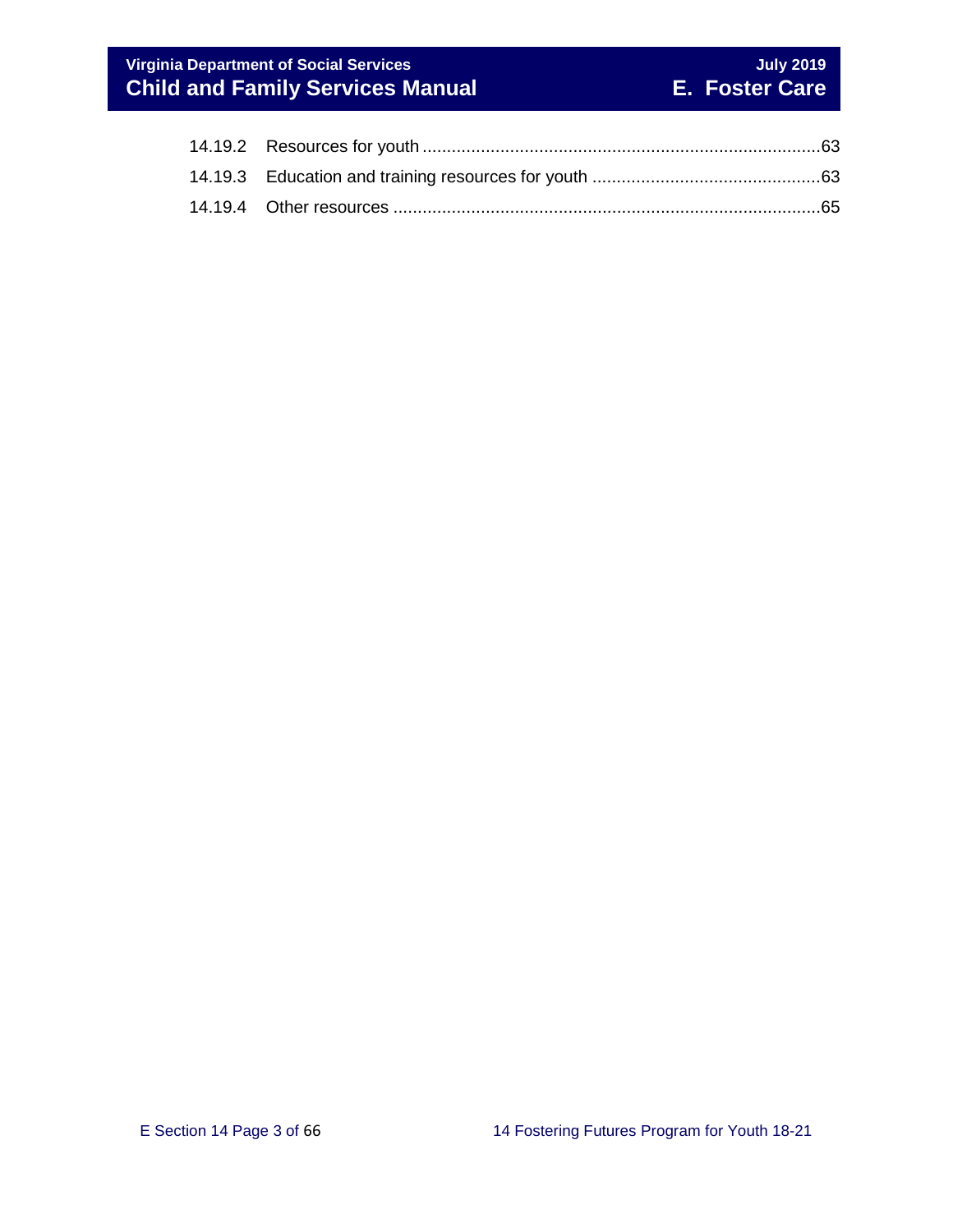14.19.2 Resources for youth ....................................................................................63

14.19.3 Education and training resources for youth ................................................63

14.19.4 Other resources ........................................................................................65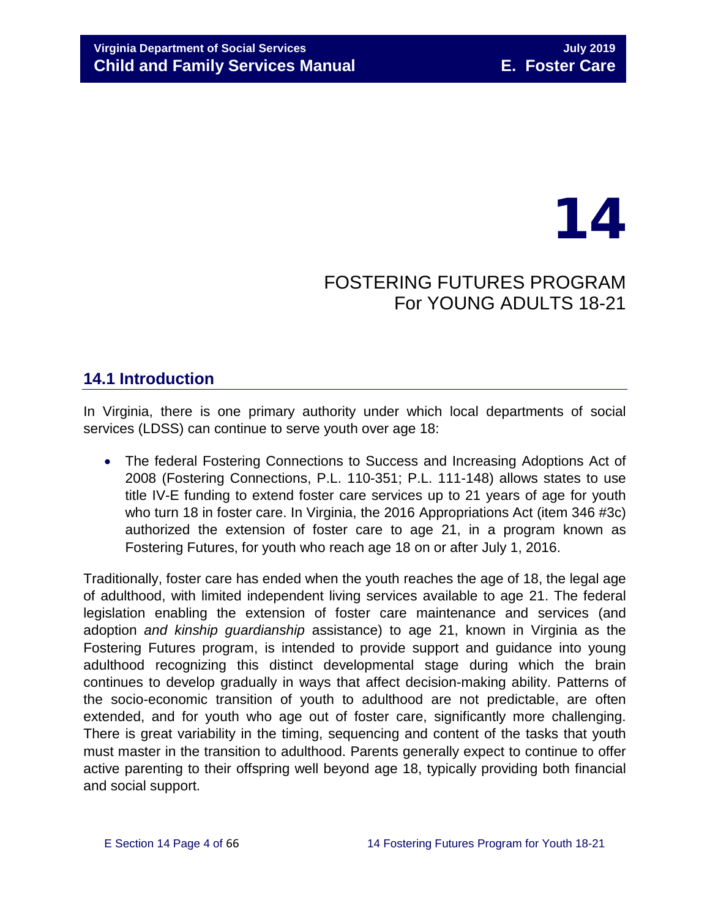# 14

## FOSTERING FUTURES PROGRAM For YOUNG ADULTS 18-21

## 14.1 Introduction

In Virginia, there is one primary authority under which local departments of social services (LDSS) can continue to serve youth over age 18:

- The federal Fostering Connections to Success and Increasing Adoptions Act of 2008 (Fostering Connections, P.L. 110-351; P.L. 111-148) allows states to use title IV-E funding to extend foster care services up to 21 years of age for youth who turn 18 in foster care. In Virginia, the 2016 Appropriations Act (item 346 #3c) authorized the extension of foster care to age 21, in a program known as Fostering Futures, for youth who reach age 18 on or after July 1, 2016.

Traditionally, foster care has ended when the youth reaches the age of 18, the legal age of adulthood, with limited independent living services available to age 21. The federal legislation enabling the extension of foster care maintenance and services (and adoption *and kinship guardianship* assistance) to age 21, known in Virginia as the Fostering Futures program, is intended to provide support and guidance into young adulthood recognizing this distinct developmental stage during which the brain continues to develop gradually in ways that affect decision-making ability. Patterns of the socio-economic transition of youth to adulthood are not predictable, are often extended, and for youth who age out of foster care, significantly more challenging. There is great variability in the timing, sequencing and content of the tasks that youth must master in the transition to adulthood. Parents generally expect to continue to offer active parenting to their offspring well beyond age 18, typically providing both financial and social support.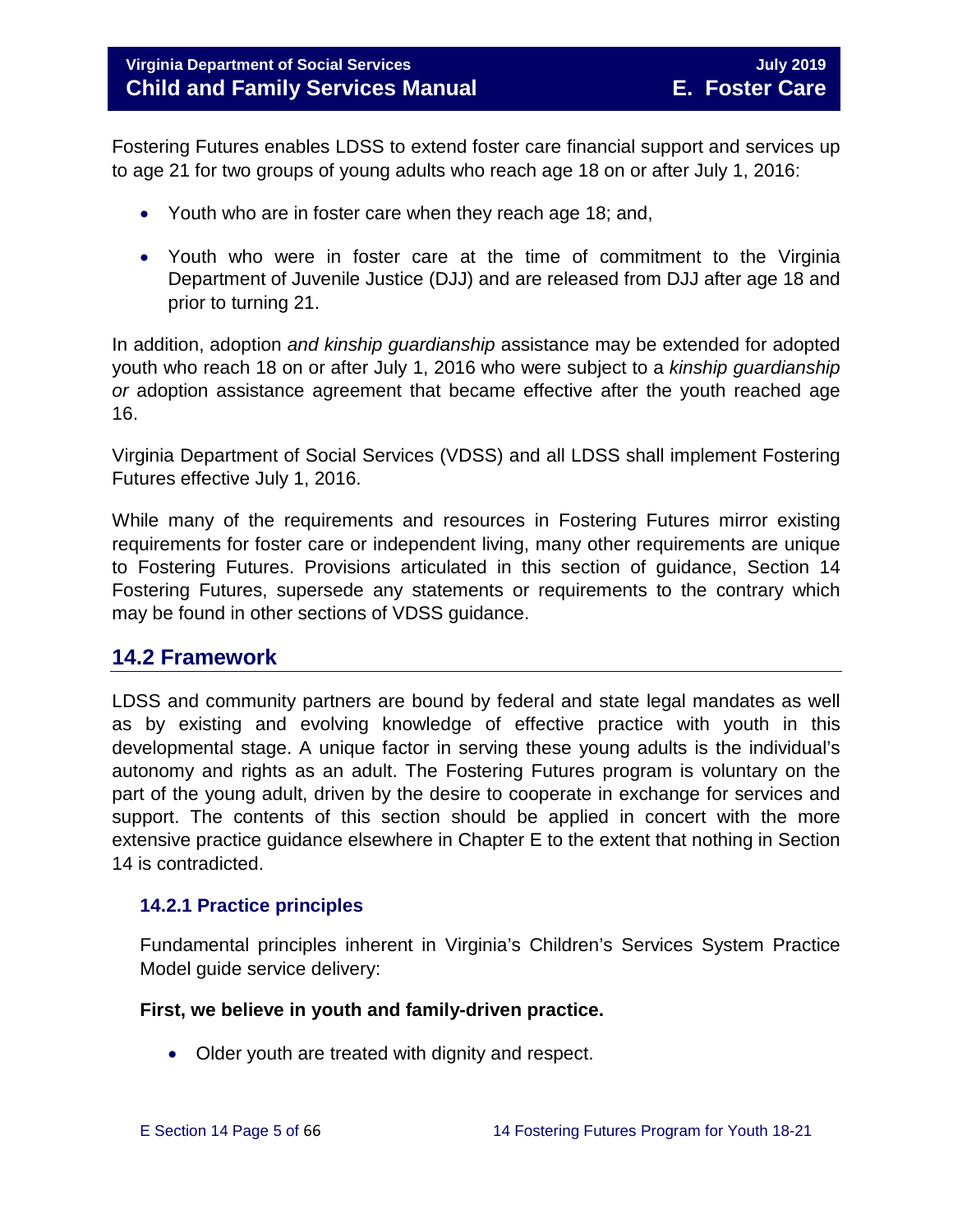Fostering Futures enables LDSS to extend foster care financial support and services up to age 21 for two groups of young adults who reach age 18 on or after July 1, 2016:

- Youth who are in foster care when they reach age 18; and,
- Youth who were in foster care at the time of commitment to the Virginia Department of Juvenile Justice (DJJ) and are released from DJJ after age 18 and prior to turning 21.

In addition, adoption *and kinship guardianship* assistance may be extended for adopted youth who reach 18 on or after July 1, 2016 who were subject to a *kinship guardianship or* adoption assistance agreement that became effective after the youth reached age 16.

Virginia Department of Social Services (VDSS) and all LDSS shall implement Fostering Futures effective July 1, 2016.

While many of the requirements and resources in Fostering Futures mirror existing requirements for foster care or independent living, many other requirements are unique to Fostering Futures. Provisions articulated in this section of guidance, Section 14 Fostering Futures, supersede any statements or requirements to the contrary which may be found in other sections of VDSS guidance.

## 14.2 Framework

LDSS and community partners are bound by federal and state legal mandates as well as by existing and evolving knowledge of effective practice with youth in this developmental stage. A unique factor in serving these young adults is the individual's autonomy and rights as an adult. The Fostering Futures program is voluntary on the part of the young adult, driven by the desire to cooperate in exchange for services and support. The contents of this section should be applied in concert with the more extensive practice guidance elsewhere in Chapter E to the extent that nothing in Section 14 is contradicted.

### 14.2.1 Practice principles

Fundamental principles inherent in Virginia's Children's Services System Practice Model guide service delivery:

**First, we believe in youth and family-driven practice.**

- Older youth are treated with dignity and respect.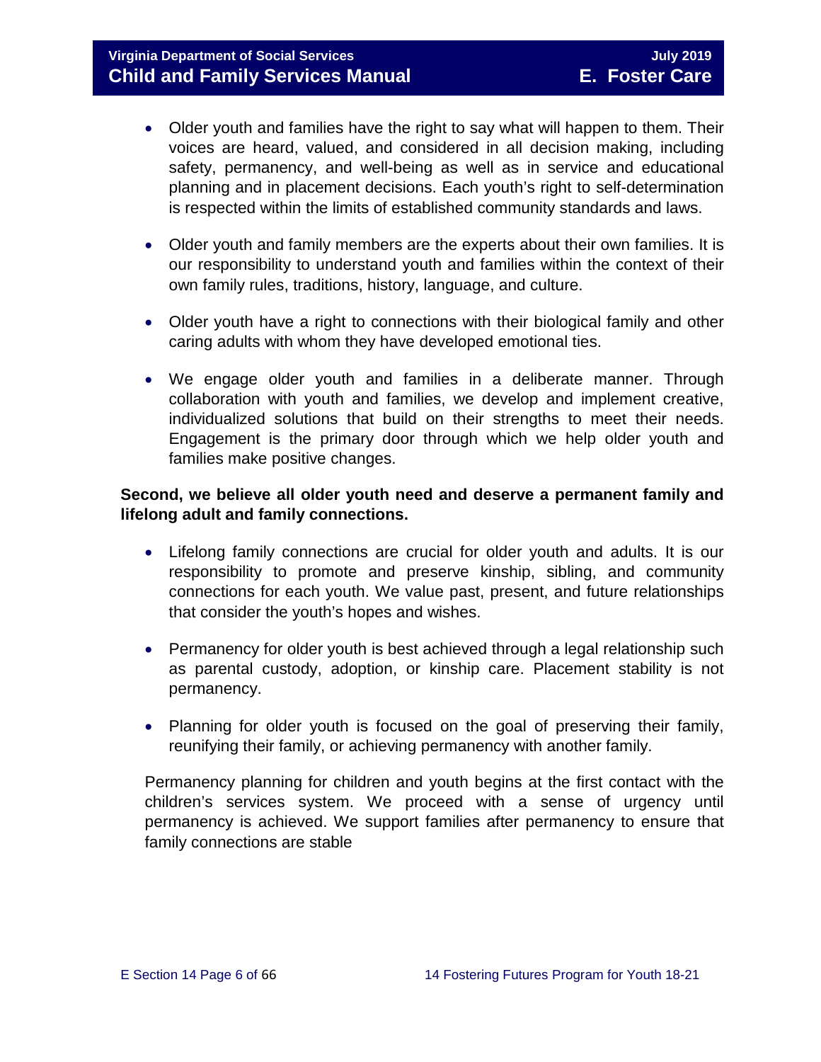- Older youth and families have the right to say what will happen to them. Their voices are heard, valued, and considered in all decision making, including safety, permanency, and well-being as well as in service and educational planning and in placement decisions. Each youth's right to self-determination is respected within the limits of established community standards and laws.

- Older youth and family members are the experts about their own families. It is our responsibility to understand youth and families within the context of their own family rules, traditions, history, language, and culture.

- Older youth have a right to connections with their biological family and other caring adults with whom they have developed emotional ties.

- We engage older youth and families in a deliberate manner. Through collaboration with youth and families, we develop and implement creative, individualized solutions that build on their strengths to meet their needs. Engagement is the primary door through which we help older youth and families make positive changes.

**Second, we believe all older youth need and deserve a permanent family and lifelong adult and family connections.**

- Lifelong family connections are crucial for older youth and adults. It is our responsibility to promote and preserve kinship, sibling, and community connections for each youth. We value past, present, and future relationships that consider the youth's hopes and wishes.

- Permanency for older youth is best achieved through a legal relationship such as parental custody, adoption, or kinship care. Placement stability is not permanency.

- Planning for older youth is focused on the goal of preserving their family, reunifying their family, or achieving permanency with another family.

Permanency planning for children and youth begins at the first contact with the children's services system. We proceed with a sense of urgency until permanency is achieved. We support families after permanency to ensure that family connections are stable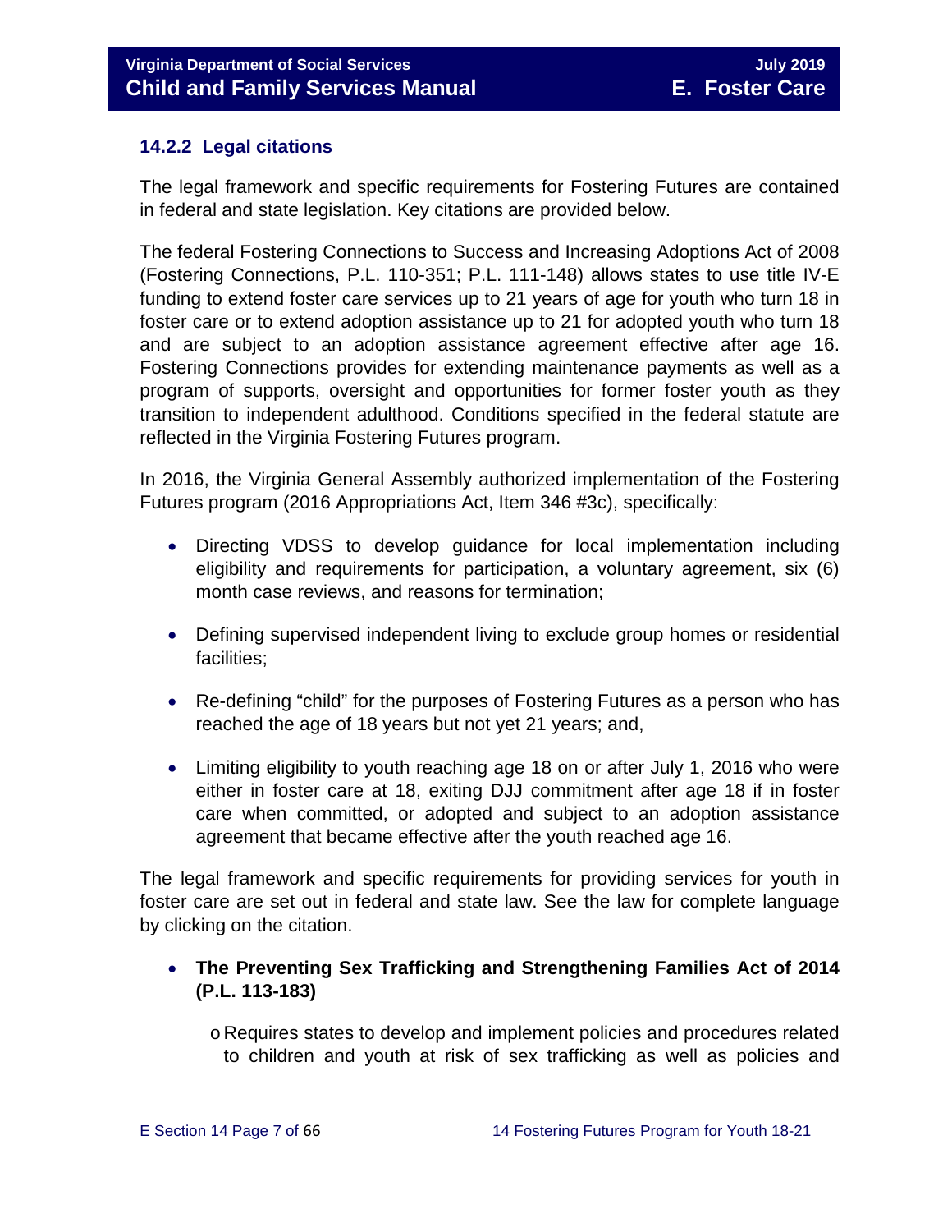### 14.2.2 Legal citations

The legal framework and specific requirements for Fostering Futures are contained in federal and state legislation. Key citations are provided below.

The federal Fostering Connections to Success and Increasing Adoptions Act of 2008 (Fostering Connections, P.L. 110-351; P.L. 111-148) allows states to use title IV-E funding to extend foster care services up to 21 years of age for youth who turn 18 in foster care or to extend adoption assistance up to 21 for adopted youth who turn 18 and are subject to an adoption assistance agreement effective after age 16. Fostering Connections provides for extending maintenance payments as well as a program of supports, oversight and opportunities for former foster youth as they transition to independent adulthood. Conditions specified in the federal statute are reflected in the Virginia Fostering Futures program.

In 2016, the Virginia General Assembly authorized implementation of the Fostering Futures program (2016 Appropriations Act, Item 346 #3c), specifically:

- Directing VDSS to develop guidance for local implementation including eligibility and requirements for participation, a voluntary agreement, six (6) month case reviews, and reasons for termination;
- Defining supervised independent living to exclude group homes or residential facilities;
- Re-defining "child" for the purposes of Fostering Futures as a person who has reached the age of 18 years but not yet 21 years; and,
- Limiting eligibility to youth reaching age 18 on or after July 1, 2016 who were either in foster care at 18, exiting DJJ commitment after age 18 if in foster care when committed, or adopted and subject to an adoption assistance agreement that became effective after the youth reached age 16.

The legal framework and specific requirements for providing services for youth in foster care are set out in federal and state law. See the law for complete language by clicking on the citation.

- **The Preventing Sex Trafficking and Strengthening Families Act of 2014 (P.L. 113-183)**
  - Requires states to develop and implement policies and procedures related to children and youth at risk of sex trafficking as well as policies and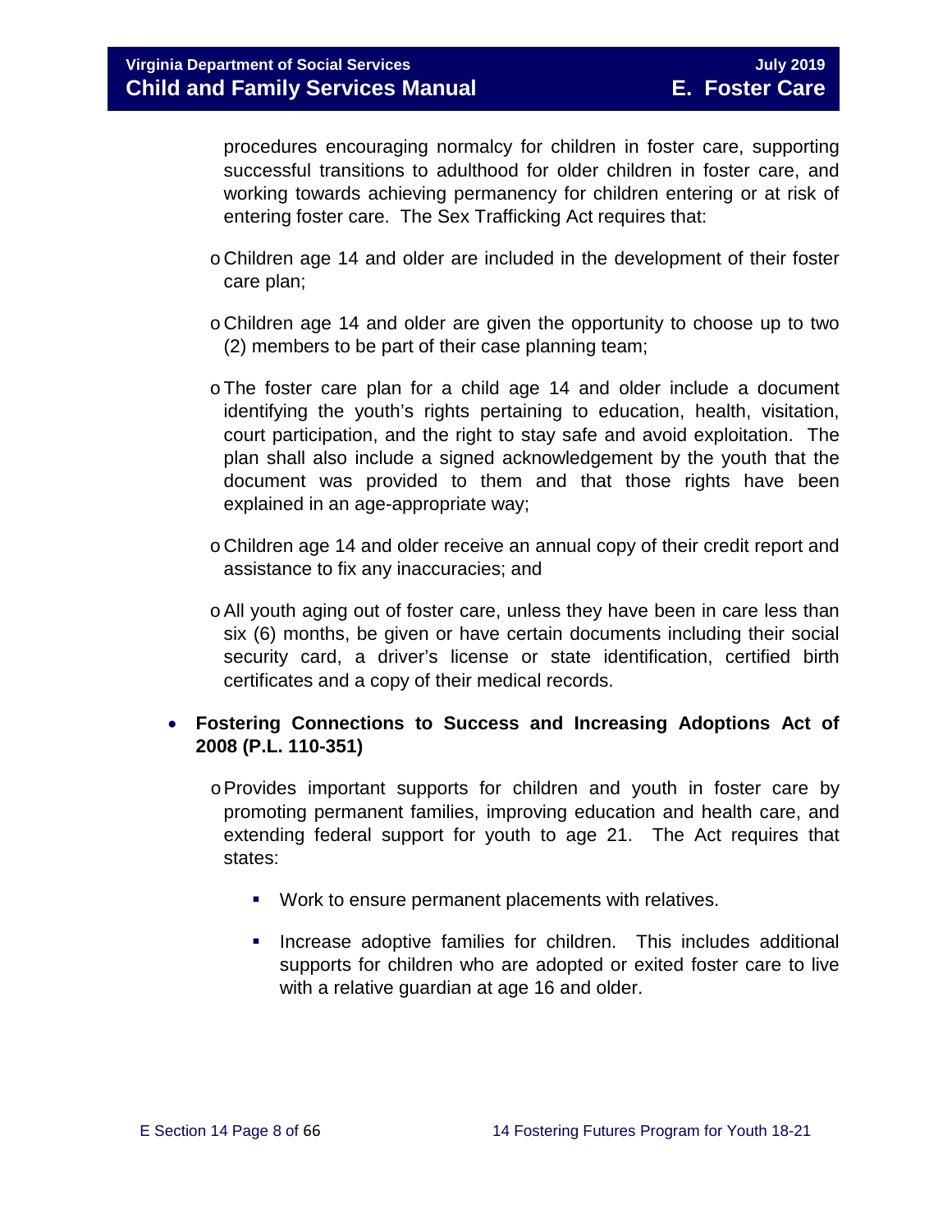procedures encouraging normalcy for children in foster care, supporting successful transitions to adulthood for older children in foster care, and working towards achieving permanency for children entering or at risk of entering foster care. The Sex Trafficking Act requires that:

    - Children age 14 and older are included in the development of their foster care plan;
    - Children age 14 and older are given the opportunity to choose up to two (2) members to be part of their case planning team;
    - The foster care plan for a child age 14 and older include a document identifying the youth's rights pertaining to education, health, visitation, court participation, and the right to stay safe and avoid exploitation. The plan shall also include a signed acknowledgement by the youth that the document was provided to them and that those rights have been explained in an age-appropriate way;
    - Children age 14 and older receive an annual copy of their credit report and assistance to fix any inaccuracies; and
    - All youth aging out of foster care, unless they have been in care less than six (6) months, be given or have certain documents including their social security card, a driver's license or state identification, certified birth certificates and a copy of their medical records.

- **Fostering Connections to Success and Increasing Adoptions Act of 2008 (P.L. 110-351)**
    - Provides important supports for children and youth in foster care by promoting permanent families, improving education and health care, and extending federal support for youth to age 21. The Act requires that states:
        - Work to ensure permanent placements with relatives.
        - Increase adoptive families for children. This includes additional supports for children who are adopted or exited foster care to live with a relative guardian at age 16 and older.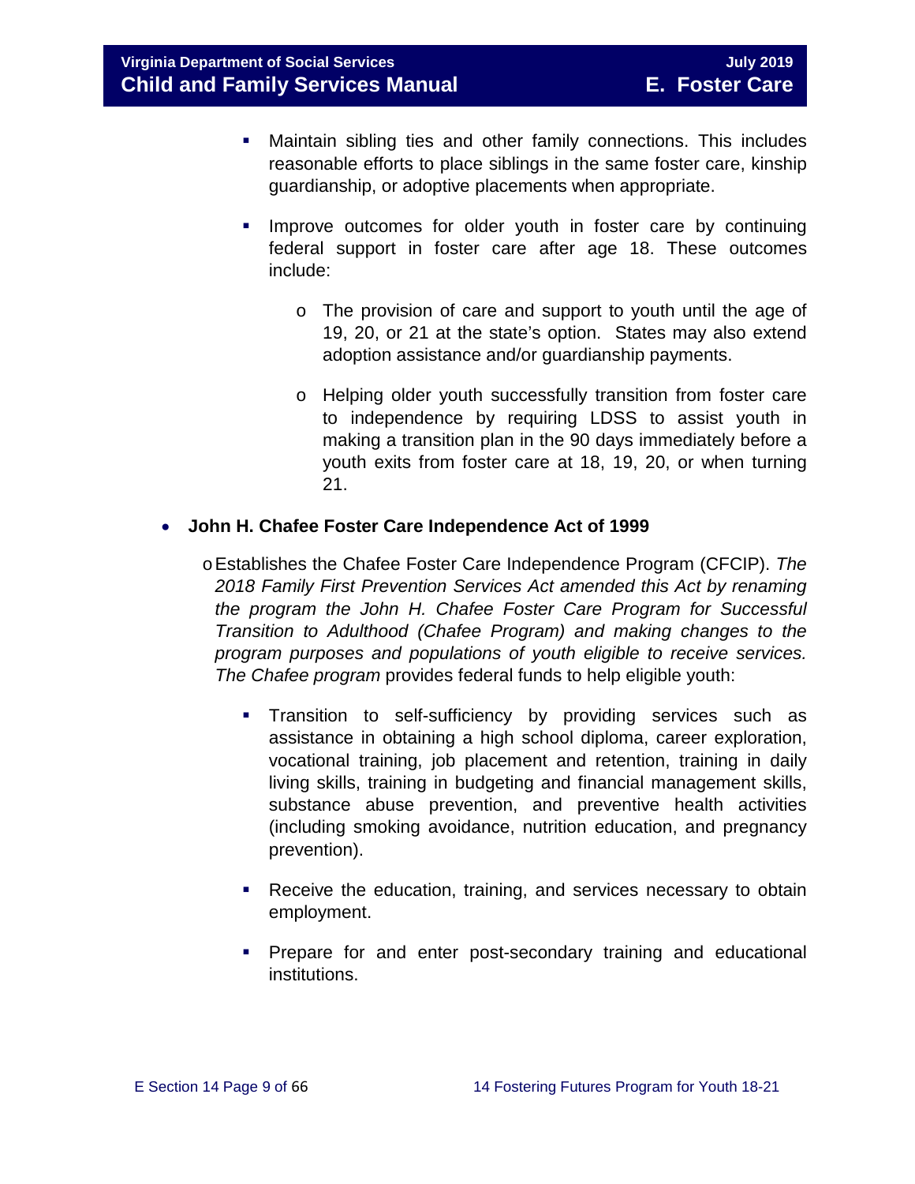- Maintain sibling ties and other family connections. This includes reasonable efforts to place siblings in the same foster care, kinship guardianship, or adoptive placements when appropriate.

    - Improve outcomes for older youth in foster care by continuing federal support in foster care after age 18. These outcomes include:

        - The provision of care and support to youth until the age of 19, 20, or 21 at the state's option. States may also extend adoption assistance and/or guardianship payments.

        - Helping older youth successfully transition from foster care to independence by requiring LDSS to assist youth in making a transition plan in the 90 days immediately before a youth exits from foster care at 18, 19, 20, or when turning 21.

- **John H. Chafee Foster Care Independence Act of 1999**

    - Establishes the Chafee Foster Care Independence Program (CFCIP). *The 2018 Family First Prevention Services Act amended this Act by renaming the program the John H. Chafee Foster Care Program for Successful Transition to Adulthood (Chafee Program) and making changes to the program purposes and populations of youth eligible to receive services. The Chafee program* provides federal funds to help eligible youth:

        - Transition to self-sufficiency by providing services such as assistance in obtaining a high school diploma, career exploration, vocational training, job placement and retention, training in daily living skills, training in budgeting and financial management skills, substance abuse prevention, and preventive health activities (including smoking avoidance, nutrition education, and pregnancy prevention).

        - Receive the education, training, and services necessary to obtain employment.

        - Prepare for and enter post-secondary training and educational institutions.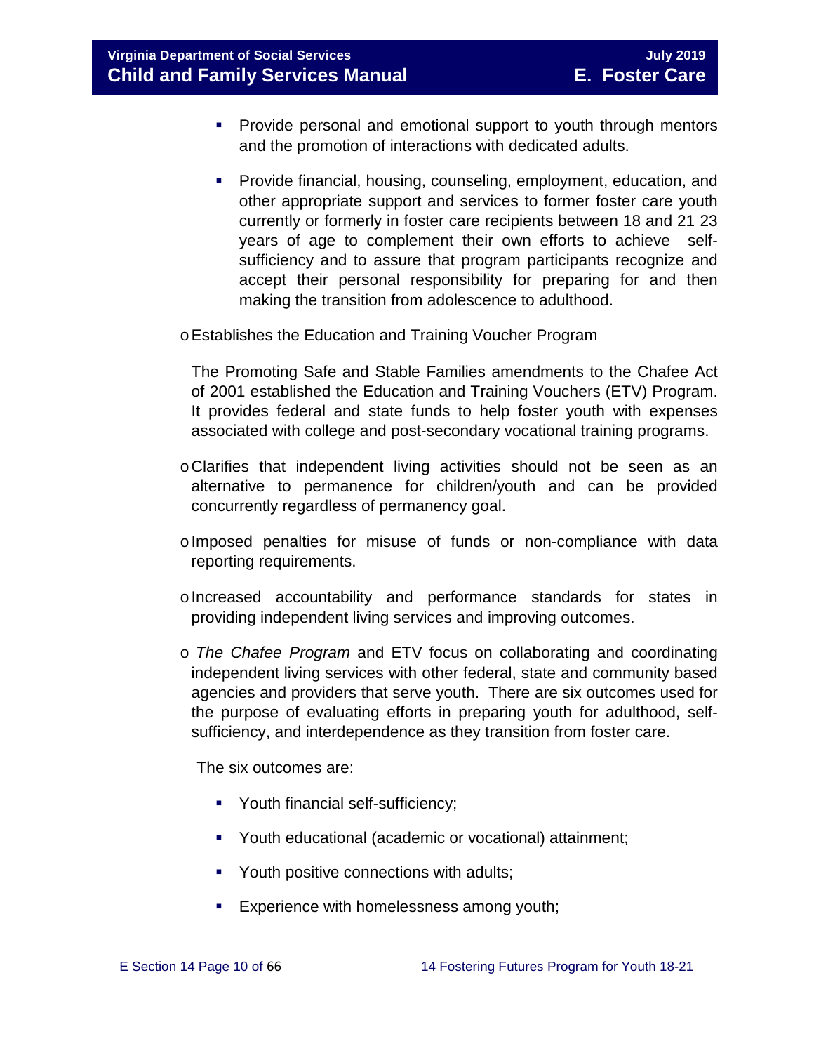- Provide personal and emotional support to youth through mentors and the promotion of interactions with dedicated adults.

  - Provide financial, housing, counseling, employment, education, and other appropriate support and services to former foster care youth currently or formerly in foster care recipients between 18 and 21 23 years of age to complement their own efforts to achieve self-sufficiency and to assure that program participants recognize and accept their personal responsibility for preparing for and then making the transition from adolescence to adulthood.

- Establishes the Education and Training Voucher Program

  The Promoting Safe and Stable Families amendments to the Chafee Act of 2001 established the Education and Training Vouchers (ETV) Program. It provides federal and state funds to help foster youth with expenses associated with college and post-secondary vocational training programs.

- Clarifies that independent living activities should not be seen as an alternative to permanence for children/youth and can be provided concurrently regardless of permanency goal.

- Imposed penalties for misuse of funds or non-compliance with data reporting requirements.

- Increased accountability and performance standards for states in providing independent living services and improving outcomes.

- *The Chafee Program* and ETV focus on collaborating and coordinating independent living services with other federal, state and community based agencies and providers that serve youth. There are six outcomes used for the purpose of evaluating efforts in preparing youth for adulthood, self-sufficiency, and interdependence as they transition from foster care.

  The six outcomes are:

  - Youth financial self-sufficiency;

  - Youth educational (academic or vocational) attainment;

  - Youth positive connections with adults;

  - Experience with homelessness among youth;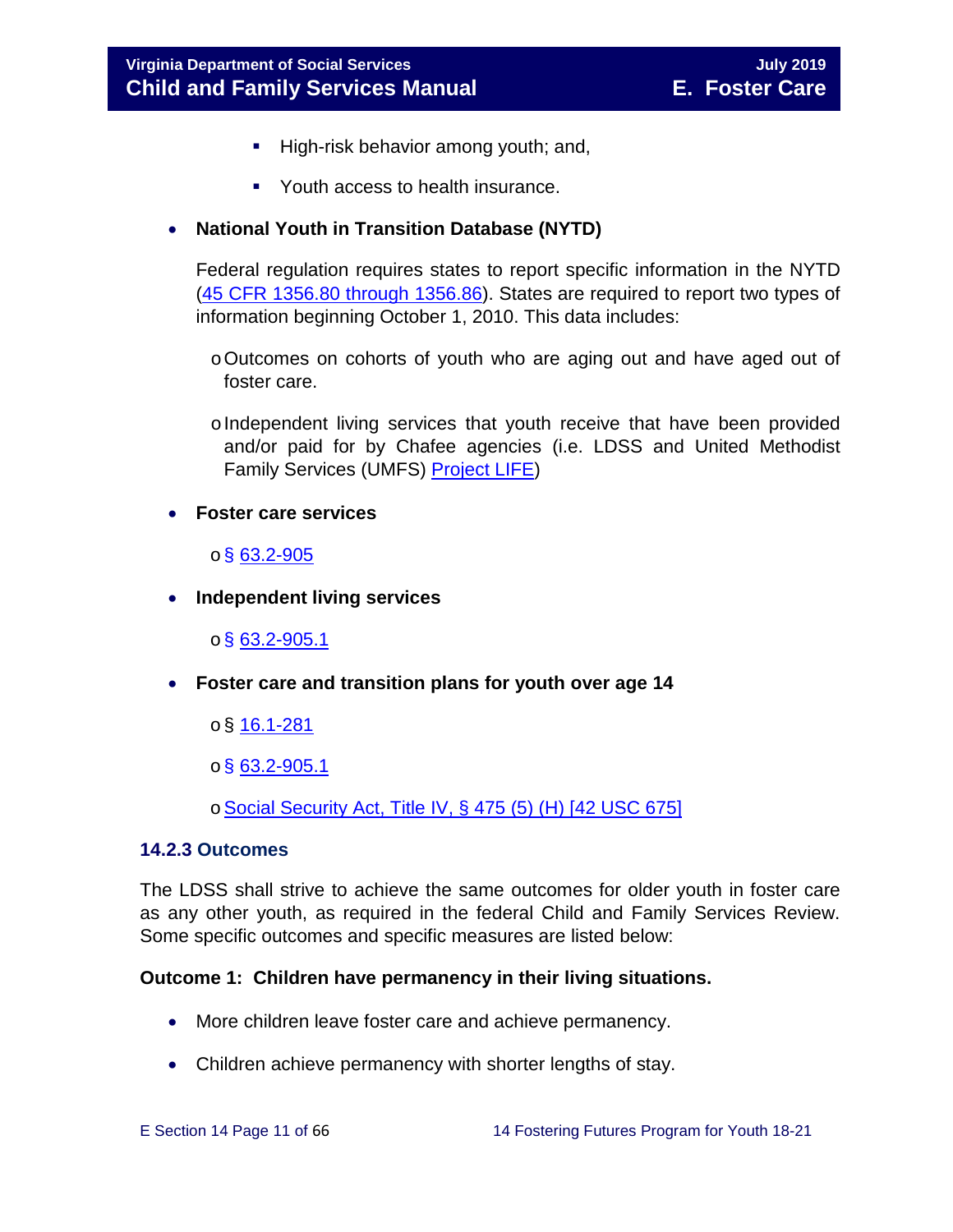- High-risk behavior among youth; and,
  - Youth access to health insurance.

- **National Youth in Transition Database (NYTD)**

  Federal regulation requires states to report specific information in the NYTD (45 CFR 1356.80 through 1356.86). States are required to report two types of information beginning October 1, 2010. This data includes:

  - Outcomes on cohorts of youth who are aging out and have aged out of foster care.
  - Independent living services that youth receive that have been provided and/or paid for by Chafee agencies (i.e. LDSS and United Methodist Family Services (UMFS) Project LIFE)

- **Foster care services**

  - § 63.2-905

- **Independent living services**

  - § 63.2-905.1

- **Foster care and transition plans for youth over age 14**

  - § 16.1-281
  - § 63.2-905.1
  - Social Security Act, Title IV, § 475 (5) (H) [42 USC 675]

### 14.2.3 Outcomes

The LDSS shall strive to achieve the same outcomes for older youth in foster care as any other youth, as required in the federal Child and Family Services Review. Some specific outcomes and specific measures are listed below:

**Outcome 1: Children have permanency in their living situations.**

- More children leave foster care and achieve permanency.
- Children achieve permanency with shorter lengths of stay.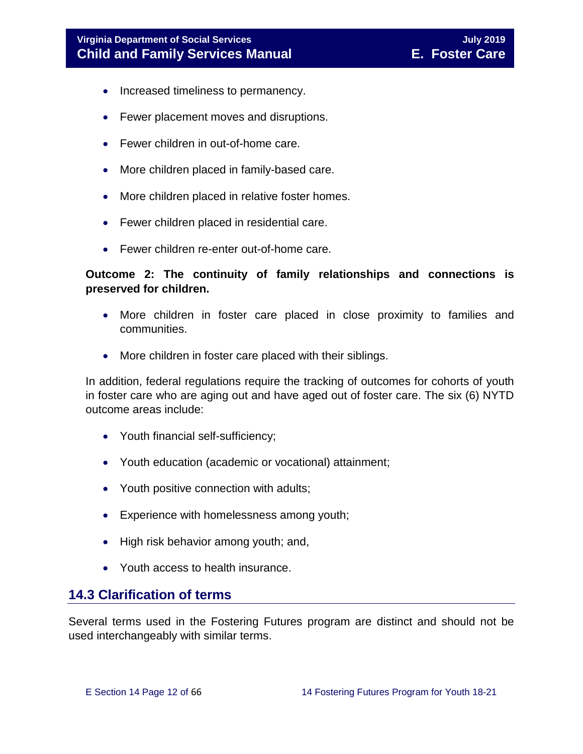- Increased timeliness to permanency.
- Fewer placement moves and disruptions.
- Fewer children in out-of-home care.
- More children placed in family-based care.
- More children placed in relative foster homes.
- Fewer children placed in residential care.
- Fewer children re-enter out-of-home care.

**Outcome 2: The continuity of family relationships and connections is preserved for children.**

- More children in foster care placed in close proximity to families and communities.
- More children in foster care placed with their siblings.

In addition, federal regulations require the tracking of outcomes for cohorts of youth in foster care who are aging out and have aged out of foster care. The six (6) NYTD outcome areas include:

- Youth financial self-sufficiency;
- Youth education (academic or vocational) attainment;
- Youth positive connection with adults;
- Experience with homelessness among youth;
- High risk behavior among youth; and,
- Youth access to health insurance.

## 14.3 Clarification of terms

Several terms used in the Fostering Futures program are distinct and should not be used interchangeably with similar terms.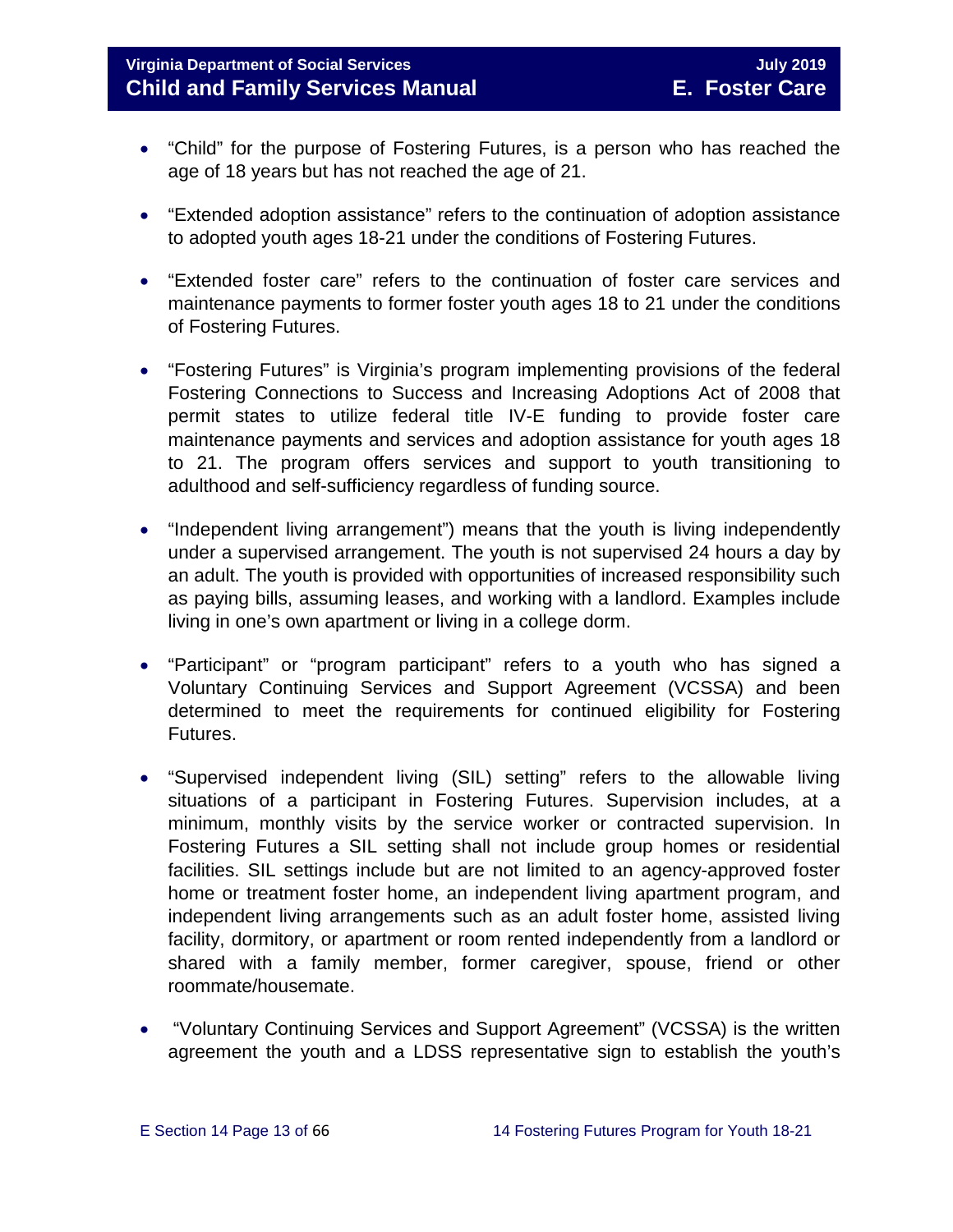- "Child" for the purpose of Fostering Futures, is a person who has reached the age of 18 years but has not reached the age of 21.

- "Extended adoption assistance" refers to the continuation of adoption assistance to adopted youth ages 18-21 under the conditions of Fostering Futures.

- "Extended foster care" refers to the continuation of foster care services and maintenance payments to former foster youth ages 18 to 21 under the conditions of Fostering Futures.

- "Fostering Futures" is Virginia's program implementing provisions of the federal Fostering Connections to Success and Increasing Adoptions Act of 2008 that permit states to utilize federal title IV-E funding to provide foster care maintenance payments and services and adoption assistance for youth ages 18 to 21. The program offers services and support to youth transitioning to adulthood and self-sufficiency regardless of funding source.

- "Independent living arrangement") means that the youth is living independently under a supervised arrangement. The youth is not supervised 24 hours a day by an adult. The youth is provided with opportunities of increased responsibility such as paying bills, assuming leases, and working with a landlord. Examples include living in one's own apartment or living in a college dorm.

- "Participant" or "program participant" refers to a youth who has signed a Voluntary Continuing Services and Support Agreement (VCSSA) and been determined to meet the requirements for continued eligibility for Fostering Futures.

- "Supervised independent living (SIL) setting" refers to the allowable living situations of a participant in Fostering Futures. Supervision includes, at a minimum, monthly visits by the service worker or contracted supervision. In Fostering Futures a SIL setting shall not include group homes or residential facilities. SIL settings include but are not limited to an agency-approved foster home or treatment foster home, an independent living apartment program, and independent living arrangements such as an adult foster home, assisted living facility, dormitory, or apartment or room rented independently from a landlord or shared with a family member, former caregiver, spouse, friend or other roommate/housemate.

- "Voluntary Continuing Services and Support Agreement" (VCSSA) is the written agreement the youth and a LDSS representative sign to establish the youth's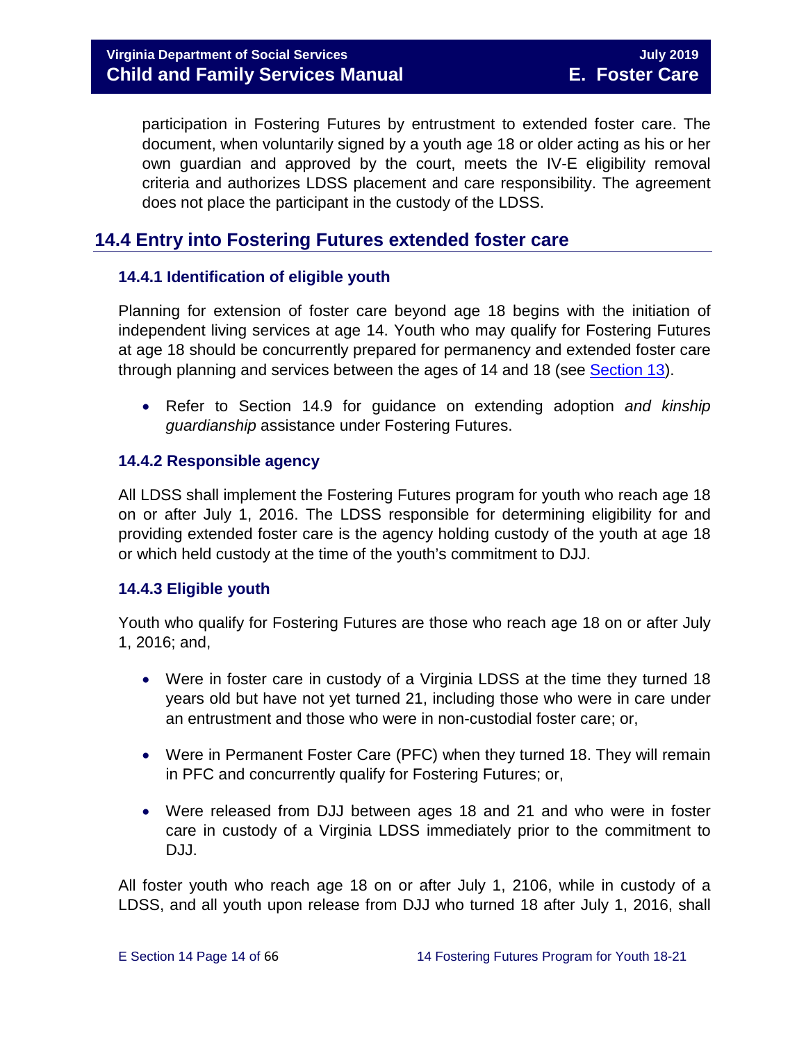participation in Fostering Futures by entrustment to extended foster care. The document, when voluntarily signed by a youth age 18 or older acting as his or her own guardian and approved by the court, meets the IV-E eligibility removal criteria and authorizes LDSS placement and care responsibility. The agreement does not place the participant in the custody of the LDSS.

## 14.4 Entry into Fostering Futures extended foster care

### 14.4.1 Identification of eligible youth

Planning for extension of foster care beyond age 18 begins with the initiation of independent living services at age 14. Youth who may qualify for Fostering Futures at age 18 should be concurrently prepared for permanency and extended foster care through planning and services between the ages of 14 and 18 (see Section 13).

- Refer to Section 14.9 for guidance on extending adoption *and kinship guardianship* assistance under Fostering Futures.

### 14.4.2 Responsible agency

All LDSS shall implement the Fostering Futures program for youth who reach age 18 on or after July 1, 2016. The LDSS responsible for determining eligibility for and providing extended foster care is the agency holding custody of the youth at age 18 or which held custody at the time of the youth's commitment to DJJ.

### 14.4.3 Eligible youth

Youth who qualify for Fostering Futures are those who reach age 18 on or after July 1, 2016; and,

- Were in foster care in custody of a Virginia LDSS at the time they turned 18 years old but have not yet turned 21, including those who were in care under an entrustment and those who were in non-custodial foster care; or,
- Were in Permanent Foster Care (PFC) when they turned 18. They will remain in PFC and concurrently qualify for Fostering Futures; or,
- Were released from DJJ between ages 18 and 21 and who were in foster care in custody of a Virginia LDSS immediately prior to the commitment to DJJ.

All foster youth who reach age 18 on or after July 1, 2106, while in custody of a LDSS, and all youth upon release from DJJ who turned 18 after July 1, 2016, shall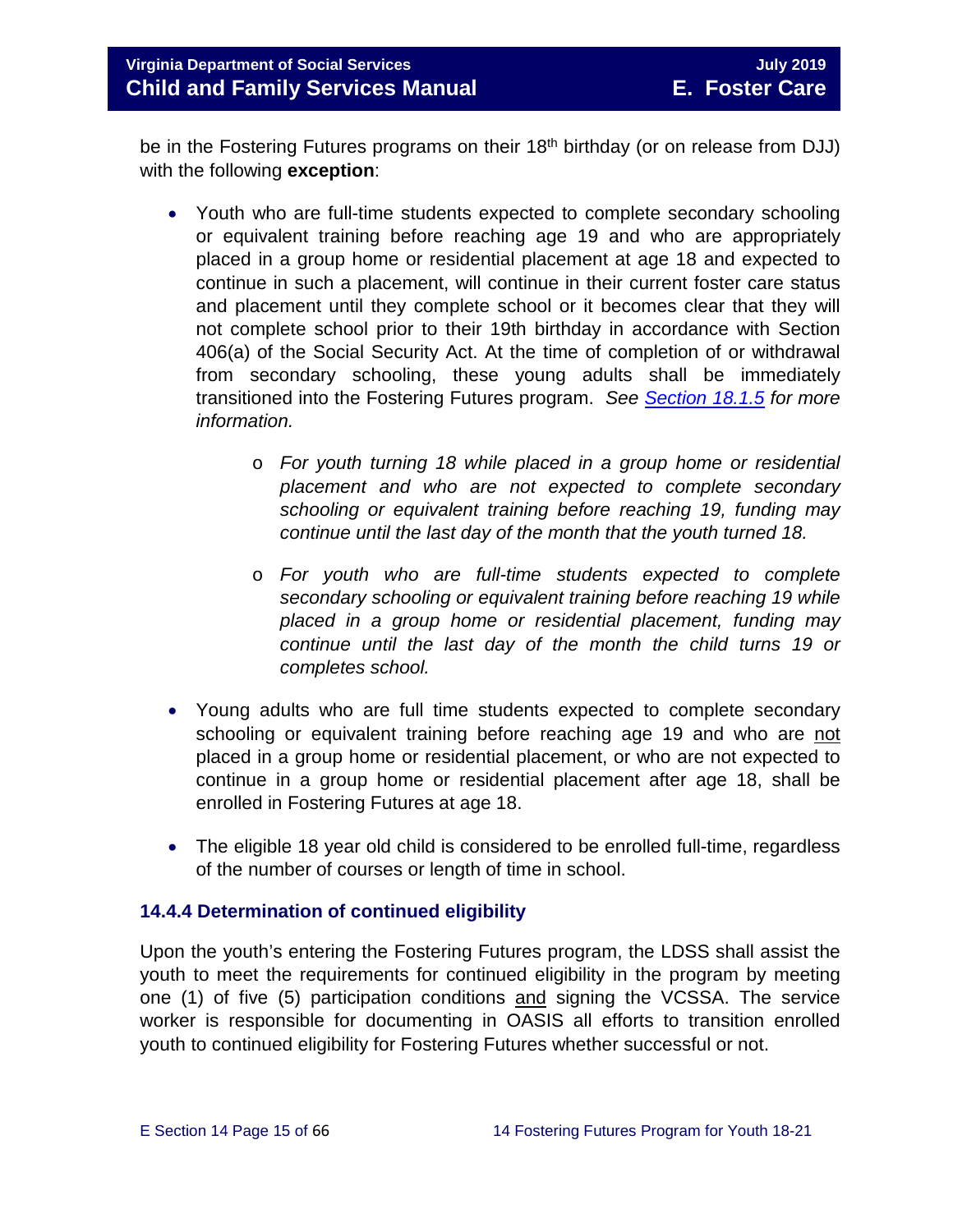be in the Fostering Futures programs on their 18th birthday (or on release from DJJ) with the following **exception**:

- Youth who are full-time students expected to complete secondary schooling or equivalent training before reaching age 19 and who are appropriately placed in a group home or residential placement at age 18 and expected to continue in such a placement, will continue in their current foster care status and placement until they complete school or it becomes clear that they will not complete school prior to their 19th birthday in accordance with Section 406(a) of the Social Security Act. At the time of completion of or withdrawal from secondary schooling, these young adults shall be immediately transitioned into the Fostering Futures program. *See [Section 18.1.5](#) for more information.*
    - *For youth turning 18 while placed in a group home or residential placement and who are not expected to complete secondary schooling or equivalent training before reaching 19, funding may continue until the last day of the month that the youth turned 18.*
    - *For youth who are full-time students expected to complete secondary schooling or equivalent training before reaching 19 while placed in a group home or residential placement, funding may continue until the last day of the month the child turns 19 or completes school.*
- Young adults who are full time students expected to complete secondary schooling or equivalent training before reaching age 19 and who are not placed in a group home or residential placement, or who are not expected to continue in a group home or residential placement after age 18, shall be enrolled in Fostering Futures at age 18.
- The eligible 18 year old child is considered to be enrolled full-time, regardless of the number of courses or length of time in school.

### 14.4.4 Determination of continued eligibility

Upon the youth's entering the Fostering Futures program, the LDSS shall assist the youth to meet the requirements for continued eligibility in the program by meeting one (1) of five (5) participation conditions and signing the VCSSA. The service worker is responsible for documenting in OASIS all efforts to transition enrolled youth to continued eligibility for Fostering Futures whether successful or not.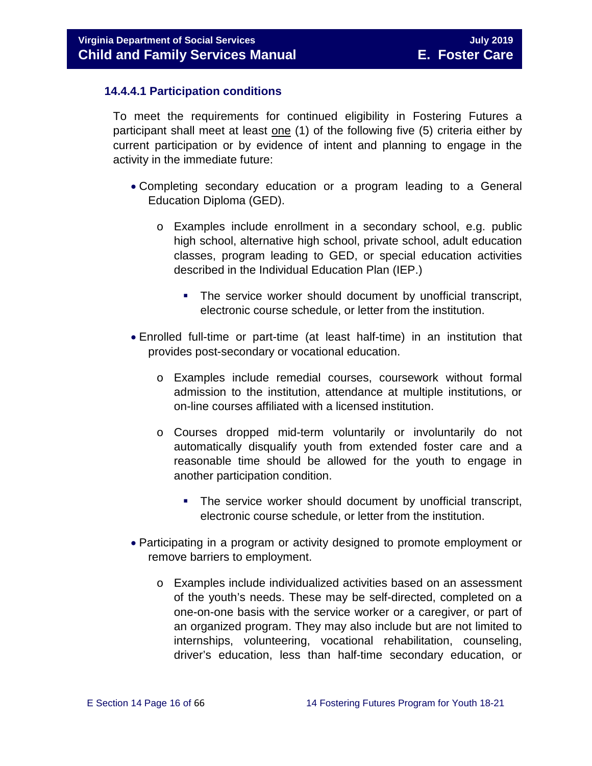### 14.4.4.1 Participation conditions

To meet the requirements for continued eligibility in Fostering Futures a participant shall meet at least <u>one</u> (1) of the following five (5) criteria either by current participation or by evidence of intent and planning to engage in the activity in the immediate future:

- Completing secondary education or a program leading to a General Education Diploma (GED).
    - Examples include enrollment in a secondary school, e.g. public high school, alternative high school, private school, adult education classes, program leading to GED, or special education activities described in the Individual Education Plan (IEP.)
        - The service worker should document by unofficial transcript, electronic course schedule, or letter from the institution.
- Enrolled full-time or part-time (at least half-time) in an institution that provides post-secondary or vocational education.
    - Examples include remedial courses, coursework without formal admission to the institution, attendance at multiple institutions, or on-line courses affiliated with a licensed institution.
    - Courses dropped mid-term voluntarily or involuntarily do not automatically disqualify youth from extended foster care and a reasonable time should be allowed for the youth to engage in another participation condition.
        - The service worker should document by unofficial transcript, electronic course schedule, or letter from the institution.
- Participating in a program or activity designed to promote employment or remove barriers to employment.
    - Examples include individualized activities based on an assessment of the youth's needs. These may be self-directed, completed on a one-on-one basis with the service worker or a caregiver, or part of an organized program. They may also include but are not limited to internships, volunteering, vocational rehabilitation, counseling, driver's education, less than half-time secondary education, or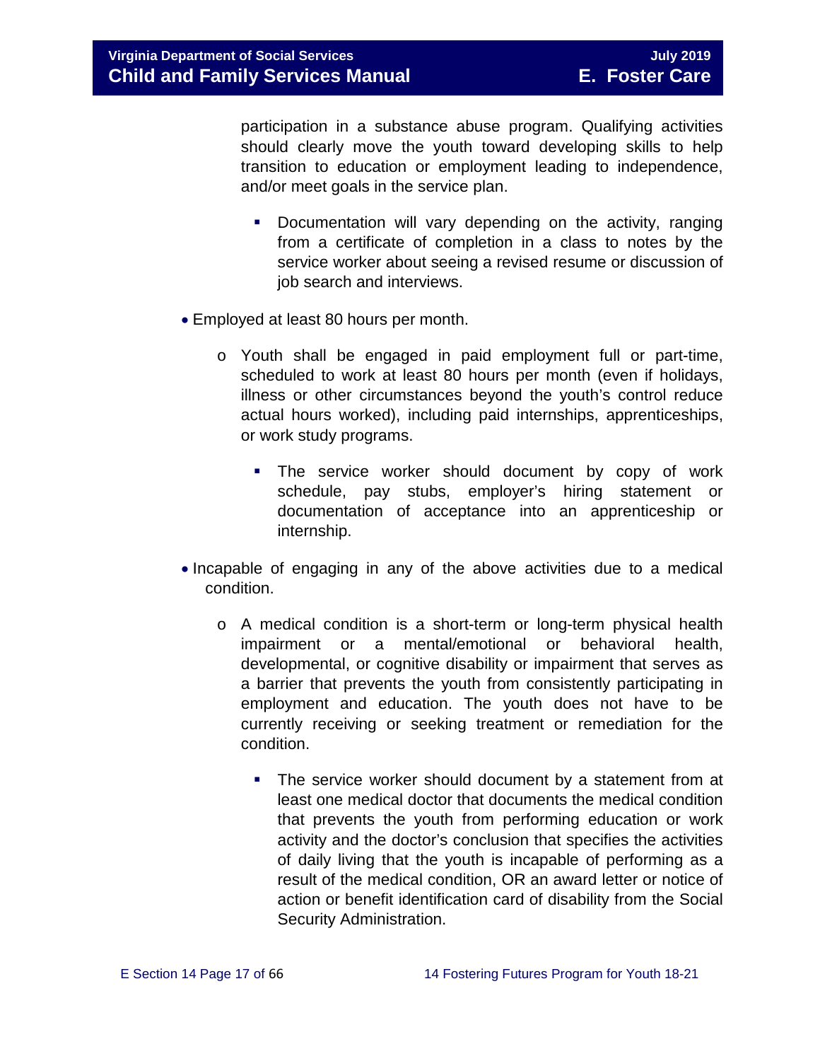participation in a substance abuse program. Qualifying activities should clearly move the youth toward developing skills to help transition to education or employment leading to independence, and/or meet goals in the service plan.

    - Documentation will vary depending on the activity, ranging from a certificate of completion in a class to notes by the service worker about seeing a revised resume or discussion of job search and interviews.

- Employed at least 80 hours per month.
    - Youth shall be engaged in paid employment full or part-time, scheduled to work at least 80 hours per month (even if holidays, illness or other circumstances beyond the youth's control reduce actual hours worked), including paid internships, apprenticeships, or work study programs.
        - The service worker should document by copy of work schedule, pay stubs, employer's hiring statement or documentation of acceptance into an apprenticeship or internship.

- Incapable of engaging in any of the above activities due to a medical condition.
    - A medical condition is a short-term or long-term physical health impairment or a mental/emotional or behavioral health, developmental, or cognitive disability or impairment that serves as a barrier that prevents the youth from consistently participating in employment and education. The youth does not have to be currently receiving or seeking treatment or remediation for the condition.
        - The service worker should document by a statement from at least one medical doctor that documents the medical condition that prevents the youth from performing education or work activity and the doctor's conclusion that specifies the activities of daily living that the youth is incapable of performing as a result of the medical condition, OR an award letter or notice of action or benefit identification card of disability from the Social Security Administration.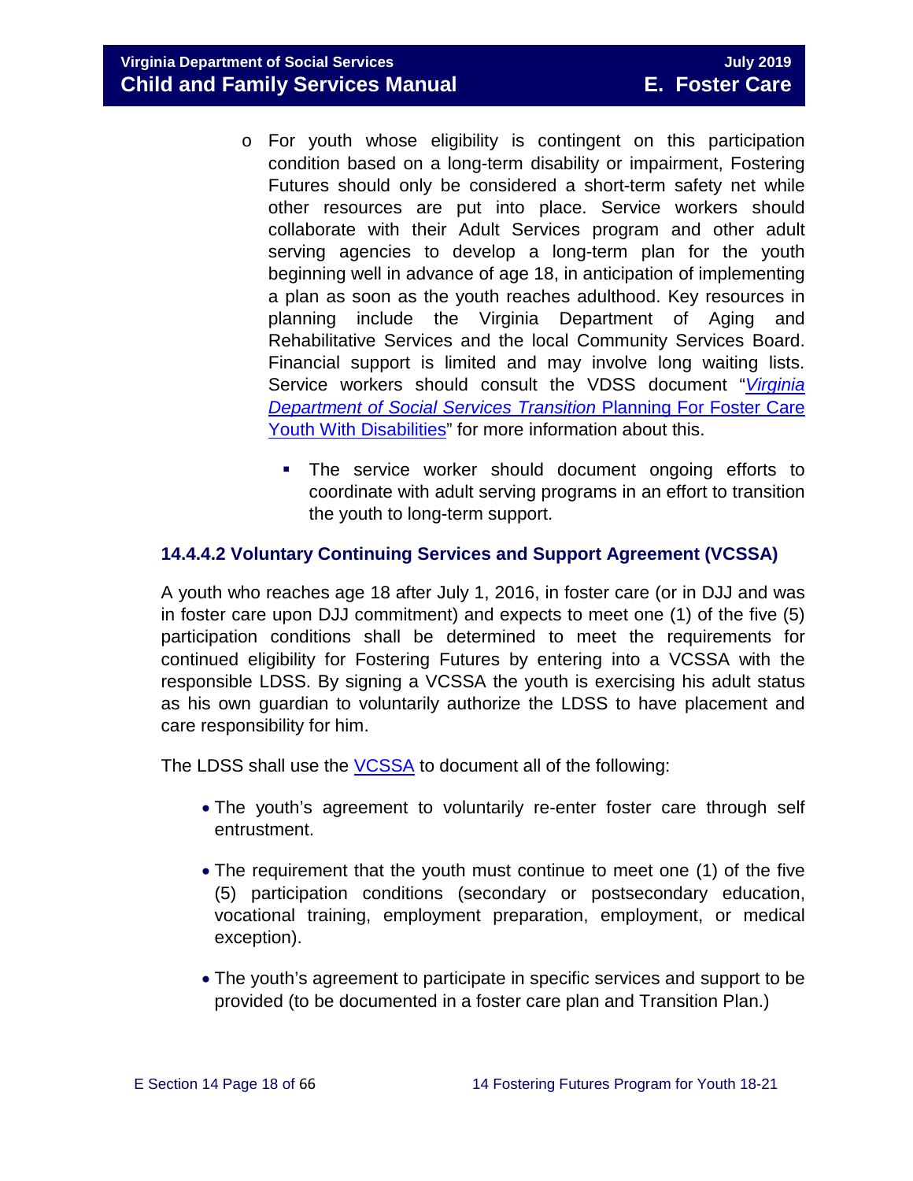- For youth whose eligibility is contingent on this participation condition based on a long-term disability or impairment, Fostering Futures should only be considered a short-term safety net while other resources are put into place. Service workers should collaborate with their Adult Services program and other adult serving agencies to develop a long-term plan for the youth beginning well in advance of age 18, in anticipation of implementing a plan as soon as the youth reaches adulthood. Key resources in planning include the Virginia Department of Aging and Rehabilitative Services and the local Community Services Board. Financial support is limited and may involve long waiting lists. Service workers should consult the VDSS document "*Virginia Department of Social Services Transition* Planning For Foster Care Youth With Disabilities" for more information about this.
  - The service worker should document ongoing efforts to coordinate with adult serving programs in an effort to transition the youth to long-term support.

### 14.4.4.2 Voluntary Continuing Services and Support Agreement (VCSSA)

A youth who reaches age 18 after July 1, 2016, in foster care (or in DJJ and was in foster care upon DJJ commitment) and expects to meet one (1) of the five (5) participation conditions shall be determined to meet the requirements for continued eligibility for Fostering Futures by entering into a VCSSA with the responsible LDSS. By signing a VCSSA the youth is exercising his adult status as his own guardian to voluntarily authorize the LDSS to have placement and care responsibility for him.

The LDSS shall use the VCSSA to document all of the following:

- The youth's agreement to voluntarily re-enter foster care through self entrustment.
- The requirement that the youth must continue to meet one (1) of the five (5) participation conditions (secondary or postsecondary education, vocational training, employment preparation, employment, or medical exception).
- The youth's agreement to participate in specific services and support to be provided (to be documented in a foster care plan and Transition Plan.)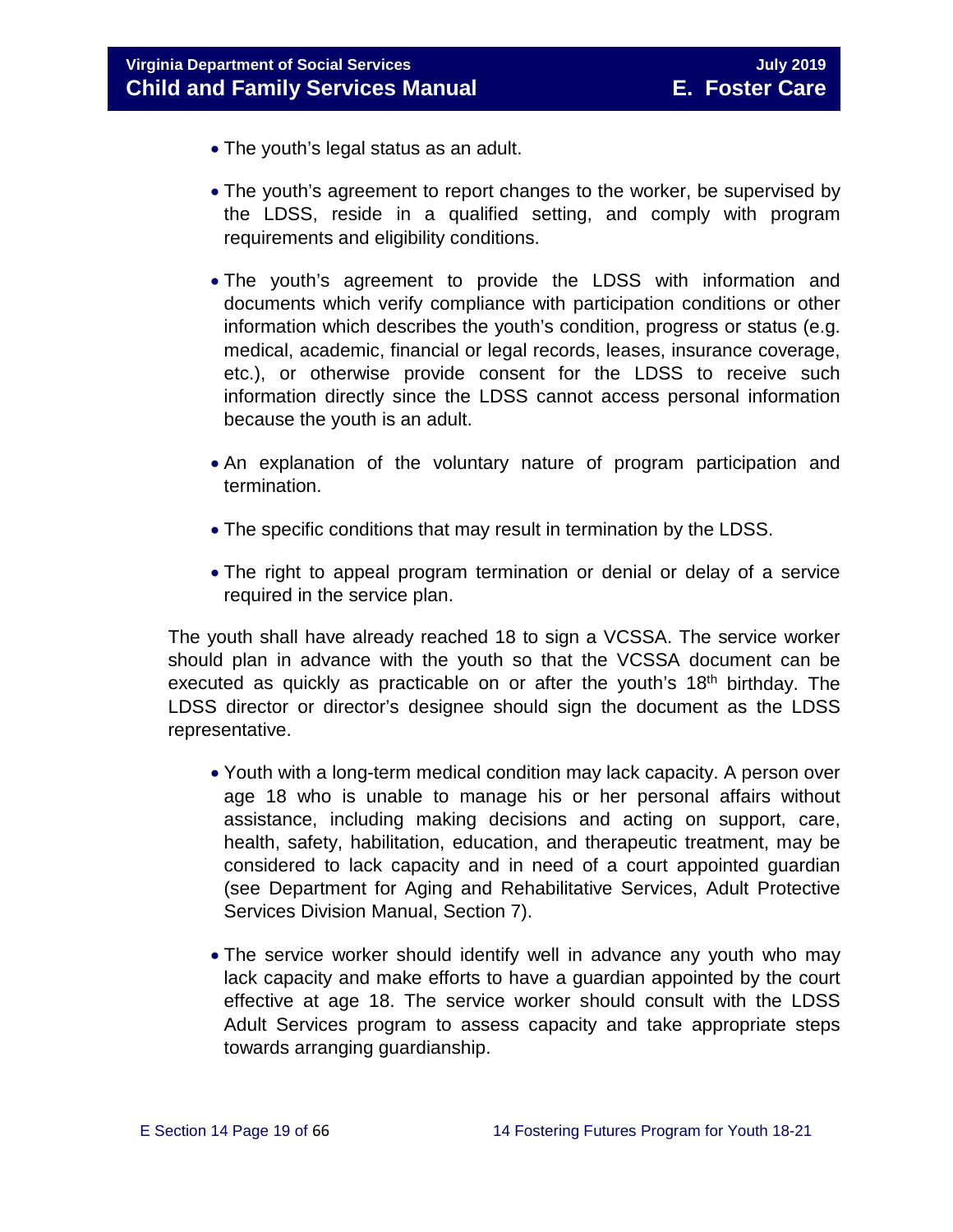- The youth's legal status as an adult.
- The youth's agreement to report changes to the worker, be supervised by the LDSS, reside in a qualified setting, and comply with program requirements and eligibility conditions.
- The youth's agreement to provide the LDSS with information and documents which verify compliance with participation conditions or other information which describes the youth's condition, progress or status (e.g. medical, academic, financial or legal records, leases, insurance coverage, etc.), or otherwise provide consent for the LDSS to receive such information directly since the LDSS cannot access personal information because the youth is an adult.
- An explanation of the voluntary nature of program participation and termination.
- The specific conditions that may result in termination by the LDSS.
- The right to appeal program termination or denial or delay of a service required in the service plan.

The youth shall have already reached 18 to sign a VCSSA. The service worker should plan in advance with the youth so that the VCSSA document can be executed as quickly as practicable on or after the youth's 18th birthday. The LDSS director or director's designee should sign the document as the LDSS representative.

- Youth with a long-term medical condition may lack capacity. A person over age 18 who is unable to manage his or her personal affairs without assistance, including making decisions and acting on support, care, health, safety, habilitation, education, and therapeutic treatment, may be considered to lack capacity and in need of a court appointed guardian (see Department for Aging and Rehabilitative Services, Adult Protective Services Division Manual, Section 7).
- The service worker should identify well in advance any youth who may lack capacity and make efforts to have a guardian appointed by the court effective at age 18. The service worker should consult with the LDSS Adult Services program to assess capacity and take appropriate steps towards arranging guardianship.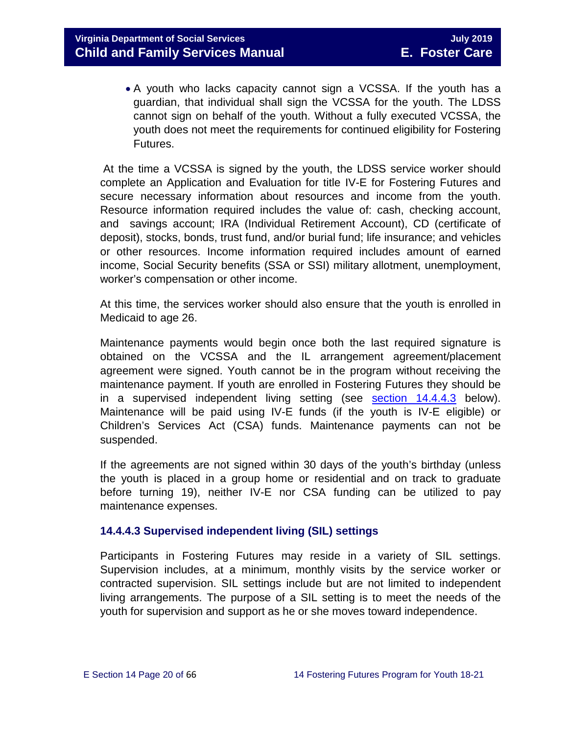- A youth who lacks capacity cannot sign a VCSSA. If the youth has a guardian, that individual shall sign the VCSSA for the youth. The LDSS cannot sign on behalf of the youth. Without a fully executed VCSSA, the youth does not meet the requirements for continued eligibility for Fostering Futures.

At the time a VCSSA is signed by the youth, the LDSS service worker should complete an Application and Evaluation for title IV-E for Fostering Futures and secure necessary information about resources and income from the youth. Resource information required includes the value of: cash, checking account, and savings account; IRA (Individual Retirement Account), CD (certificate of deposit), stocks, bonds, trust fund, and/or burial fund; life insurance; and vehicles or other resources. Income information required includes amount of earned income, Social Security benefits (SSA or SSI) military allotment, unemployment, worker's compensation or other income.

At this time, the services worker should also ensure that the youth is enrolled in Medicaid to age 26.

Maintenance payments would begin once both the last required signature is obtained on the VCSSA and the IL arrangement agreement/placement agreement were signed. Youth cannot be in the program without receiving the maintenance payment. If youth are enrolled in Fostering Futures they should be in a supervised independent living setting (see section 14.4.4.3 below). Maintenance will be paid using IV-E funds (if the youth is IV-E eligible) or Children's Services Act (CSA) funds. Maintenance payments can not be suspended.

If the agreements are not signed within 30 days of the youth's birthday (unless the youth is placed in a group home or residential and on track to graduate before turning 19), neither IV-E nor CSA funding can be utilized to pay maintenance expenses.

#### 14.4.4.3 Supervised independent living (SIL) settings

Participants in Fostering Futures may reside in a variety of SIL settings. Supervision includes, at a minimum, monthly visits by the service worker or contracted supervision. SIL settings include but are not limited to independent living arrangements. The purpose of a SIL setting is to meet the needs of the youth for supervision and support as he or she moves toward independence.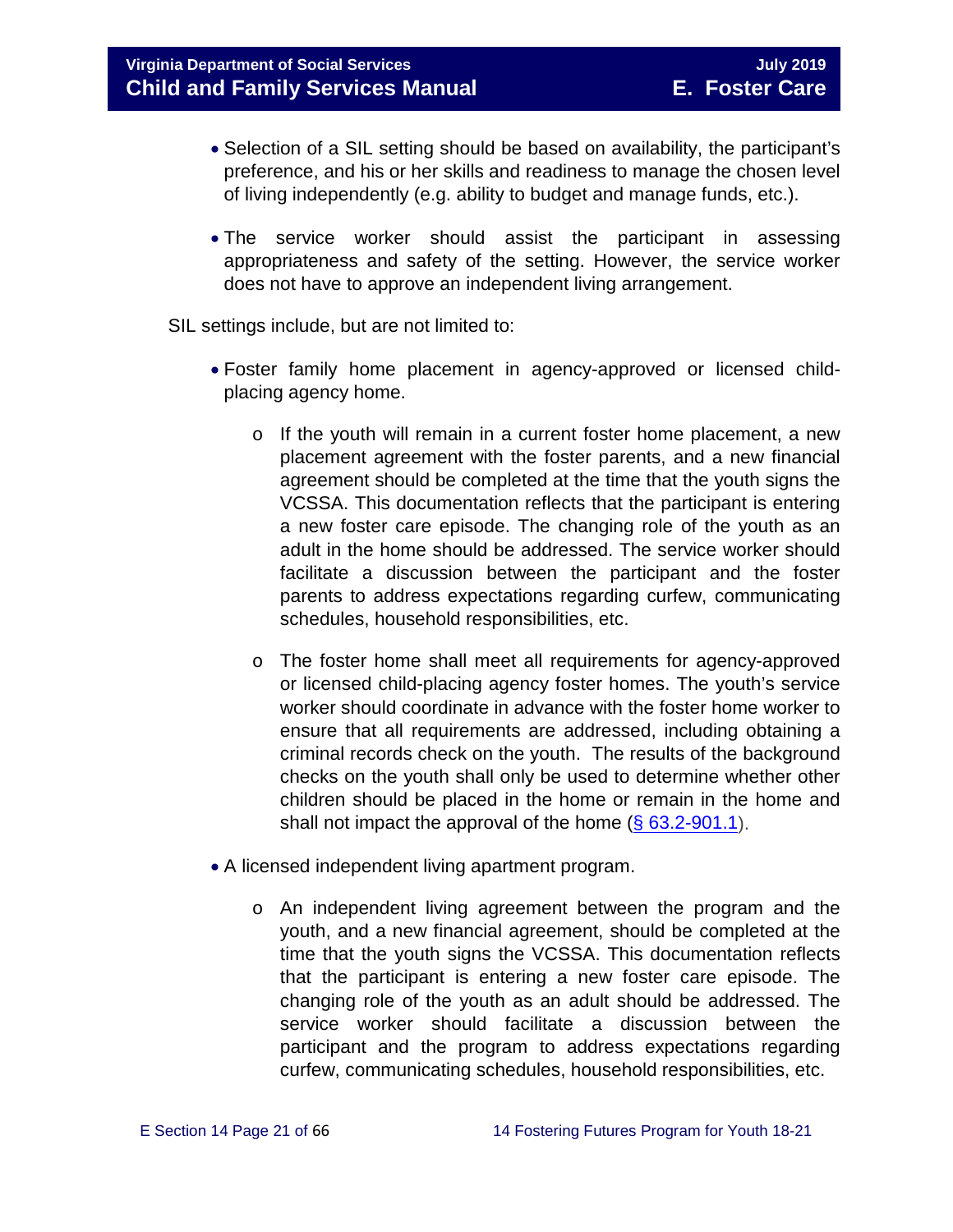- Selection of a SIL setting should be based on availability, the participant's preference, and his or her skills and readiness to manage the chosen level of living independently (e.g. ability to budget and manage funds, etc.).

- The service worker should assist the participant in assessing appropriateness and safety of the setting. However, the service worker does not have to approve an independent living arrangement.

SIL settings include, but are not limited to:

- Foster family home placement in agency-approved or licensed child-placing agency home.

  - If the youth will remain in a current foster home placement, a new placement agreement with the foster parents, and a new financial agreement should be completed at the time that the youth signs the VCSSA. This documentation reflects that the participant is entering a new foster care episode. The changing role of the youth as an adult in the home should be addressed. The service worker should facilitate a discussion between the participant and the foster parents to address expectations regarding curfew, communicating schedules, household responsibilities, etc.

  - The foster home shall meet all requirements for agency-approved or licensed child-placing agency foster homes. The youth's service worker should coordinate in advance with the foster home worker to ensure that all requirements are addressed, including obtaining a criminal records check on the youth. The results of the background checks on the youth shall only be used to determine whether other children should be placed in the home or remain in the home and shall not impact the approval of the home (§ 63.2-901.1).

- A licensed independent living apartment program.

  - An independent living agreement between the program and the youth, and a new financial agreement, should be completed at the time that the youth signs the VCSSA. This documentation reflects that the participant is entering a new foster care episode. The changing role of the youth as an adult should be addressed. The service worker should facilitate a discussion between the participant and the program to address expectations regarding curfew, communicating schedules, household responsibilities, etc.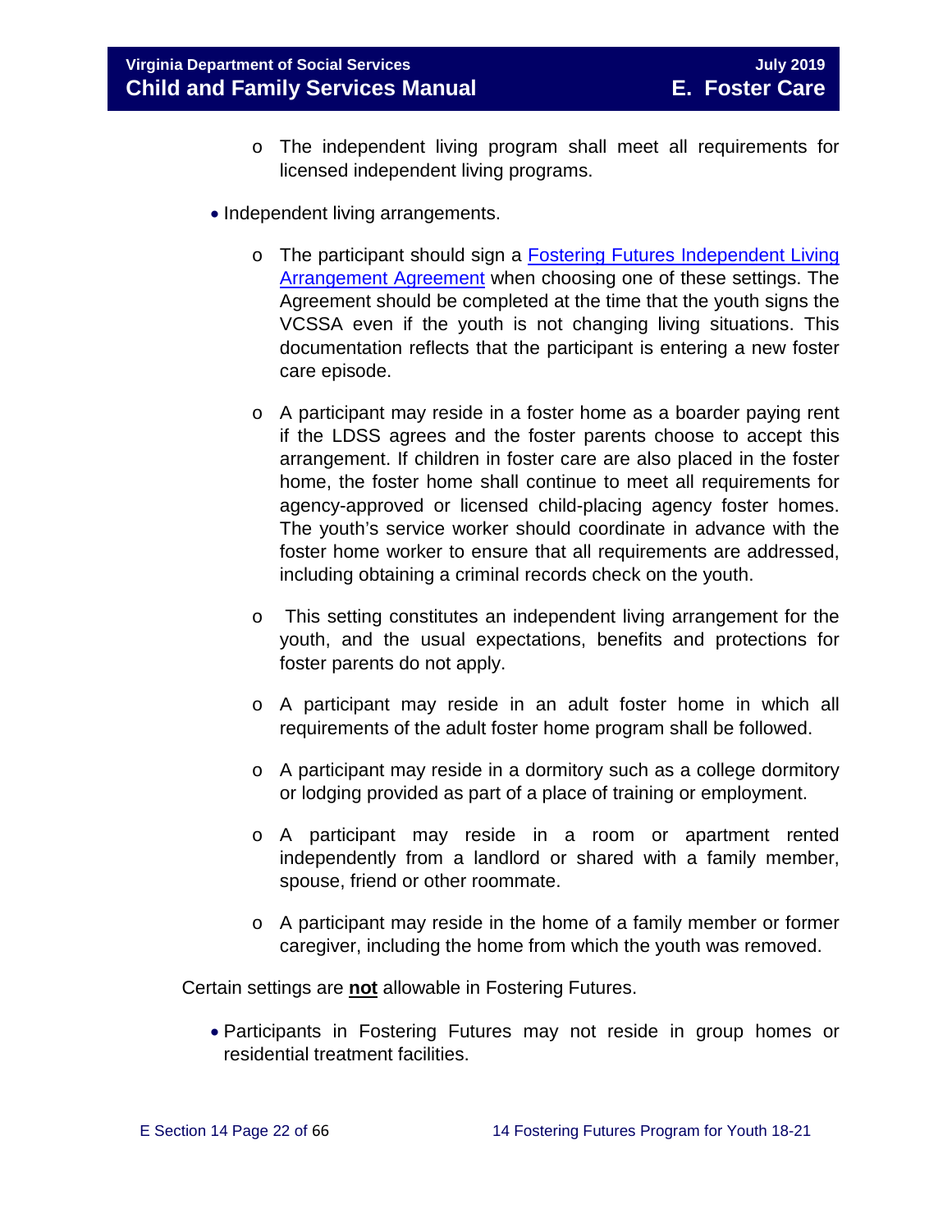- The independent living program shall meet all requirements for licensed independent living programs.

- Independent living arrangements.

  - The participant should sign a [Fostering Futures Independent Living Arrangement Agreement]() when choosing one of these settings. The Agreement should be completed at the time that the youth signs the VCSSA even if the youth is not changing living situations. This documentation reflects that the participant is entering a new foster care episode.

  - A participant may reside in a foster home as a boarder paying rent if the LDSS agrees and the foster parents choose to accept this arrangement. If children in foster care are also placed in the foster home, the foster home shall continue to meet all requirements for agency-approved or licensed child-placing agency foster homes. The youth's service worker should coordinate in advance with the foster home worker to ensure that all requirements are addressed, including obtaining a criminal records check on the youth.

  - This setting constitutes an independent living arrangement for the youth, and the usual expectations, benefits and protections for foster parents do not apply.

  - A participant may reside in an adult foster home in which all requirements of the adult foster home program shall be followed.

  - A participant may reside in a dormitory such as a college dormitory or lodging provided as part of a place of training or employment.

  - A participant may reside in a room or apartment rented independently from a landlord or shared with a family member, spouse, friend or other roommate.

  - A participant may reside in the home of a family member or former caregiver, including the home from which the youth was removed.

Certain settings are **not** allowable in Fostering Futures.

- Participants in Fostering Futures may not reside in group homes or residential treatment facilities.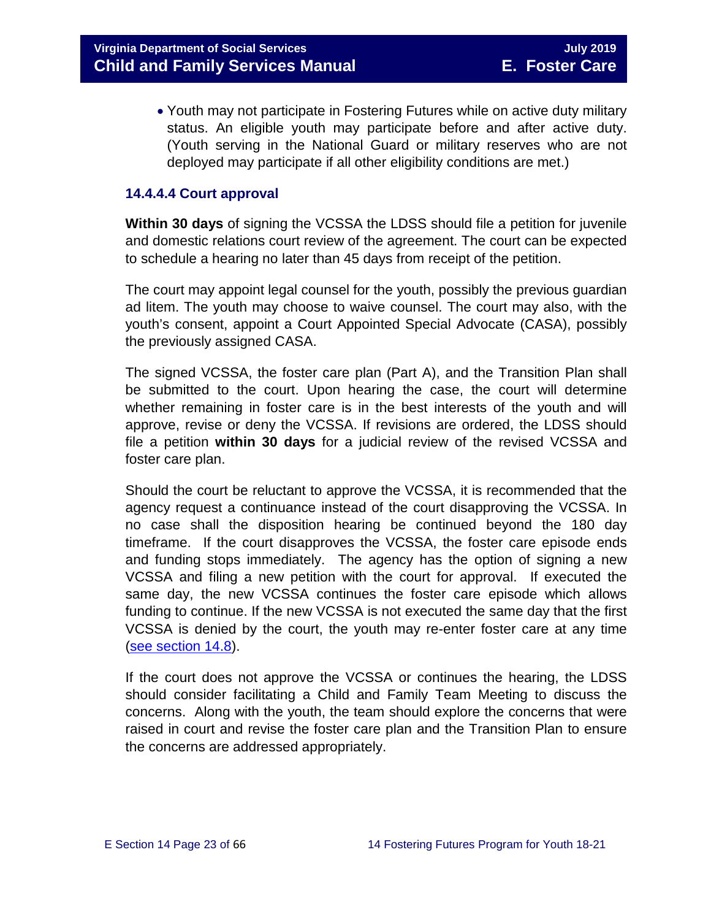- Youth may not participate in Fostering Futures while on active duty military status. An eligible youth may participate before and after active duty. (Youth serving in the National Guard or military reserves who are not deployed may participate if all other eligibility conditions are met.)

#### 14.4.4.4 Court approval

**Within 30 days** of signing the VCSSA the LDSS should file a petition for juvenile and domestic relations court review of the agreement. The court can be expected to schedule a hearing no later than 45 days from receipt of the petition.

The court may appoint legal counsel for the youth, possibly the previous guardian ad litem. The youth may choose to waive counsel. The court may also, with the youth's consent, appoint a Court Appointed Special Advocate (CASA), possibly the previously assigned CASA.

The signed VCSSA, the foster care plan (Part A), and the Transition Plan shall be submitted to the court. Upon hearing the case, the court will determine whether remaining in foster care is in the best interests of the youth and will approve, revise or deny the VCSSA. If revisions are ordered, the LDSS should file a petition **within 30 days** for a judicial review of the revised VCSSA and foster care plan.

Should the court be reluctant to approve the VCSSA, it is recommended that the agency request a continuance instead of the court disapproving the VCSSA. In no case shall the disposition hearing be continued beyond the 180 day timeframe. If the court disapproves the VCSSA, the foster care episode ends and funding stops immediately. The agency has the option of signing a new VCSSA and filing a new petition with the court for approval. If executed the same day, the new VCSSA continues the foster care episode which allows funding to continue. If the new VCSSA is not executed the same day that the first VCSSA is denied by the court, the youth may re-enter foster care at any time (see section 14.8).

If the court does not approve the VCSSA or continues the hearing, the LDSS should consider facilitating a Child and Family Team Meeting to discuss the concerns. Along with the youth, the team should explore the concerns that were raised in court and revise the foster care plan and the Transition Plan to ensure the concerns are addressed appropriately.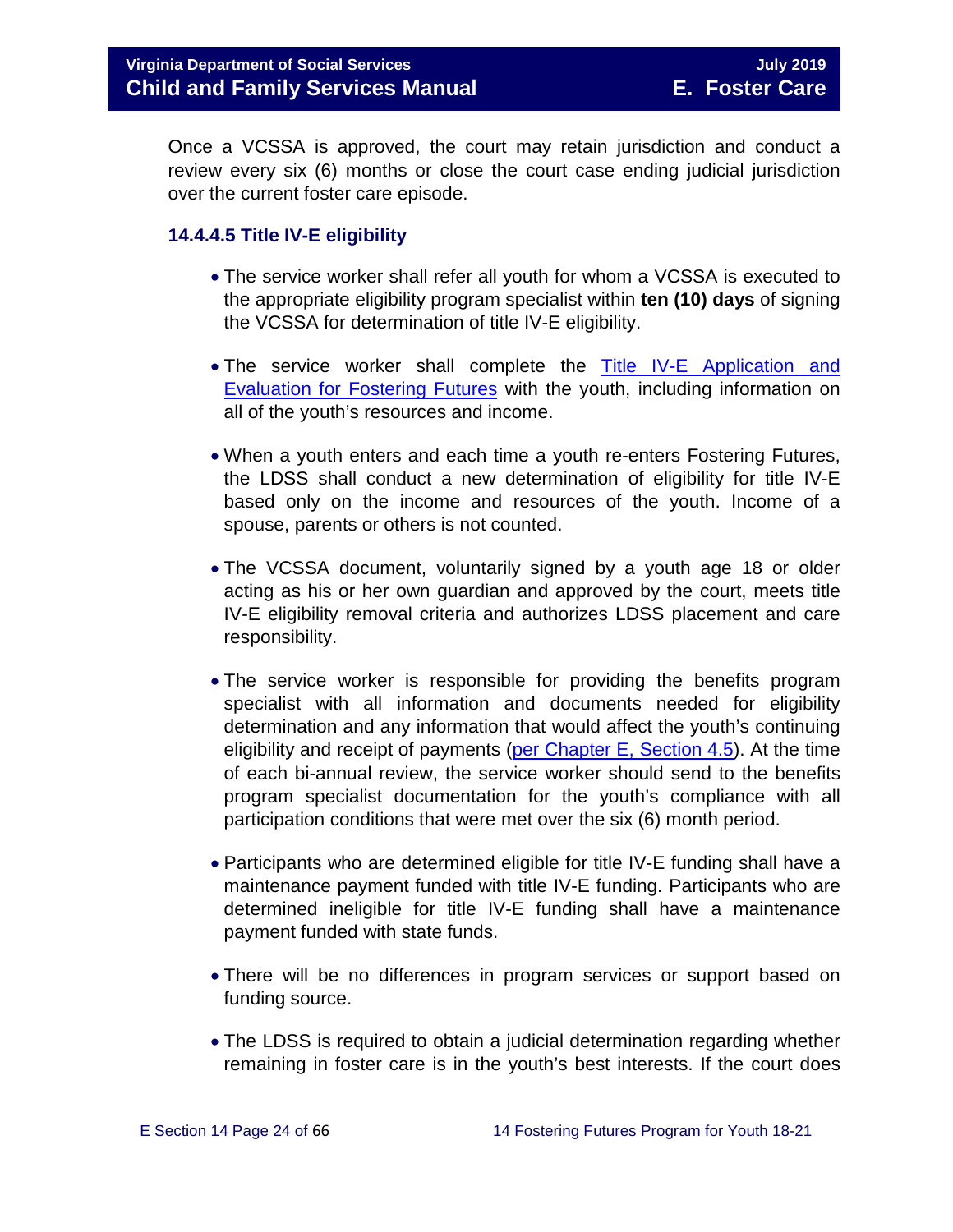Once a VCSSA is approved, the court may retain jurisdiction and conduct a review every six (6) months or close the court case ending judicial jurisdiction over the current foster care episode.

#### 14.4.4.5 Title IV-E eligibility

- The service worker shall refer all youth for whom a VCSSA is executed to the appropriate eligibility program specialist within **ten (10) days** of signing the VCSSA for determination of title IV-E eligibility.

- The service worker shall complete the Title IV-E Application and Evaluation for Fostering Futures with the youth, including information on all of the youth's resources and income.

- When a youth enters and each time a youth re-enters Fostering Futures, the LDSS shall conduct a new determination of eligibility for title IV-E based only on the income and resources of the youth. Income of a spouse, parents or others is not counted.

- The VCSSA document, voluntarily signed by a youth age 18 or older acting as his or her own guardian and approved by the court, meets title IV-E eligibility removal criteria and authorizes LDSS placement and care responsibility.

- The service worker is responsible for providing the benefits program specialist with all information and documents needed for eligibility determination and any information that would affect the youth's continuing eligibility and receipt of payments (per Chapter E, Section 4.5). At the time of each bi-annual review, the service worker should send to the benefits program specialist documentation for the youth's compliance with all participation conditions that were met over the six (6) month period.

- Participants who are determined eligible for title IV-E funding shall have a maintenance payment funded with title IV-E funding. Participants who are determined ineligible for title IV-E funding shall have a maintenance payment funded with state funds.

- There will be no differences in program services or support based on funding source.

- The LDSS is required to obtain a judicial determination regarding whether remaining in foster care is in the youth's best interests. If the court does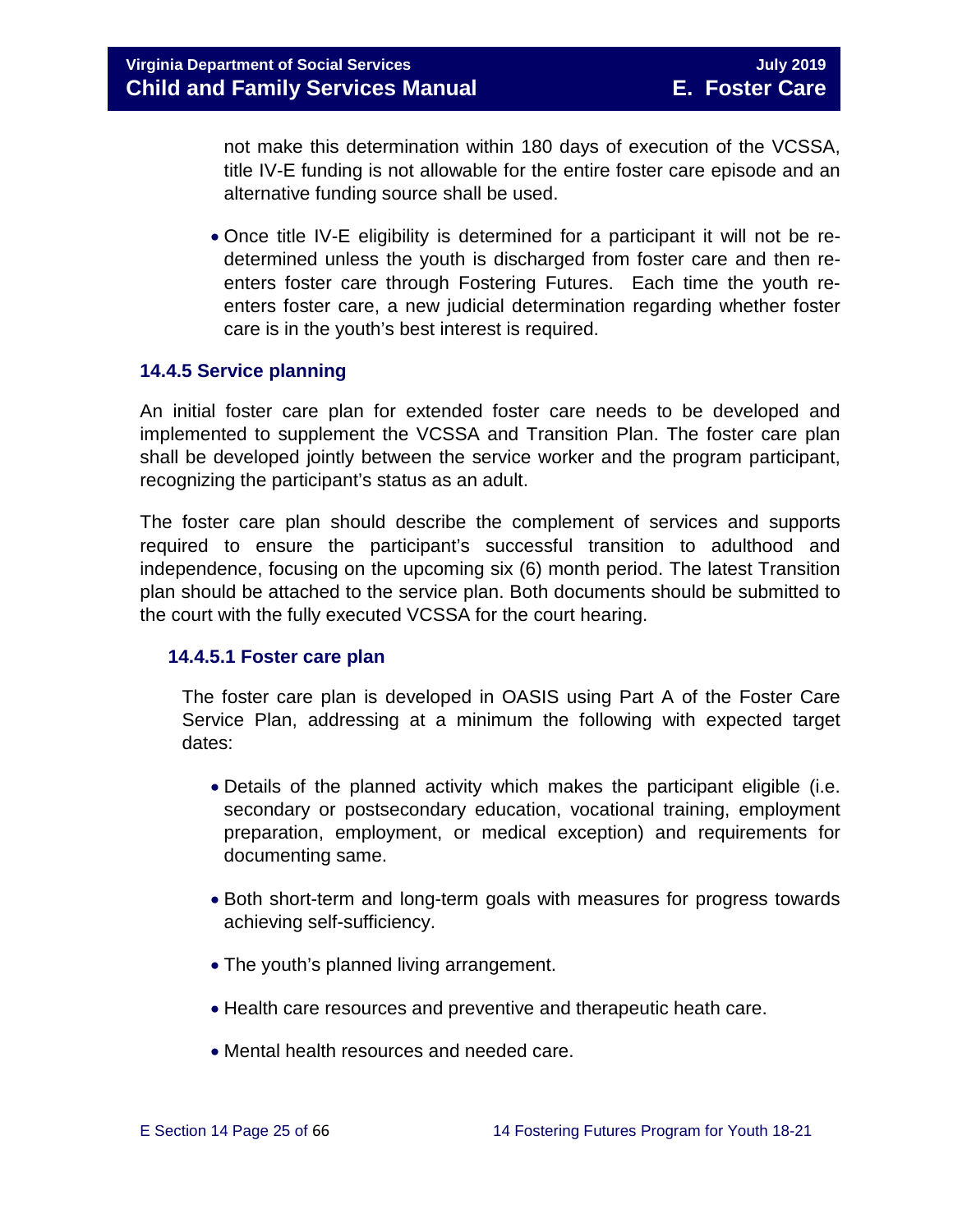not make this determination within 180 days of execution of the VCSSA, title IV-E funding is not allowable for the entire foster care episode and an alternative funding source shall be used.

- Once title IV-E eligibility is determined for a participant it will not be re-determined unless the youth is discharged from foster care and then re-enters foster care through Fostering Futures. Each time the youth re-enters foster care, a new judicial determination regarding whether foster care is in the youth's best interest is required.

### 14.4.5 Service planning

An initial foster care plan for extended foster care needs to be developed and implemented to supplement the VCSSA and Transition Plan. The foster care plan shall be developed jointly between the service worker and the program participant, recognizing the participant's status as an adult.

The foster care plan should describe the complement of services and supports required to ensure the participant's successful transition to adulthood and independence, focusing on the upcoming six (6) month period. The latest Transition plan should be attached to the service plan. Both documents should be submitted to the court with the fully executed VCSSA for the court hearing.

#### 14.4.5.1 Foster care plan

The foster care plan is developed in OASIS using Part A of the Foster Care Service Plan, addressing at a minimum the following with expected target dates:

- Details of the planned activity which makes the participant eligible (i.e. secondary or postsecondary education, vocational training, employment preparation, employment, or medical exception) and requirements for documenting same.
- Both short-term and long-term goals with measures for progress towards achieving self-sufficiency.
- The youth's planned living arrangement.
- Health care resources and preventive and therapeutic heath care.
- Mental health resources and needed care.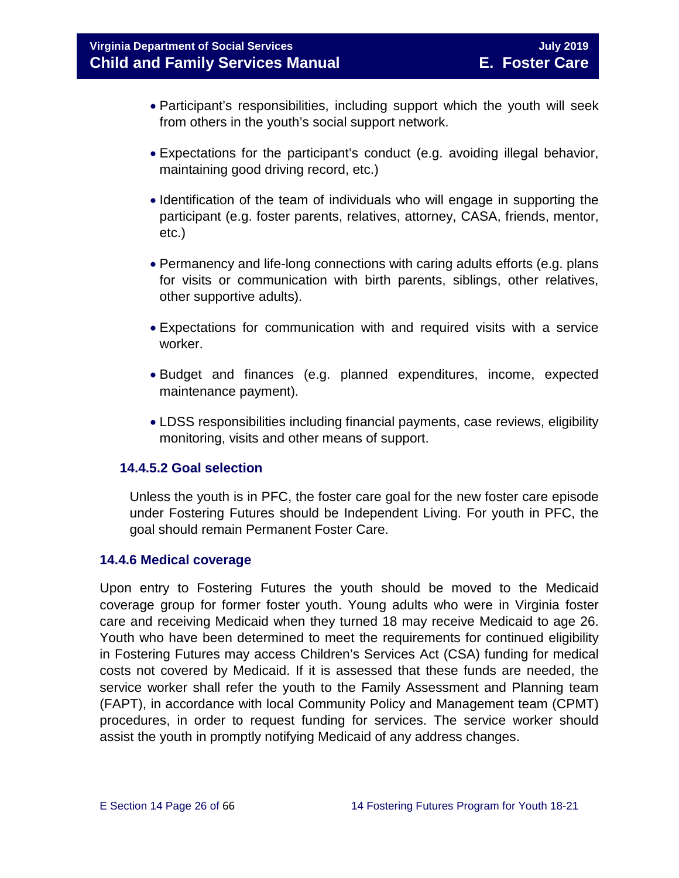- Participant's responsibilities, including support which the youth will seek from others in the youth's social support network.

- Expectations for the participant's conduct (e.g. avoiding illegal behavior, maintaining good driving record, etc.)

- Identification of the team of individuals who will engage in supporting the participant (e.g. foster parents, relatives, attorney, CASA, friends, mentor, etc.)

- Permanency and life-long connections with caring adults efforts (e.g. plans for visits or communication with birth parents, siblings, other relatives, other supportive adults).

- Expectations for communication with and required visits with a service worker.

- Budget and finances (e.g. planned expenditures, income, expected maintenance payment).

- LDSS responsibilities including financial payments, case reviews, eligibility monitoring, visits and other means of support.

#### 14.4.5.2 Goal selection

Unless the youth is in PFC, the foster care goal for the new foster care episode under Fostering Futures should be Independent Living. For youth in PFC, the goal should remain Permanent Foster Care.

### 14.4.6 Medical coverage

Upon entry to Fostering Futures the youth should be moved to the Medicaid coverage group for former foster youth. Young adults who were in Virginia foster care and receiving Medicaid when they turned 18 may receive Medicaid to age 26. Youth who have been determined to meet the requirements for continued eligibility in Fostering Futures may access Children's Services Act (CSA) funding for medical costs not covered by Medicaid. If it is assessed that these funds are needed, the service worker shall refer the youth to the Family Assessment and Planning team (FAPT), in accordance with local Community Policy and Management team (CPMT) procedures, in order to request funding for services. The service worker should assist the youth in promptly notifying Medicaid of any address changes.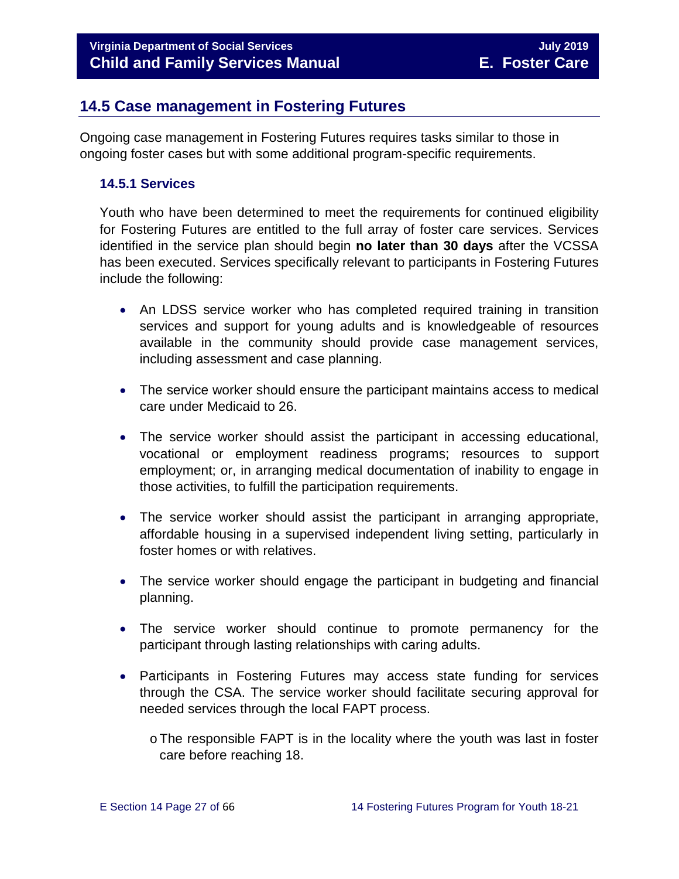## 14.5 Case management in Fostering Futures

Ongoing case management in Fostering Futures requires tasks similar to those in ongoing foster cases but with some additional program-specific requirements.

### 14.5.1 Services

Youth who have been determined to meet the requirements for continued eligibility for Fostering Futures are entitled to the full array of foster care services. Services identified in the service plan should begin **no later than 30 days** after the VCSSA has been executed. Services specifically relevant to participants in Fostering Futures include the following:

- An LDSS service worker who has completed required training in transition services and support for young adults and is knowledgeable of resources available in the community should provide case management services, including assessment and case planning.
- The service worker should ensure the participant maintains access to medical care under Medicaid to 26.
- The service worker should assist the participant in accessing educational, vocational or employment readiness programs; resources to support employment; or, in arranging medical documentation of inability to engage in those activities, to fulfill the participation requirements.
- The service worker should assist the participant in arranging appropriate, affordable housing in a supervised independent living setting, particularly in foster homes or with relatives.
- The service worker should engage the participant in budgeting and financial planning.
- The service worker should continue to promote permanency for the participant through lasting relationships with caring adults.
- Participants in Fostering Futures may access state funding for services through the CSA. The service worker should facilitate securing approval for needed services through the local FAPT process.
  - The responsible FAPT is in the locality where the youth was last in foster care before reaching 18.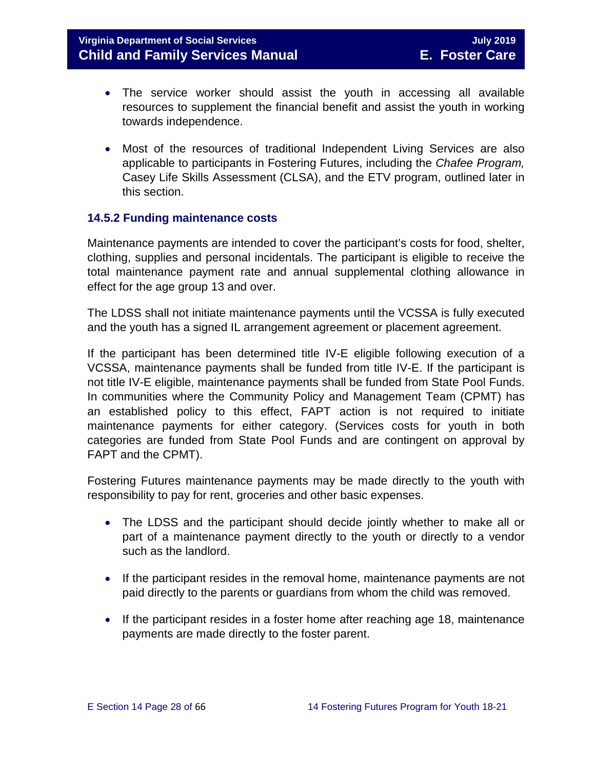- The service worker should assist the youth in accessing all available resources to supplement the financial benefit and assist the youth in working towards independence.

- Most of the resources of traditional Independent Living Services are also applicable to participants in Fostering Futures, including the *Chafee Program,* Casey Life Skills Assessment (CLSA), and the ETV program, outlined later in this section.

### 14.5.2 Funding maintenance costs

Maintenance payments are intended to cover the participant's costs for food, shelter, clothing, supplies and personal incidentals. The participant is eligible to receive the total maintenance payment rate and annual supplemental clothing allowance in effect for the age group 13 and over.

The LDSS shall not initiate maintenance payments until the VCSSA is fully executed and the youth has a signed IL arrangement agreement or placement agreement.

If the participant has been determined title IV-E eligible following execution of a VCSSA, maintenance payments shall be funded from title IV-E. If the participant is not title IV-E eligible, maintenance payments shall be funded from State Pool Funds. In communities where the Community Policy and Management Team (CPMT) has an established policy to this effect, FAPT action is not required to initiate maintenance payments for either category. (Services costs for youth in both categories are funded from State Pool Funds and are contingent on approval by FAPT and the CPMT).

Fostering Futures maintenance payments may be made directly to the youth with responsibility to pay for rent, groceries and other basic expenses.

- The LDSS and the participant should decide jointly whether to make all or part of a maintenance payment directly to the youth or directly to a vendor such as the landlord.

- If the participant resides in the removal home, maintenance payments are not paid directly to the parents or guardians from whom the child was removed.

- If the participant resides in a foster home after reaching age 18, maintenance payments are made directly to the foster parent.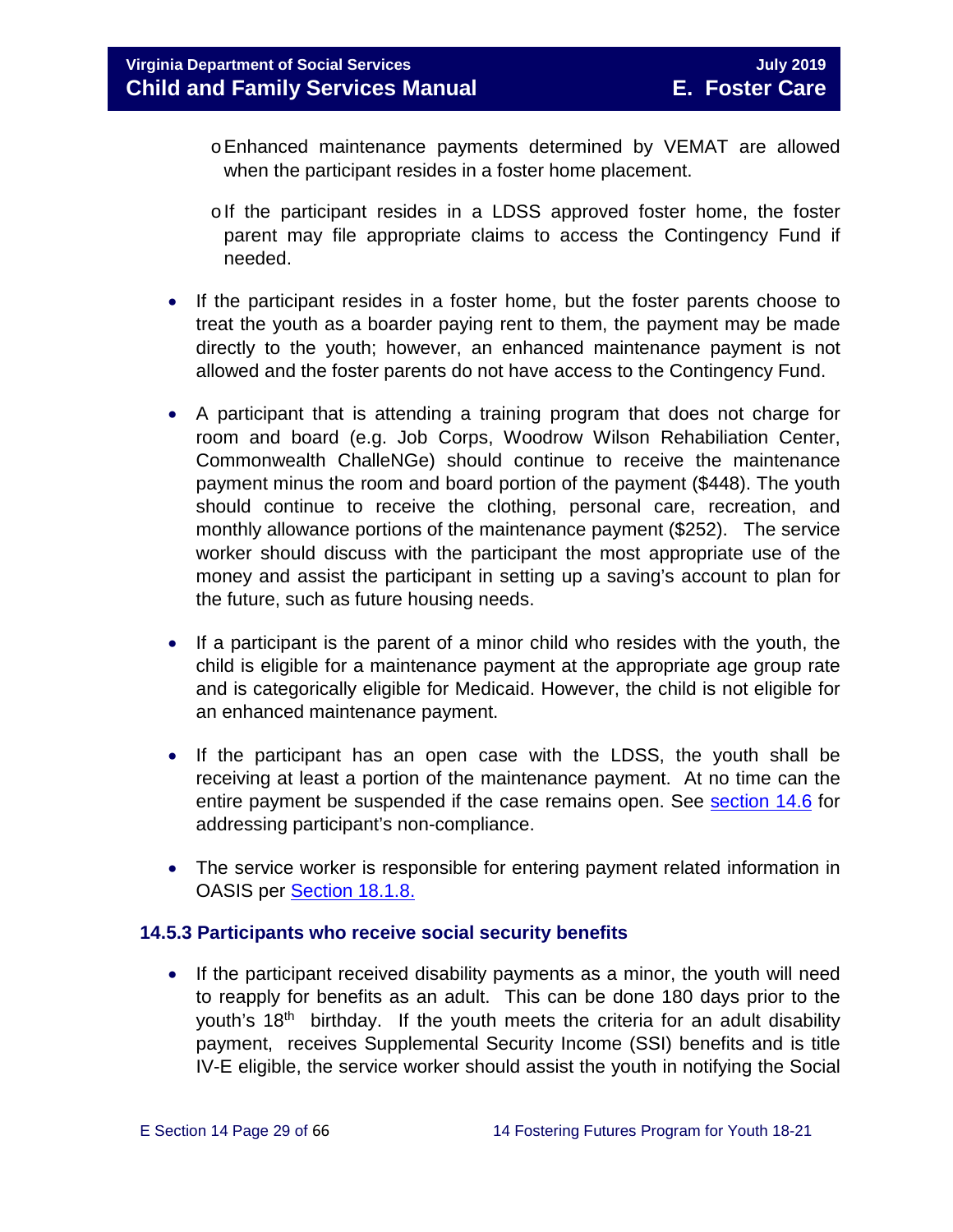- Enhanced maintenance payments determined by VEMAT are allowed when the participant resides in a foster home placement.
- If the participant resides in a LDSS approved foster home, the foster parent may file appropriate claims to access the Contingency Fund if needed.

- If the participant resides in a foster home, but the foster parents choose to treat the youth as a boarder paying rent to them, the payment may be made directly to the youth; however, an enhanced maintenance payment is not allowed and the foster parents do not have access to the Contingency Fund.

- A participant that is attending a training program that does not charge for room and board (e.g. Job Corps, Woodrow Wilson Rehabiliation Center, Commonwealth ChalleNGe) should continue to receive the maintenance payment minus the room and board portion of the payment ($448). The youth should continue to receive the clothing, personal care, recreation, and monthly allowance portions of the maintenance payment ($252). The service worker should discuss with the participant the most appropriate use of the money and assist the participant in setting up a saving's account to plan for the future, such as future housing needs.

- If a participant is the parent of a minor child who resides with the youth, the child is eligible for a maintenance payment at the appropriate age group rate and is categorically eligible for Medicaid. However, the child is not eligible for an enhanced maintenance payment.

- If the participant has an open case with the LDSS, the youth shall be receiving at least a portion of the maintenance payment. At no time can the entire payment be suspended if the case remains open. See [section 14.6] for addressing participant's non-compliance.

- The service worker is responsible for entering payment related information in OASIS per [Section 18.1.8.]

### 14.5.3 Participants who receive social security benefits

- If the participant received disability payments as a minor, the youth will need to reapply for benefits as an adult. This can be done 180 days prior to the youth's 18th birthday. If the youth meets the criteria for an adult disability payment, receives Supplemental Security Income (SSI) benefits and is title IV-E eligible, the service worker should assist the youth in notifying the Social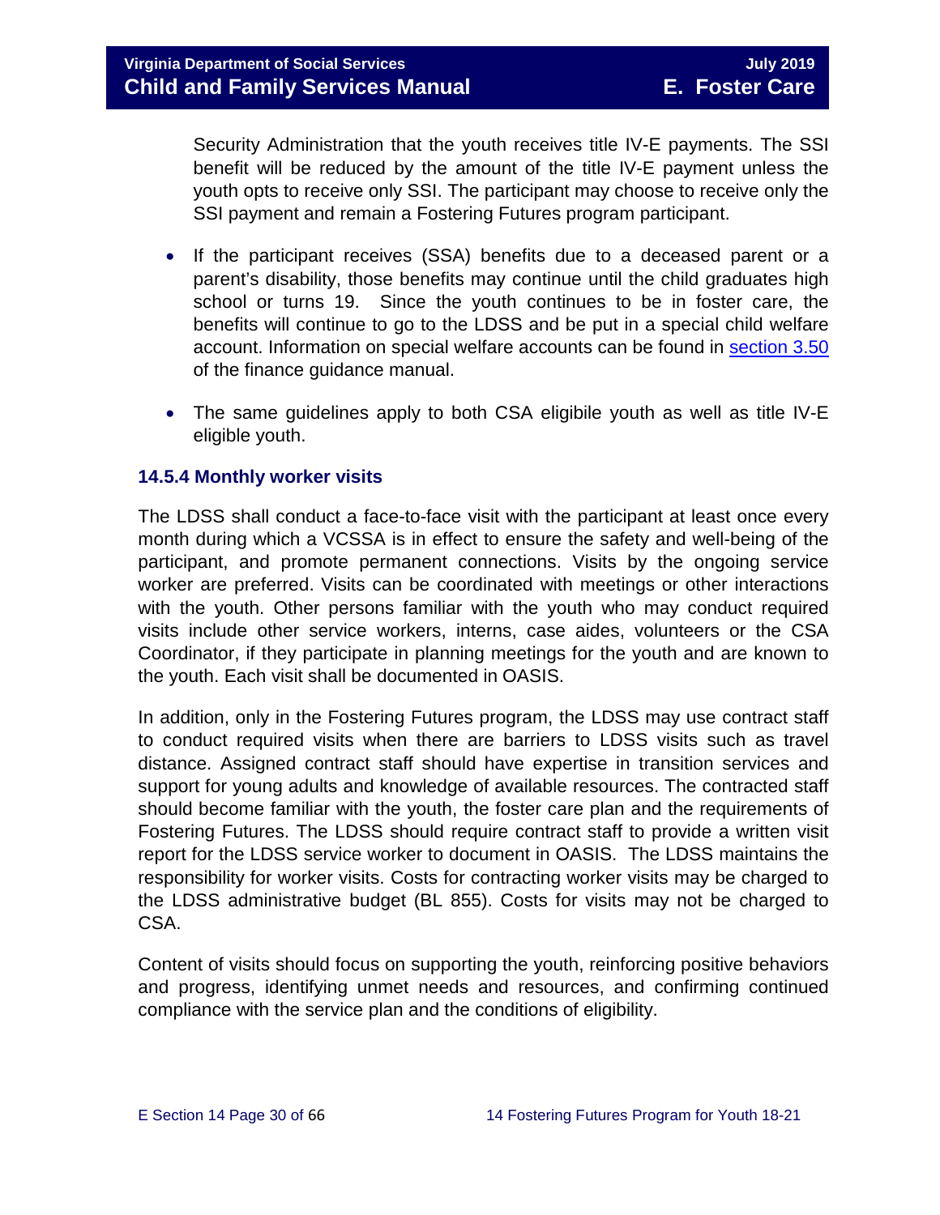Security Administration that the youth receives title IV-E payments. The SSI benefit will be reduced by the amount of the title IV-E payment unless the youth opts to receive only SSI. The participant may choose to receive only the SSI payment and remain a Fostering Futures program participant.

- If the participant receives (SSA) benefits due to a deceased parent or a parent's disability, those benefits may continue until the child graduates high school or turns 19. Since the youth continues to be in foster care, the benefits will continue to go to the LDSS and be put in a special child welfare account. Information on special welfare accounts can be found in section 3.50 of the finance guidance manual.
- The same guidelines apply to both CSA eligibile youth as well as title IV-E eligible youth.

### 14.5.4 Monthly worker visits

The LDSS shall conduct a face-to-face visit with the participant at least once every month during which a VCSSA is in effect to ensure the safety and well-being of the participant, and promote permanent connections. Visits by the ongoing service worker are preferred. Visits can be coordinated with meetings or other interactions with the youth. Other persons familiar with the youth who may conduct required visits include other service workers, interns, case aides, volunteers or the CSA Coordinator, if they participate in planning meetings for the youth and are known to the youth. Each visit shall be documented in OASIS.

In addition, only in the Fostering Futures program, the LDSS may use contract staff to conduct required visits when there are barriers to LDSS visits such as travel distance. Assigned contract staff should have expertise in transition services and support for young adults and knowledge of available resources. The contracted staff should become familiar with the youth, the foster care plan and the requirements of Fostering Futures. The LDSS should require contract staff to provide a written visit report for the LDSS service worker to document in OASIS. The LDSS maintains the responsibility for worker visits. Costs for contracting worker visits may be charged to the LDSS administrative budget (BL 855). Costs for visits may not be charged to CSA.

Content of visits should focus on supporting the youth, reinforcing positive behaviors and progress, identifying unmet needs and resources, and confirming continued compliance with the service plan and the conditions of eligibility.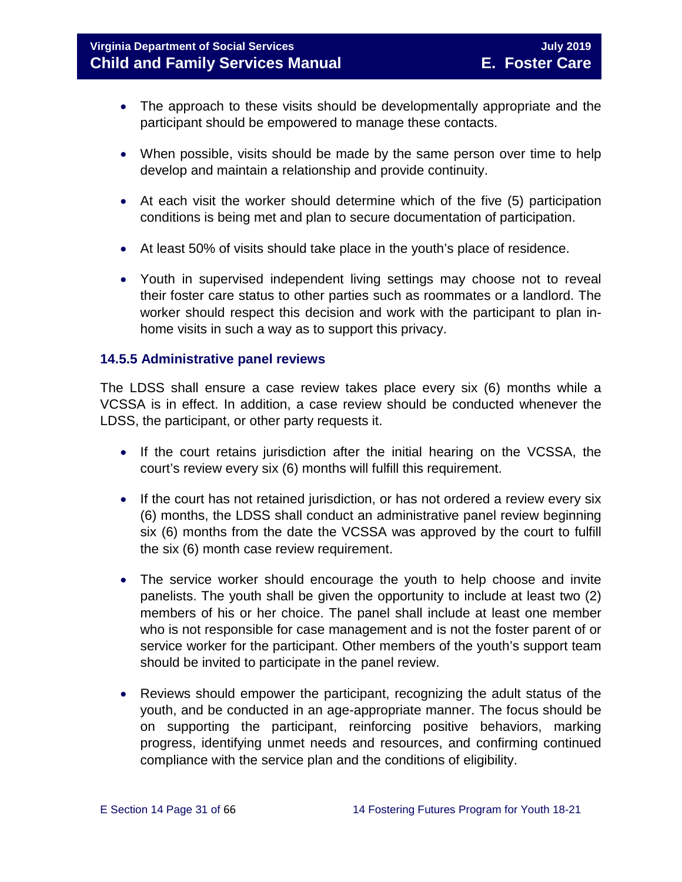- The approach to these visits should be developmentally appropriate and the participant should be empowered to manage these contacts.
- When possible, visits should be made by the same person over time to help develop and maintain a relationship and provide continuity.
- At each visit the worker should determine which of the five (5) participation conditions is being met and plan to secure documentation of participation.
- At least 50% of visits should take place in the youth's place of residence.
- Youth in supervised independent living settings may choose not to reveal their foster care status to other parties such as roommates or a landlord. The worker should respect this decision and work with the participant to plan in-home visits in such a way as to support this privacy.

### 14.5.5 Administrative panel reviews

The LDSS shall ensure a case review takes place every six (6) months while a VCSSA is in effect. In addition, a case review should be conducted whenever the LDSS, the participant, or other party requests it.

- If the court retains jurisdiction after the initial hearing on the VCSSA, the court's review every six (6) months will fulfill this requirement.
- If the court has not retained jurisdiction, or has not ordered a review every six (6) months, the LDSS shall conduct an administrative panel review beginning six (6) months from the date the VCSSA was approved by the court to fulfill the six (6) month case review requirement.
- The service worker should encourage the youth to help choose and invite panelists. The youth shall be given the opportunity to include at least two (2) members of his or her choice. The panel shall include at least one member who is not responsible for case management and is not the foster parent of or service worker for the participant. Other members of the youth's support team should be invited to participate in the panel review.
- Reviews should empower the participant, recognizing the adult status of the youth, and be conducted in an age-appropriate manner. The focus should be on supporting the participant, reinforcing positive behaviors, marking progress, identifying unmet needs and resources, and confirming continued compliance with the service plan and the conditions of eligibility.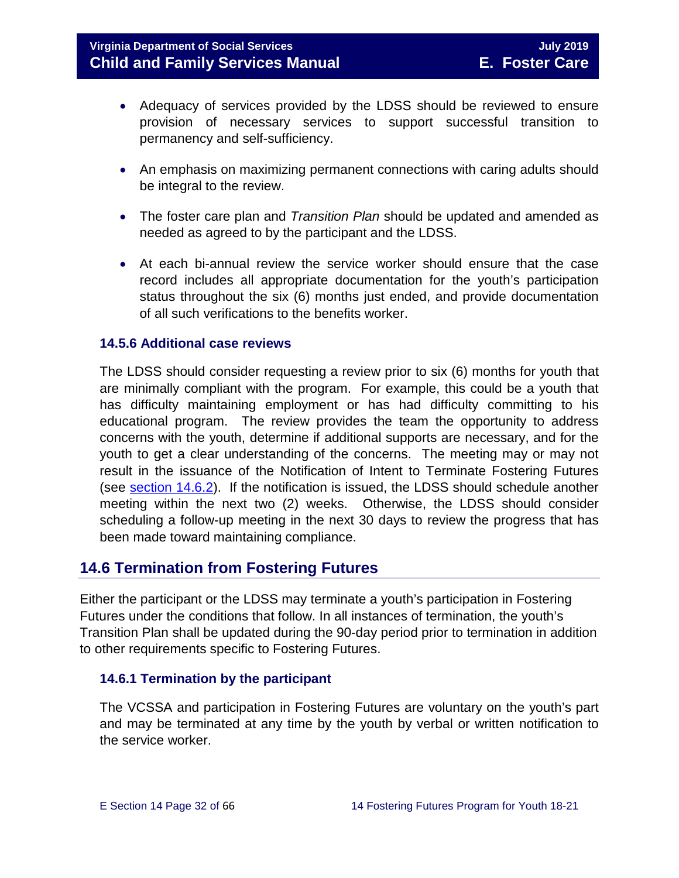- Adequacy of services provided by the LDSS should be reviewed to ensure provision of necessary services to support successful transition to permanency and self-sufficiency.

- An emphasis on maximizing permanent connections with caring adults should be integral to the review.

- The foster care plan and *Transition Plan* should be updated and amended as needed as agreed to by the participant and the LDSS.

- At each bi-annual review the service worker should ensure that the case record includes all appropriate documentation for the youth's participation status throughout the six (6) months just ended, and provide documentation of all such verifications to the benefits worker.

### 14.5.6 Additional case reviews

The LDSS should consider requesting a review prior to six (6) months for youth that are minimally compliant with the program. For example, this could be a youth that has difficulty maintaining employment or has had difficulty committing to his educational program. The review provides the team the opportunity to address concerns with the youth, determine if additional supports are necessary, and for the youth to get a clear understanding of the concerns. The meeting may or may not result in the issuance of the Notification of Intent to Terminate Fostering Futures (see section 14.6.2). If the notification is issued, the LDSS should schedule another meeting within the next two (2) weeks. Otherwise, the LDSS should consider scheduling a follow-up meeting in the next 30 days to review the progress that has been made toward maintaining compliance.

## 14.6 Termination from Fostering Futures

Either the participant or the LDSS may terminate a youth's participation in Fostering Futures under the conditions that follow. In all instances of termination, the youth's Transition Plan shall be updated during the 90-day period prior to termination in addition to other requirements specific to Fostering Futures.

### 14.6.1 Termination by the participant

The VCSSA and participation in Fostering Futures are voluntary on the youth's part and may be terminated at any time by the youth by verbal or written notification to the service worker.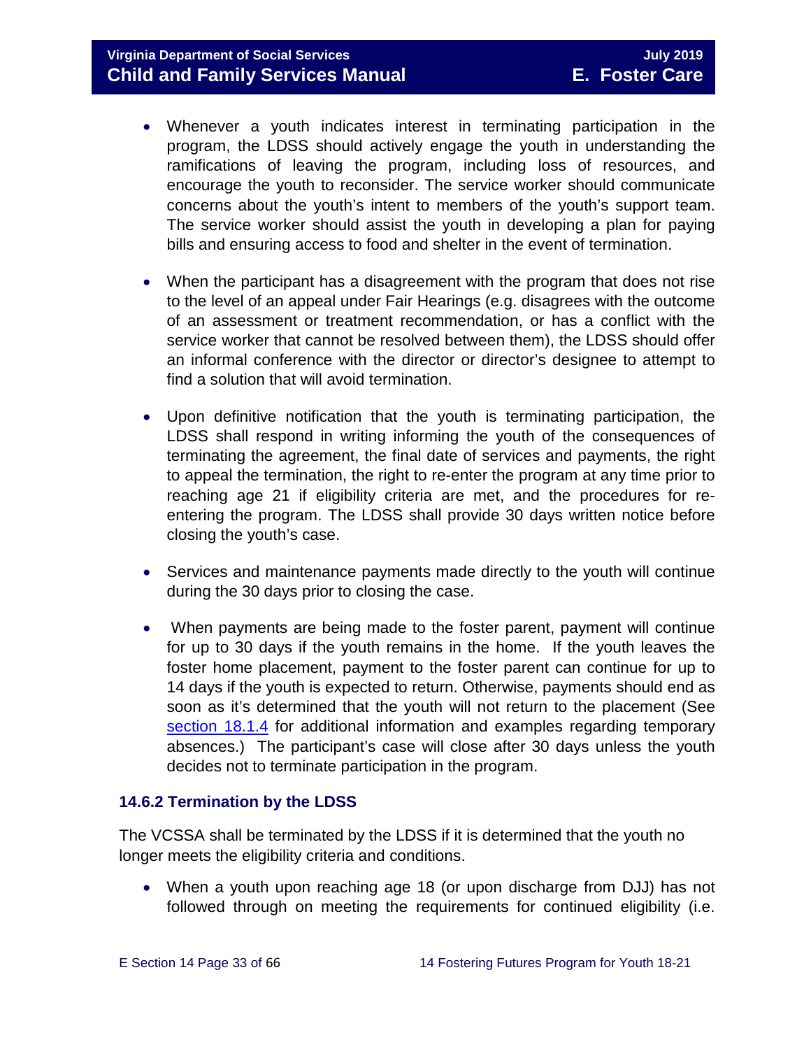- Whenever a youth indicates interest in terminating participation in the program, the LDSS should actively engage the youth in understanding the ramifications of leaving the program, including loss of resources, and encourage the youth to reconsider. The service worker should communicate concerns about the youth's intent to members of the youth's support team. The service worker should assist the youth in developing a plan for paying bills and ensuring access to food and shelter in the event of termination.

- When the participant has a disagreement with the program that does not rise to the level of an appeal under Fair Hearings (e.g. disagrees with the outcome of an assessment or treatment recommendation, or has a conflict with the service worker that cannot be resolved between them), the LDSS should offer an informal conference with the director or director's designee to attempt to find a solution that will avoid termination.

- Upon definitive notification that the youth is terminating participation, the LDSS shall respond in writing informing the youth of the consequences of terminating the agreement, the final date of services and payments, the right to appeal the termination, the right to re-enter the program at any time prior to reaching age 21 if eligibility criteria are met, and the procedures for re-entering the program. The LDSS shall provide 30 days written notice before closing the youth's case.

- Services and maintenance payments made directly to the youth will continue during the 30 days prior to closing the case.

- When payments are being made to the foster parent, payment will continue for up to 30 days if the youth remains in the home. If the youth leaves the foster home placement, payment to the foster parent can continue for up to 14 days if the youth is expected to return. Otherwise, payments should end as soon as it's determined that the youth will not return to the placement (See [section 18.1.4](#) for additional information and examples regarding temporary absences.) The participant's case will close after 30 days unless the youth decides not to terminate participation in the program.

### 14.6.2 Termination by the LDSS

The VCSSA shall be terminated by the LDSS if it is determined that the youth no longer meets the eligibility criteria and conditions.

- When a youth upon reaching age 18 (or upon discharge from DJJ) has not followed through on meeting the requirements for continued eligibility (i.e.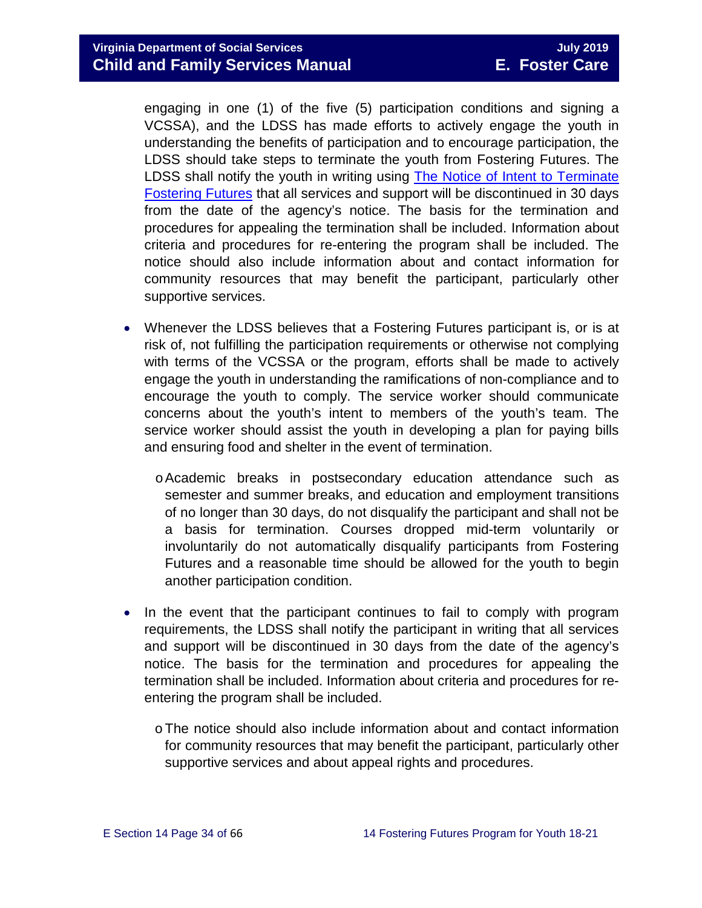engaging in one (1) of the five (5) participation conditions and signing a VCSSA), and the LDSS has made efforts to actively engage the youth in understanding the benefits of participation and to encourage participation, the LDSS should take steps to terminate the youth from Fostering Futures. The LDSS shall notify the youth in writing using The Notice of Intent to Terminate Fostering Futures that all services and support will be discontinued in 30 days from the date of the agency's notice. The basis for the termination and procedures for appealing the termination shall be included. Information about criteria and procedures for re-entering the program shall be included. The notice should also include information about and contact information for community resources that may benefit the participant, particularly other supportive services.

- Whenever the LDSS believes that a Fostering Futures participant is, or is at risk of, not fulfilling the participation requirements or otherwise not complying with terms of the VCSSA or the program, efforts shall be made to actively engage the youth in understanding the ramifications of non-compliance and to encourage the youth to comply. The service worker should communicate concerns about the youth's intent to members of the youth's team. The service worker should assist the youth in developing a plan for paying bills and ensuring food and shelter in the event of termination.
    - Academic breaks in postsecondary education attendance such as semester and summer breaks, and education and employment transitions of no longer than 30 days, do not disqualify the participant and shall not be a basis for termination. Courses dropped mid-term voluntarily or involuntarily do not automatically disqualify participants from Fostering Futures and a reasonable time should be allowed for the youth to begin another participation condition.
- In the event that the participant continues to fail to comply with program requirements, the LDSS shall notify the participant in writing that all services and support will be discontinued in 30 days from the date of the agency's notice. The basis for the termination and procedures for appealing the termination shall be included. Information about criteria and procedures for re-entering the program shall be included.
    - The notice should also include information about and contact information for community resources that may benefit the participant, particularly other supportive services and about appeal rights and procedures.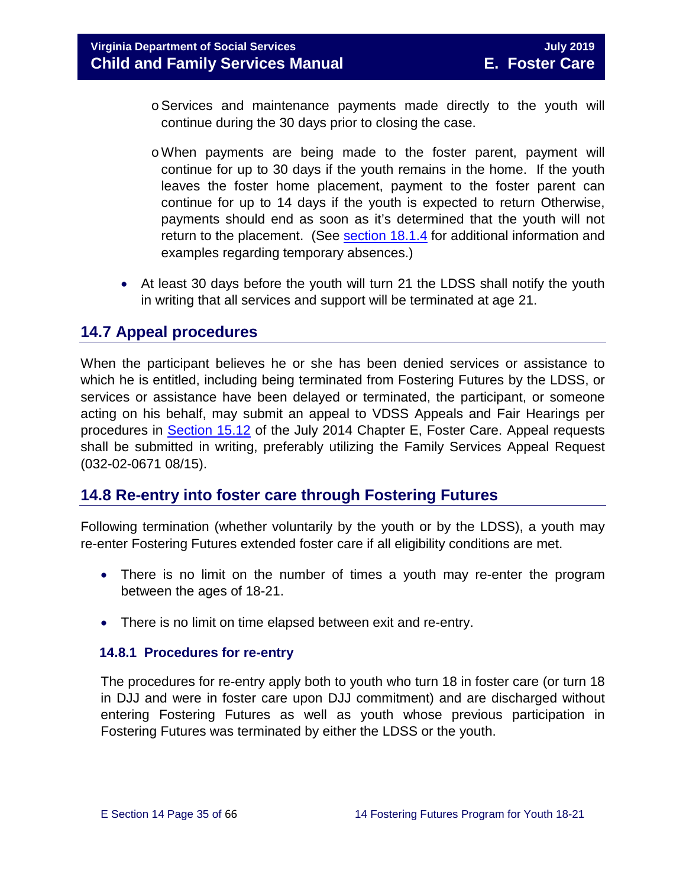- Services and maintenance payments made directly to the youth will continue during the 30 days prior to closing the case.
  - When payments are being made to the foster parent, payment will continue for up to 30 days if the youth remains in the home. If the youth leaves the foster home placement, payment to the foster parent can continue for up to 14 days if the youth is expected to return Otherwise, payments should end as soon as it's determined that the youth will not return to the placement. (See section 18.1.4 for additional information and examples regarding temporary absences.)

- At least 30 days before the youth will turn 21 the LDSS shall notify the youth in writing that all services and support will be terminated at age 21.

## 14.7 Appeal procedures

When the participant believes he or she has been denied services or assistance to which he is entitled, including being terminated from Fostering Futures by the LDSS, or services or assistance have been delayed or terminated, the participant, or someone acting on his behalf, may submit an appeal to VDSS Appeals and Fair Hearings per procedures in Section 15.12 of the July 2014 Chapter E, Foster Care. Appeal requests shall be submitted in writing, preferably utilizing the Family Services Appeal Request (032-02-0671 08/15).

## 14.8 Re-entry into foster care through Fostering Futures

Following termination (whether voluntarily by the youth or by the LDSS), a youth may re-enter Fostering Futures extended foster care if all eligibility conditions are met.

- There is no limit on the number of times a youth may re-enter the program between the ages of 18-21.
- There is no limit on time elapsed between exit and re-entry.

### 14.8.1 Procedures for re-entry

The procedures for re-entry apply both to youth who turn 18 in foster care (or turn 18 in DJJ and were in foster care upon DJJ commitment) and are discharged without entering Fostering Futures as well as youth whose previous participation in Fostering Futures was terminated by either the LDSS or the youth.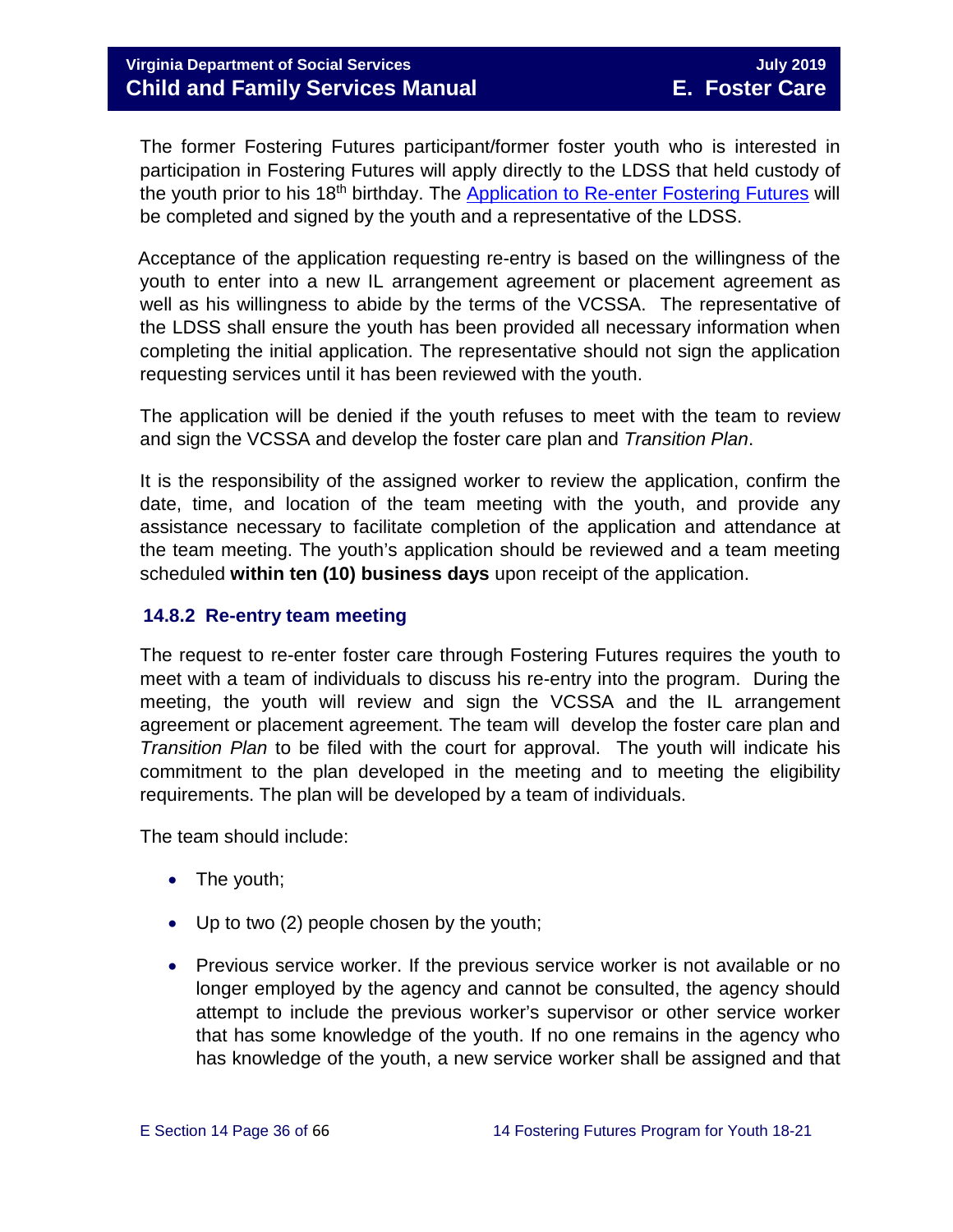The former Fostering Futures participant/former foster youth who is interested in participation in Fostering Futures will apply directly to the LDSS that held custody of the youth prior to his 18th birthday. The [Application to Re-enter Fostering Futures] will be completed and signed by the youth and a representative of the LDSS.

Acceptance of the application requesting re-entry is based on the willingness of the youth to enter into a new IL arrangement agreement or placement agreement as well as his willingness to abide by the terms of the VCSSA. The representative of the LDSS shall ensure the youth has been provided all necessary information when completing the initial application. The representative should not sign the application requesting services until it has been reviewed with the youth.

The application will be denied if the youth refuses to meet with the team to review and sign the VCSSA and develop the foster care plan and *Transition Plan*.

It is the responsibility of the assigned worker to review the application, confirm the date, time, and location of the team meeting with the youth, and provide any assistance necessary to facilitate completion of the application and attendance at the team meeting. The youth's application should be reviewed and a team meeting scheduled **within ten (10) business days** upon receipt of the application.

### 14.8.2 Re-entry team meeting

The request to re-enter foster care through Fostering Futures requires the youth to meet with a team of individuals to discuss his re-entry into the program. During the meeting, the youth will review and sign the VCSSA and the IL arrangement agreement or placement agreement. The team will develop the foster care plan and *Transition Plan* to be filed with the court for approval. The youth will indicate his commitment to the plan developed in the meeting and to meeting the eligibility requirements. The plan will be developed by a team of individuals.

The team should include:

- The youth;
- Up to two (2) people chosen by the youth;
- Previous service worker. If the previous service worker is not available or no longer employed by the agency and cannot be consulted, the agency should attempt to include the previous worker's supervisor or other service worker that has some knowledge of the youth. If no one remains in the agency who has knowledge of the youth, a new service worker shall be assigned and that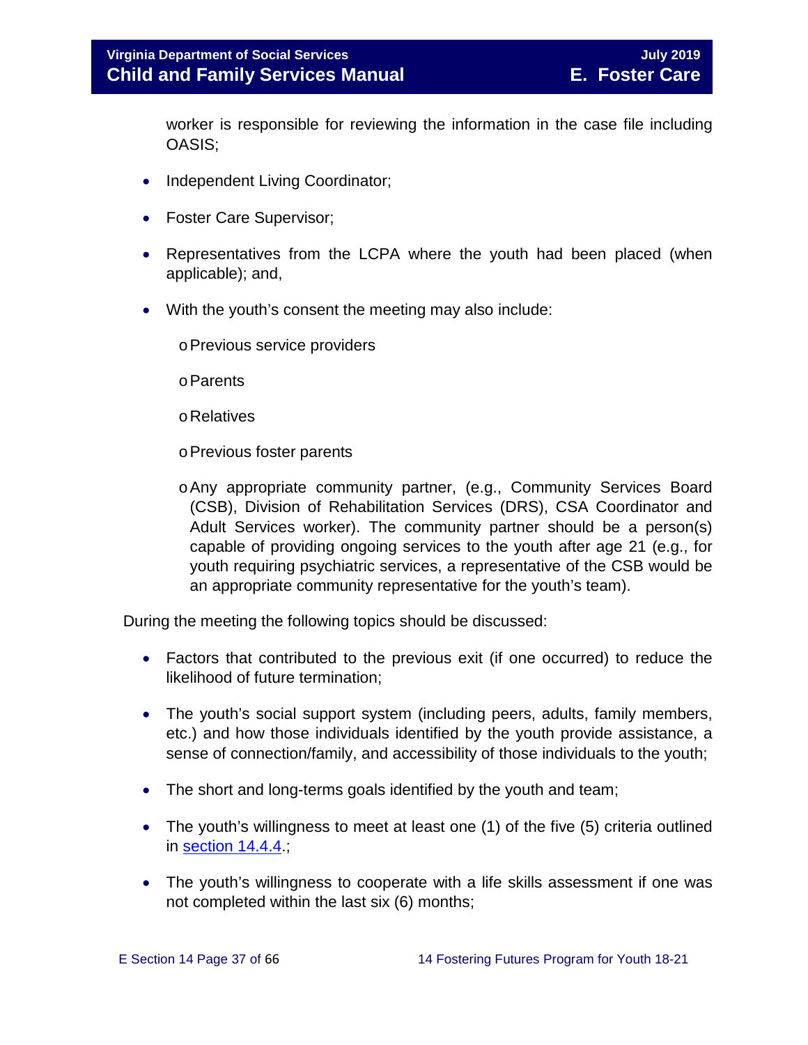worker is responsible for reviewing the information in the case file including OASIS;

- Independent Living Coordinator;
- Foster Care Supervisor;
- Representatives from the LCPA where the youth had been placed (when applicable); and,
- With the youth's consent the meeting may also include:
  - Previous service providers
  - Parents
  - Relatives
  - Previous foster parents
  - Any appropriate community partner, (e.g., Community Services Board (CSB), Division of Rehabilitation Services (DRS), CSA Coordinator and Adult Services worker). The community partner should be a person(s) capable of providing ongoing services to the youth after age 21 (e.g., for youth requiring psychiatric services, a representative of the CSB would be an appropriate community representative for the youth's team).

During the meeting the following topics should be discussed:

- Factors that contributed to the previous exit (if one occurred) to reduce the likelihood of future termination;
- The youth's social support system (including peers, adults, family members, etc.) and how those individuals identified by the youth provide assistance, a sense of connection/family, and accessibility of those individuals to the youth;
- The short and long-terms goals identified by the youth and team;
- The youth's willingness to meet at least one (1) of the five (5) criteria outlined in section 14.4.4.;
- The youth's willingness to cooperate with a life skills assessment if one was not completed within the last six (6) months;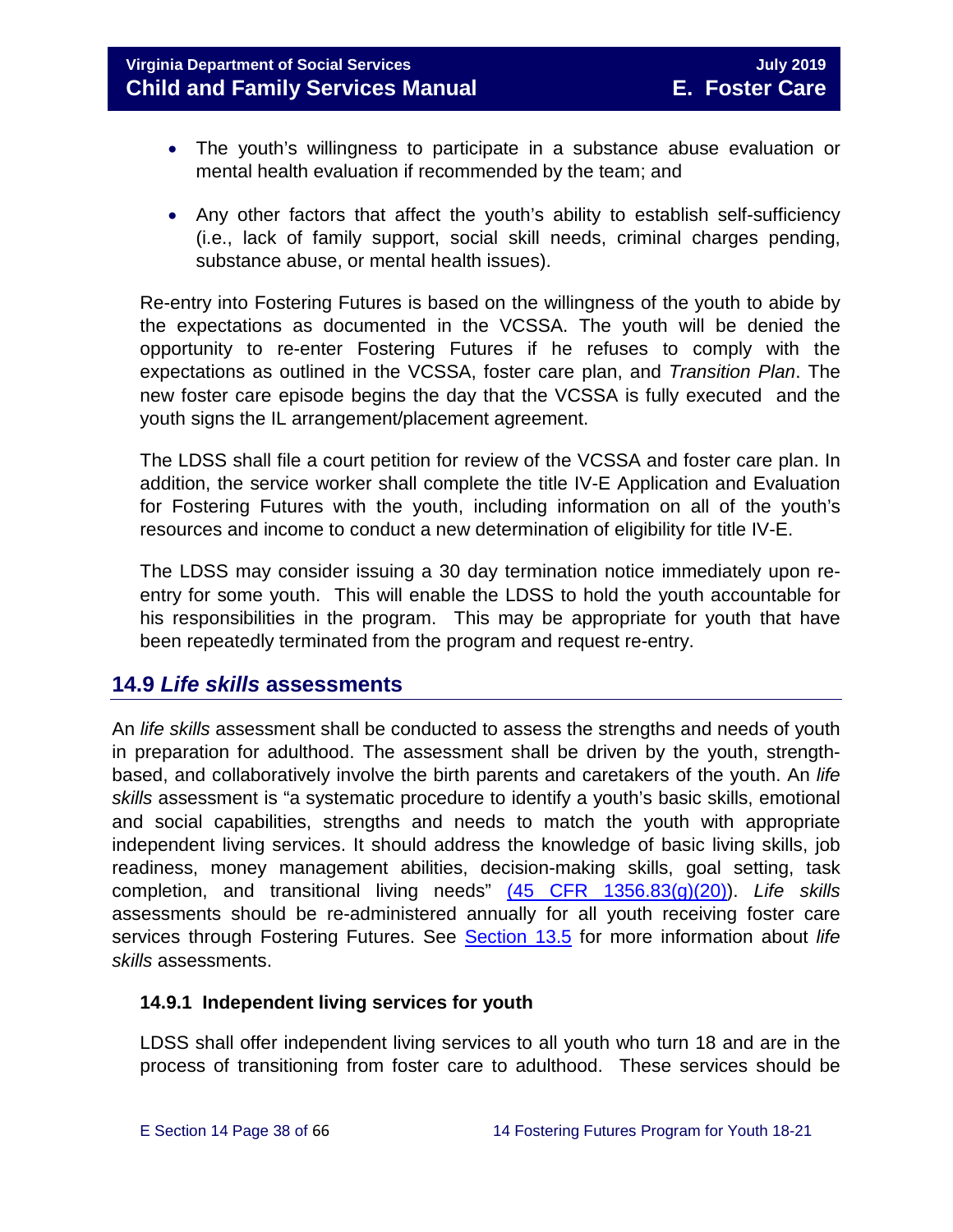- The youth's willingness to participate in a substance abuse evaluation or mental health evaluation if recommended by the team; and

- Any other factors that affect the youth's ability to establish self-sufficiency (i.e., lack of family support, social skill needs, criminal charges pending, substance abuse, or mental health issues).

Re-entry into Fostering Futures is based on the willingness of the youth to abide by the expectations as documented in the VCSSA. The youth will be denied the opportunity to re-enter Fostering Futures if he refuses to comply with the expectations as outlined in the VCSSA, foster care plan, and *Transition Plan*. The new foster care episode begins the day that the VCSSA is fully executed and the youth signs the IL arrangement/placement agreement.

The LDSS shall file a court petition for review of the VCSSA and foster care plan. In addition, the service worker shall complete the title IV-E Application and Evaluation for Fostering Futures with the youth, including information on all of the youth's resources and income to conduct a new determination of eligibility for title IV-E.

The LDSS may consider issuing a 30 day termination notice immediately upon re-entry for some youth. This will enable the LDSS to hold the youth accountable for his responsibilities in the program. This may be appropriate for youth that have been repeatedly terminated from the program and request re-entry.

## 14.9 *Life skills* assessments

An *life skills* assessment shall be conducted to assess the strengths and needs of youth in preparation for adulthood. The assessment shall be driven by the youth, strength-based, and collaboratively involve the birth parents and caretakers of the youth. An *life skills* assessment is "a systematic procedure to identify a youth's basic skills, emotional and social capabilities, strengths and needs to match the youth with appropriate independent living services. It should address the knowledge of basic living skills, job readiness, money management abilities, decision-making skills, goal setting, task completion, and transitional living needs" (45 CFR 1356.83(g)(20)). *Life skills* assessments should be re-administered annually for all youth receiving foster care services through Fostering Futures. See Section 13.5 for more information about *life skills* assessments.

### 14.9.1 Independent living services for youth

LDSS shall offer independent living services to all youth who turn 18 and are in the process of transitioning from foster care to adulthood. These services should be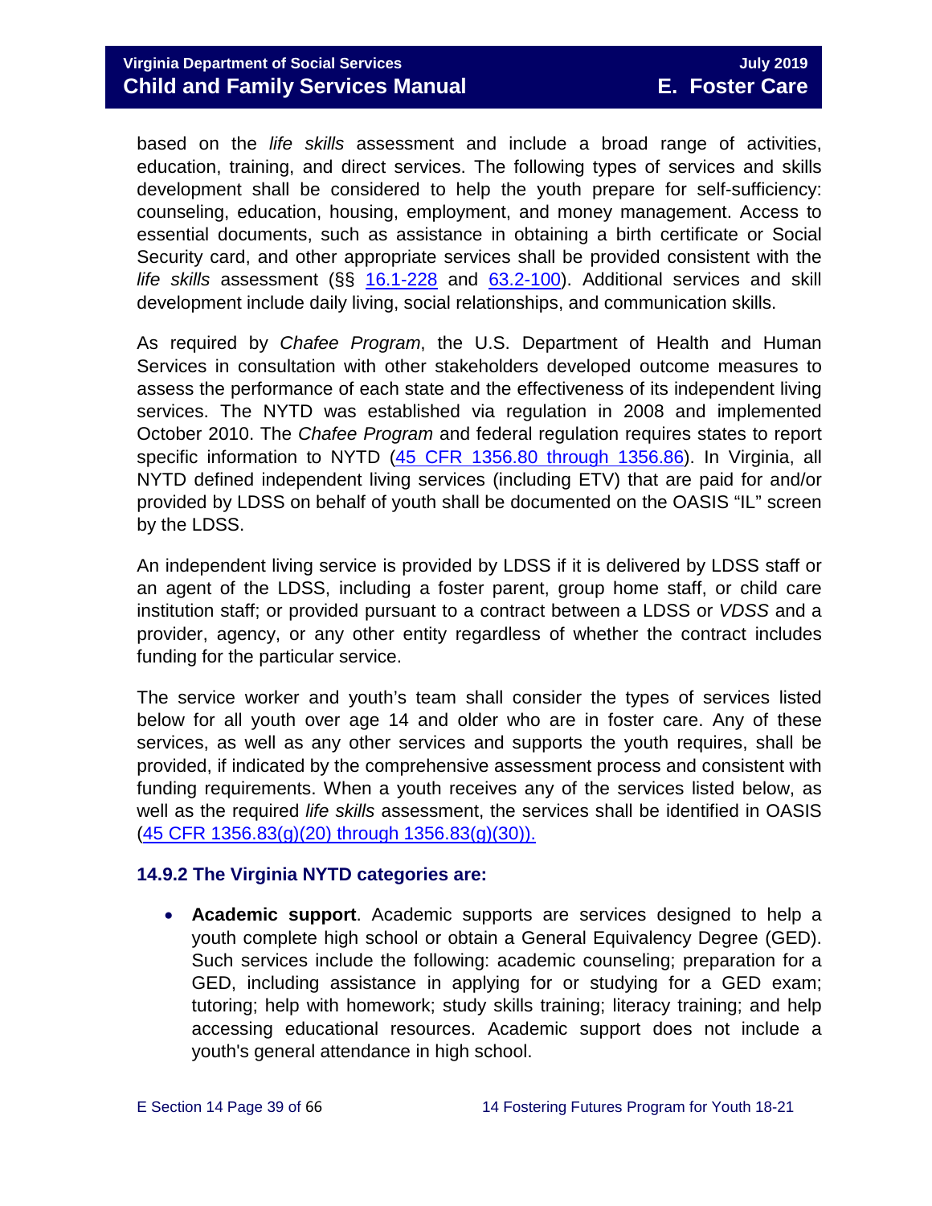based on the *life skills* assessment and include a broad range of activities, education, training, and direct services. The following types of services and skills development shall be considered to help the youth prepare for self-sufficiency: counseling, education, housing, employment, and money management. Access to essential documents, such as assistance in obtaining a birth certificate or Social Security card, and other appropriate services shall be provided consistent with the *life skills* assessment (§§ 16.1-228 and 63.2-100). Additional services and skill development include daily living, social relationships, and communication skills.

As required by *Chafee Program*, the U.S. Department of Health and Human Services in consultation with other stakeholders developed outcome measures to assess the performance of each state and the effectiveness of its independent living services. The NYTD was established via regulation in 2008 and implemented October 2010. The *Chafee Program* and federal regulation requires states to report specific information to NYTD (45 CFR 1356.80 through 1356.86). In Virginia, all NYTD defined independent living services (including ETV) that are paid for and/or provided by LDSS on behalf of youth shall be documented on the OASIS "IL" screen by the LDSS.

An independent living service is provided by LDSS if it is delivered by LDSS staff or an agent of the LDSS, including a foster parent, group home staff, or child care institution staff; or provided pursuant to a contract between a LDSS or *VDSS* and a provider, agency, or any other entity regardless of whether the contract includes funding for the particular service.

The service worker and youth's team shall consider the types of services listed below for all youth over age 14 and older who are in foster care. Any of these services, as well as any other services and supports the youth requires, shall be provided, if indicated by the comprehensive assessment process and consistent with funding requirements. When a youth receives any of the services listed below, as well as the required *life skills* assessment, the services shall be identified in OASIS (45 CFR 1356.83(g)(20) through 1356.83(g)(30)).

### 14.9.2 The Virginia NYTD categories are:

- **Academic support**. Academic supports are services designed to help a youth complete high school or obtain a General Equivalency Degree (GED). Such services include the following: academic counseling; preparation for a GED, including assistance in applying for or studying for a GED exam; tutoring; help with homework; study skills training; literacy training; and help accessing educational resources. Academic support does not include a youth's general attendance in high school.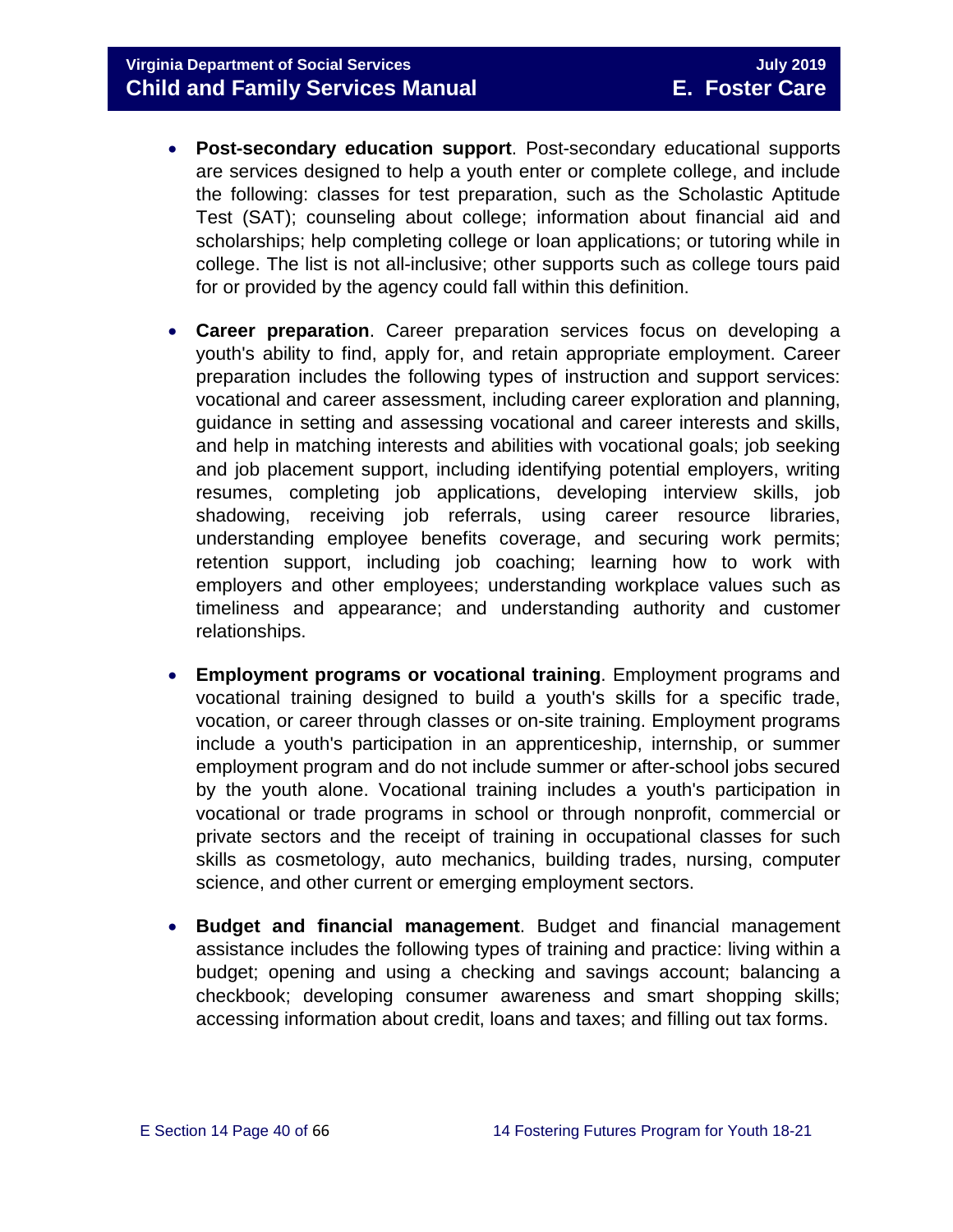- **Post-secondary education support**. Post-secondary educational supports are services designed to help a youth enter or complete college, and include the following: classes for test preparation, such as the Scholastic Aptitude Test (SAT); counseling about college; information about financial aid and scholarships; help completing college or loan applications; or tutoring while in college. The list is not all-inclusive; other supports such as college tours paid for or provided by the agency could fall within this definition.

- **Career preparation**. Career preparation services focus on developing a youth's ability to find, apply for, and retain appropriate employment. Career preparation includes the following types of instruction and support services: vocational and career assessment, including career exploration and planning, guidance in setting and assessing vocational and career interests and skills, and help in matching interests and abilities with vocational goals; job seeking and job placement support, including identifying potential employers, writing resumes, completing job applications, developing interview skills, job shadowing, receiving job referrals, using career resource libraries, understanding employee benefits coverage, and securing work permits; retention support, including job coaching; learning how to work with employers and other employees; understanding workplace values such as timeliness and appearance; and understanding authority and customer relationships.

- **Employment programs or vocational training**. Employment programs and vocational training designed to build a youth's skills for a specific trade, vocation, or career through classes or on-site training. Employment programs include a youth's participation in an apprenticeship, internship, or summer employment program and do not include summer or after-school jobs secured by the youth alone. Vocational training includes a youth's participation in vocational or trade programs in school or through nonprofit, commercial or private sectors and the receipt of training in occupational classes for such skills as cosmetology, auto mechanics, building trades, nursing, computer science, and other current or emerging employment sectors.

- **Budget and financial management**. Budget and financial management assistance includes the following types of training and practice: living within a budget; opening and using a checking and savings account; balancing a checkbook; developing consumer awareness and smart shopping skills; accessing information about credit, loans and taxes; and filling out tax forms.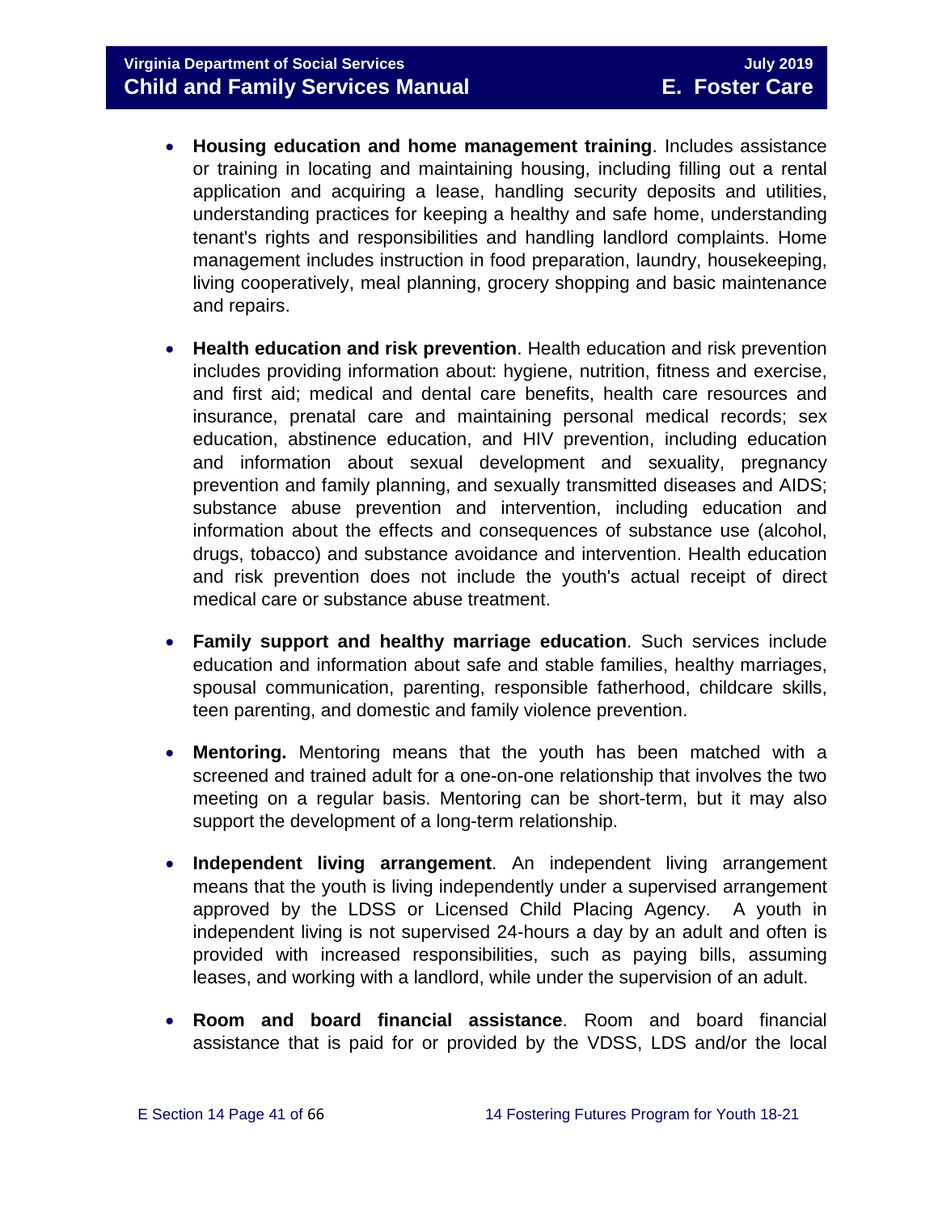- **Housing education and home management training**. Includes assistance or training in locating and maintaining housing, including filling out a rental application and acquiring a lease, handling security deposits and utilities, understanding practices for keeping a healthy and safe home, understanding tenant's rights and responsibilities and handling landlord complaints. Home management includes instruction in food preparation, laundry, housekeeping, living cooperatively, meal planning, grocery shopping and basic maintenance and repairs.

- **Health education and risk prevention**. Health education and risk prevention includes providing information about: hygiene, nutrition, fitness and exercise, and first aid; medical and dental care benefits, health care resources and insurance, prenatal care and maintaining personal medical records; sex education, abstinence education, and HIV prevention, including education and information about sexual development and sexuality, pregnancy prevention and family planning, and sexually transmitted diseases and AIDS; substance abuse prevention and intervention, including education and information about the effects and consequences of substance use (alcohol, drugs, tobacco) and substance avoidance and intervention. Health education and risk prevention does not include the youth's actual receipt of direct medical care or substance abuse treatment.

- **Family support and healthy marriage education**. Such services include education and information about safe and stable families, healthy marriages, spousal communication, parenting, responsible fatherhood, childcare skills, teen parenting, and domestic and family violence prevention.

- **Mentoring.** Mentoring means that the youth has been matched with a screened and trained adult for a one-on-one relationship that involves the two meeting on a regular basis. Mentoring can be short-term, but it may also support the development of a long-term relationship.

- **Independent living arrangement**. An independent living arrangement means that the youth is living independently under a supervised arrangement approved by the LDSS or Licensed Child Placing Agency. A youth in independent living is not supervised 24-hours a day by an adult and often is provided with increased responsibilities, such as paying bills, assuming leases, and working with a landlord, while under the supervision of an adult.

- **Room and board financial assistance**. Room and board financial assistance that is paid for or provided by the VDSS, LDS and/or the local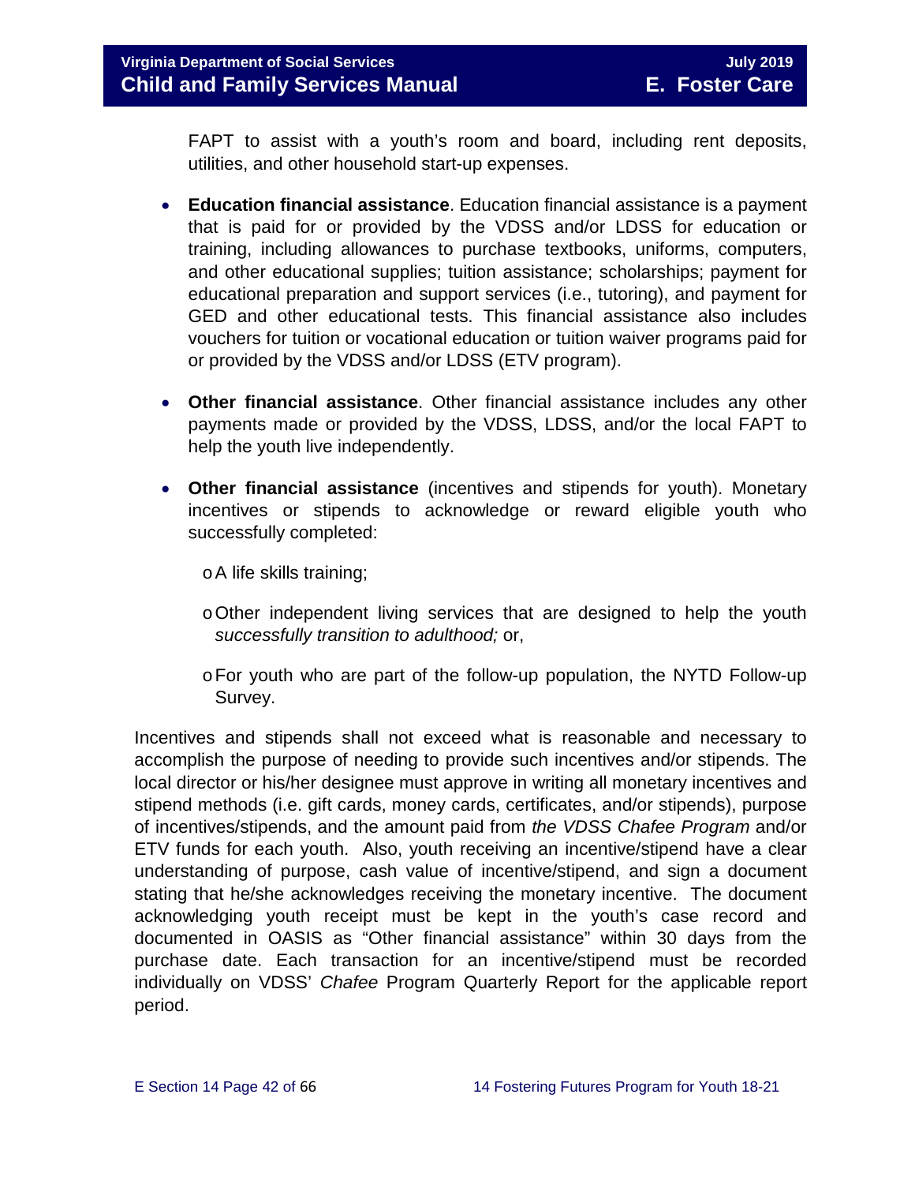FAPT to assist with a youth's room and board, including rent deposits, utilities, and other household start-up expenses.

- **Education financial assistance**. Education financial assistance is a payment that is paid for or provided by the VDSS and/or LDSS for education or training, including allowances to purchase textbooks, uniforms, computers, and other educational supplies; tuition assistance; scholarships; payment for educational preparation and support services (i.e., tutoring), and payment for GED and other educational tests. This financial assistance also includes vouchers for tuition or vocational education or tuition waiver programs paid for or provided by the VDSS and/or LDSS (ETV program).

- **Other financial assistance**. Other financial assistance includes any other payments made or provided by the VDSS, LDSS, and/or the local FAPT to help the youth live independently.

- **Other financial assistance** (incentives and stipends for youth). Monetary incentives or stipends to acknowledge or reward eligible youth who successfully completed:

  - A life skills training;
  - Other independent living services that are designed to help the youth *successfully transition to adulthood;* or,
  - For youth who are part of the follow-up population, the NYTD Follow-up Survey.

Incentives and stipends shall not exceed what is reasonable and necessary to accomplish the purpose of needing to provide such incentives and/or stipends. The local director or his/her designee must approve in writing all monetary incentives and stipend methods (i.e. gift cards, money cards, certificates, and/or stipends), purpose of incentives/stipends, and the amount paid from *the VDSS Chafee Program* and/or ETV funds for each youth. Also, youth receiving an incentive/stipend have a clear understanding of purpose, cash value of incentive/stipend, and sign a document stating that he/she acknowledges receiving the monetary incentive. The document acknowledging youth receipt must be kept in the youth's case record and documented in OASIS as "Other financial assistance" within 30 days from the purchase date. Each transaction for an incentive/stipend must be recorded individually on VDSS' *Chafee* Program Quarterly Report for the applicable report period.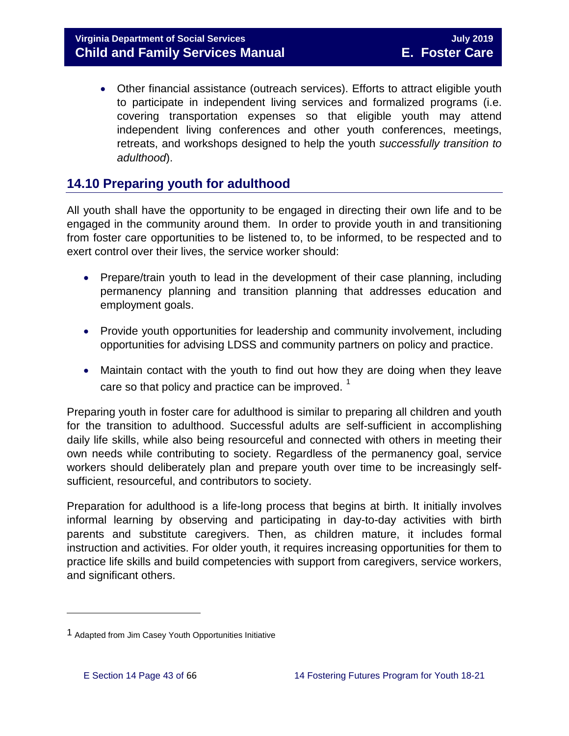- Other financial assistance (outreach services). Efforts to attract eligible youth to participate in independent living services and formalized programs (i.e. covering transportation expenses so that eligible youth may attend independent living conferences and other youth conferences, meetings, retreats, and workshops designed to help the youth *successfully transition to adulthood*).

## 14.10 Preparing youth for adulthood

All youth shall have the opportunity to be engaged in directing their own life and to be engaged in the community around them. In order to provide youth in and transitioning from foster care opportunities to be listened to, to be informed, to be respected and to exert control over their lives, the service worker should:

- Prepare/train youth to lead in the development of their case planning, including permanency planning and transition planning that addresses education and employment goals.
- Provide youth opportunities for leadership and community involvement, including opportunities for advising LDSS and community partners on policy and practice.
- Maintain contact with the youth to find out how they are doing when they leave care so that policy and practice can be improved. [1]

Preparing youth in foster care for adulthood is similar to preparing all children and youth for the transition to adulthood. Successful adults are self-sufficient in accomplishing daily life skills, while also being resourceful and connected with others in meeting their own needs while contributing to society. Regardless of the permanency goal, service workers should deliberately plan and prepare youth over time to be increasingly self-sufficient, resourceful, and contributors to society.

Preparation for adulthood is a life-long process that begins at birth. It initially involves informal learning by observing and participating in day-to-day activities with birth parents and substitute caregivers. Then, as children mature, it includes formal instruction and activities. For older youth, it requires increasing opportunities for them to practice life skills and build competencies with support from caregivers, service workers, and significant others.

---

[1] Adapted from Jim Casey Youth Opportunities Initiative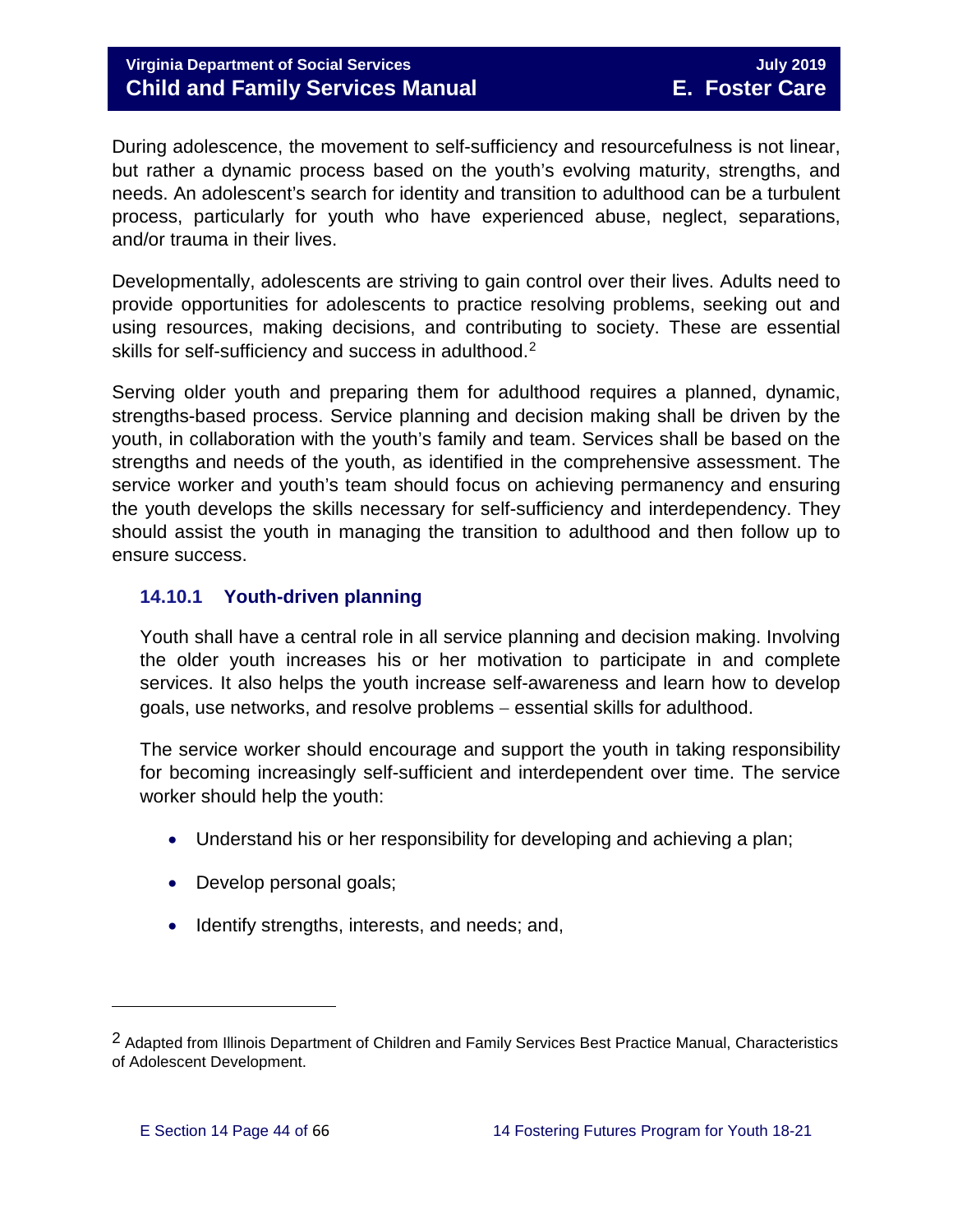During adolescence, the movement to self-sufficiency and resourcefulness is not linear, but rather a dynamic process based on the youth's evolving maturity, strengths, and needs. An adolescent's search for identity and transition to adulthood can be a turbulent process, particularly for youth who have experienced abuse, neglect, separations, and/or trauma in their lives.

Developmentally, adolescents are striving to gain control over their lives. Adults need to provide opportunities for adolescents to practice resolving problems, seeking out and using resources, making decisions, and contributing to society. These are essential skills for self-sufficiency and success in adulthood.[2]

Serving older youth and preparing them for adulthood requires a planned, dynamic, strengths-based process. Service planning and decision making shall be driven by the youth, in collaboration with the youth's family and team. Services shall be based on the strengths and needs of the youth, as identified in the comprehensive assessment. The service worker and youth's team should focus on achieving permanency and ensuring the youth develops the skills necessary for self-sufficiency and interdependency. They should assist the youth in managing the transition to adulthood and then follow up to ensure success.

### 14.10.1 Youth-driven planning

Youth shall have a central role in all service planning and decision making. Involving the older youth increases his or her motivation to participate in and complete services. It also helps the youth increase self-awareness and learn how to develop goals, use networks, and resolve problems – essential skills for adulthood.

The service worker should encourage and support the youth in taking responsibility for becoming increasingly self-sufficient and interdependent over time. The service worker should help the youth:

- Understand his or her responsibility for developing and achieving a plan;
- Develop personal goals;
- Identify strengths, interests, and needs; and,

[2] Adapted from Illinois Department of Children and Family Services Best Practice Manual, Characteristics of Adolescent Development.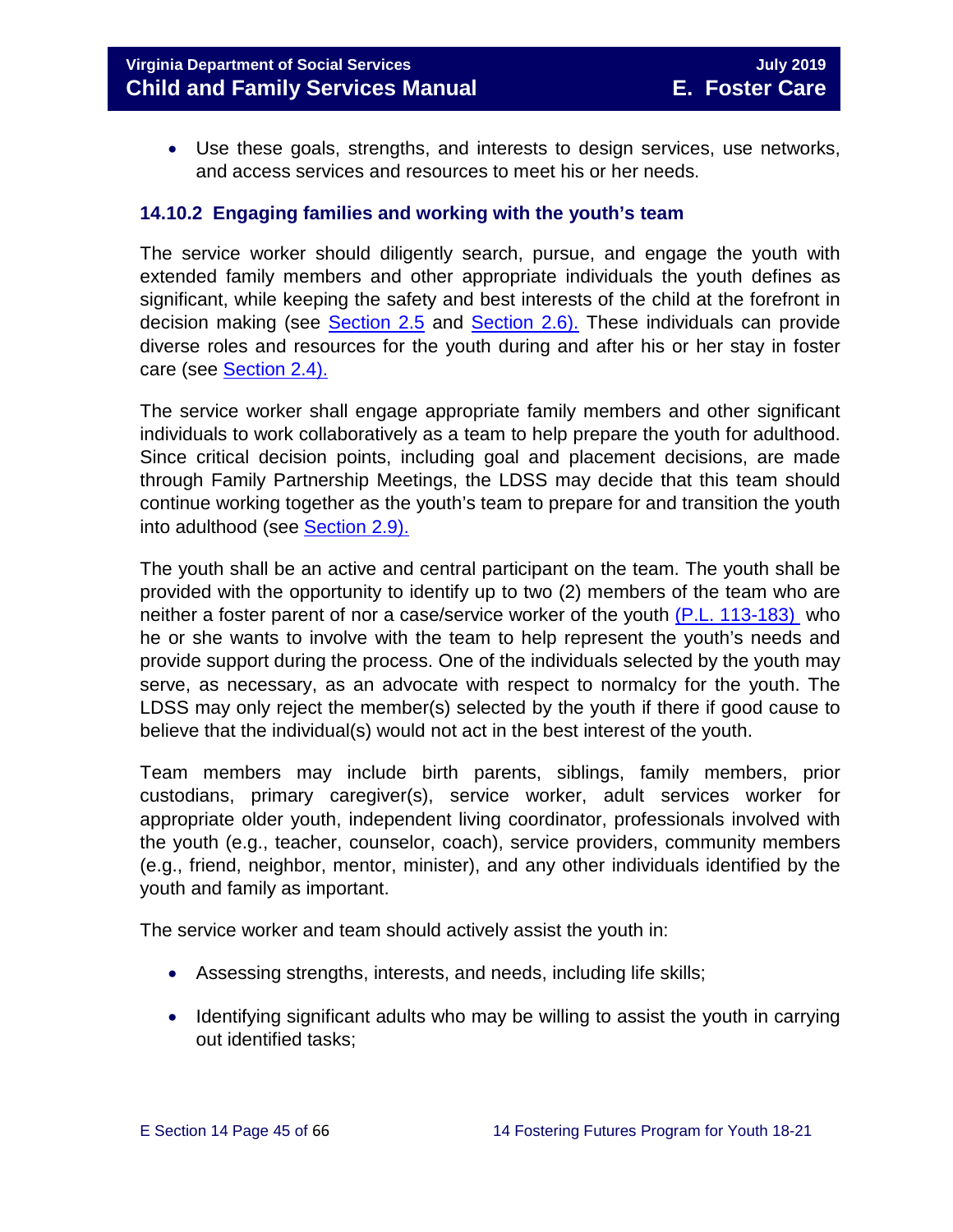- Use these goals, strengths, and interests to design services, use networks, and access services and resources to meet his or her needs.

### 14.10.2 Engaging families and working with the youth's team

The service worker should diligently search, pursue, and engage the youth with extended family members and other appropriate individuals the youth defines as significant, while keeping the safety and best interests of the child at the forefront in decision making (see Section 2.5 and Section 2.6). These individuals can provide diverse roles and resources for the youth during and after his or her stay in foster care (see Section 2.4).

The service worker shall engage appropriate family members and other significant individuals to work collaboratively as a team to help prepare the youth for adulthood. Since critical decision points, including goal and placement decisions, are made through Family Partnership Meetings, the LDSS may decide that this team should continue working together as the youth's team to prepare for and transition the youth into adulthood (see Section 2.9).

The youth shall be an active and central participant on the team. The youth shall be provided with the opportunity to identify up to two (2) members of the team who are neither a foster parent of nor a case/service worker of the youth (P.L. 113-183) who he or she wants to involve with the team to help represent the youth's needs and provide support during the process. One of the individuals selected by the youth may serve, as necessary, as an advocate with respect to normalcy for the youth. The LDSS may only reject the member(s) selected by the youth if there if good cause to believe that the individual(s) would not act in the best interest of the youth.

Team members may include birth parents, siblings, family members, prior custodians, primary caregiver(s), service worker, adult services worker for appropriate older youth, independent living coordinator, professionals involved with the youth (e.g., teacher, counselor, coach), service providers, community members (e.g., friend, neighbor, mentor, minister), and any other individuals identified by the youth and family as important.

The service worker and team should actively assist the youth in:

- Assessing strengths, interests, and needs, including life skills;
- Identifying significant adults who may be willing to assist the youth in carrying out identified tasks;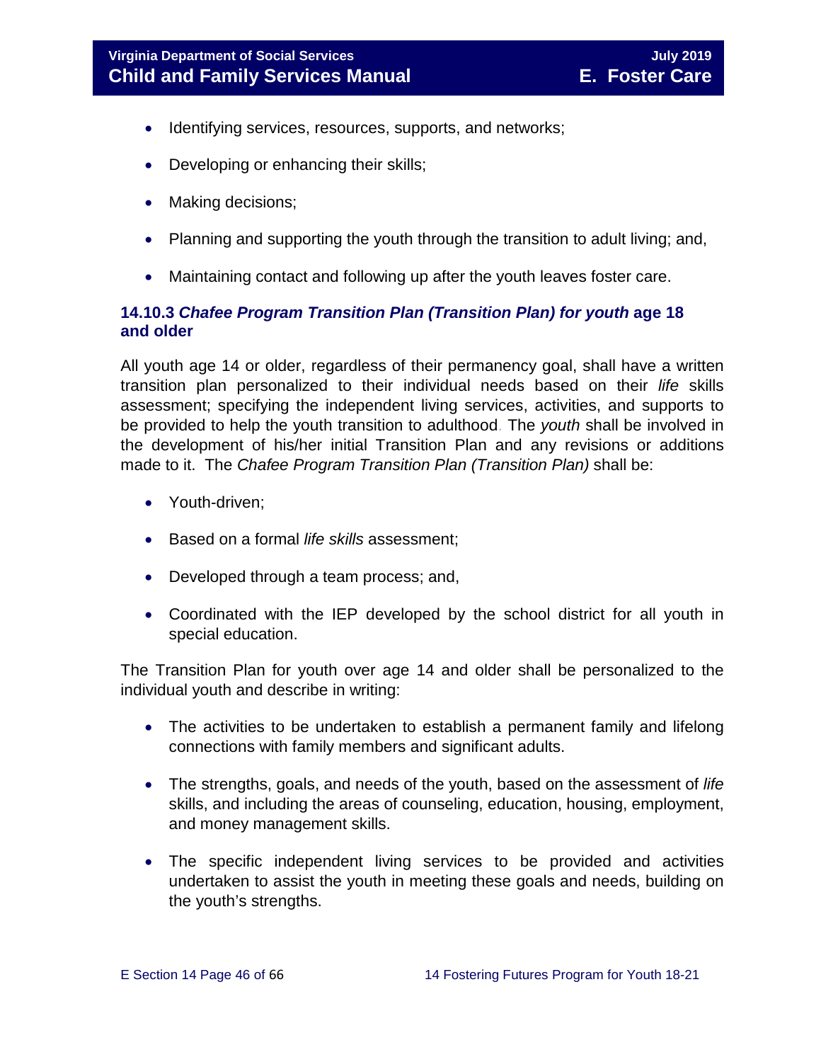- Identifying services, resources, supports, and networks;
- Developing or enhancing their skills;
- Making decisions;
- Planning and supporting the youth through the transition to adult living; and,
- Maintaining contact and following up after the youth leaves foster care.

### 14.10.3 *Chafee Program Transition Plan (Transition Plan) for youth* age 18 and older

All youth age 14 or older, regardless of their permanency goal, shall have a written transition plan personalized to their individual needs based on their *life* skills assessment; specifying the independent living services, activities, and supports to be provided to help the youth transition to adulthood. The *youth* shall be involved in the development of his/her initial Transition Plan and any revisions or additions made to it. The *Chafee Program Transition Plan (Transition Plan)* shall be:

- Youth-driven;
- Based on a formal *life skills* assessment;
- Developed through a team process; and,
- Coordinated with the IEP developed by the school district for all youth in special education.

The Transition Plan for youth over age 14 and older shall be personalized to the individual youth and describe in writing:

- The activities to be undertaken to establish a permanent family and lifelong connections with family members and significant adults.
- The strengths, goals, and needs of the youth, based on the assessment of *life* skills, and including the areas of counseling, education, housing, employment, and money management skills.
- The specific independent living services to be provided and activities undertaken to assist the youth in meeting these goals and needs, building on the youth's strengths.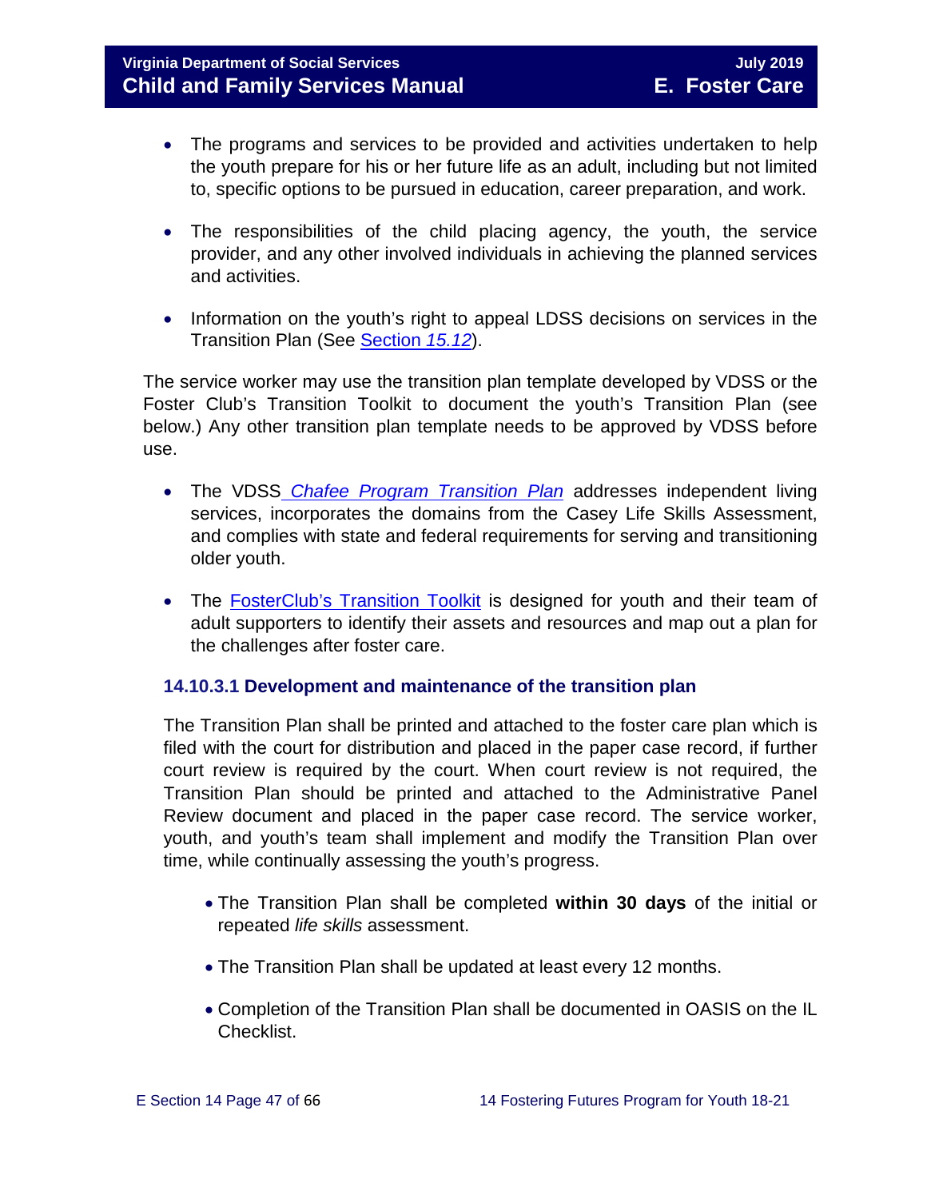- The programs and services to be provided and activities undertaken to help the youth prepare for his or her future life as an adult, including but not limited to, specific options to be pursued in education, career preparation, and work.

- The responsibilities of the child placing agency, the youth, the service provider, and any other involved individuals in achieving the planned services and activities.

- Information on the youth's right to appeal LDSS decisions on services in the Transition Plan (See Section *15.12*).

The service worker may use the transition plan template developed by VDSS or the Foster Club's Transition Toolkit to document the youth's Transition Plan (see below.) Any other transition plan template needs to be approved by VDSS before use.

- The VDSS *Chafee Program Transition Plan* addresses independent living services, incorporates the domains from the Casey Life Skills Assessment, and complies with state and federal requirements for serving and transitioning older youth.

- The FosterClub's Transition Toolkit is designed for youth and their team of adult supporters to identify their assets and resources and map out a plan for the challenges after foster care.

### 14.10.3.1 Development and maintenance of the transition plan

The Transition Plan shall be printed and attached to the foster care plan which is filed with the court for distribution and placed in the paper case record, if further court review is required by the court. When court review is not required, the Transition Plan should be printed and attached to the Administrative Panel Review document and placed in the paper case record. The service worker, youth, and youth's team shall implement and modify the Transition Plan over time, while continually assessing the youth's progress.

- The Transition Plan shall be completed **within 30 days** of the initial or repeated *life skills* assessment.

- The Transition Plan shall be updated at least every 12 months.

- Completion of the Transition Plan shall be documented in OASIS on the IL Checklist.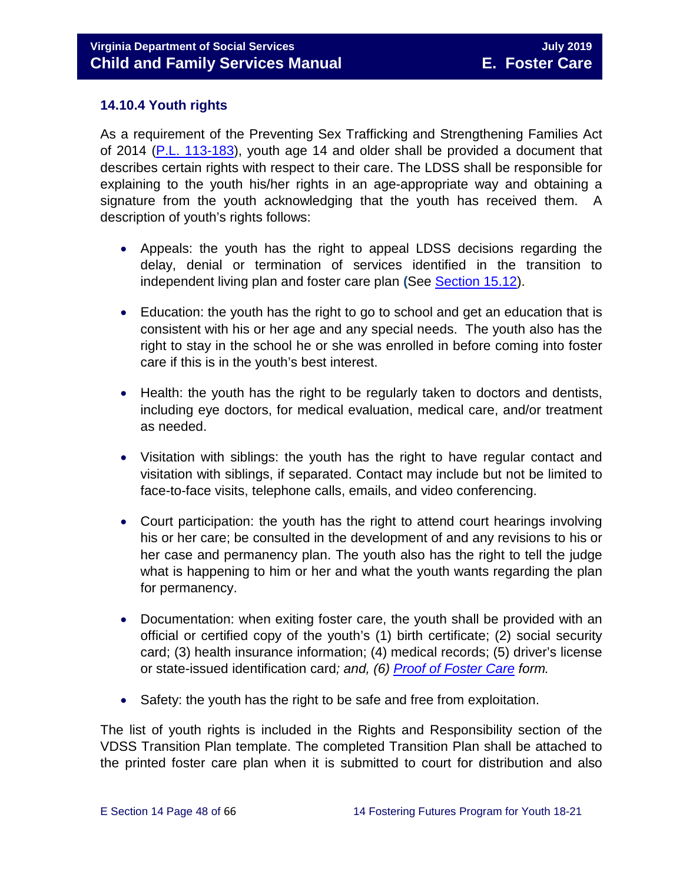### 14.10.4 Youth rights

As a requirement of the Preventing Sex Trafficking and Strengthening Families Act of 2014 (P.L. 113-183), youth age 14 and older shall be provided a document that describes certain rights with respect to their care. The LDSS shall be responsible for explaining to the youth his/her rights in an age-appropriate way and obtaining a signature from the youth acknowledging that the youth has received them. A description of youth's rights follows:

- Appeals: the youth has the right to appeal LDSS decisions regarding the delay, denial or termination of services identified in the transition to independent living plan and foster care plan (See Section 15.12).

- Education: the youth has the right to go to school and get an education that is consistent with his or her age and any special needs. The youth also has the right to stay in the school he or she was enrolled in before coming into foster care if this is in the youth's best interest.

- Health: the youth has the right to be regularly taken to doctors and dentists, including eye doctors, for medical evaluation, medical care, and/or treatment as needed.

- Visitation with siblings: the youth has the right to have regular contact and visitation with siblings, if separated. Contact may include but not be limited to face-to-face visits, telephone calls, emails, and video conferencing.

- Court participation: the youth has the right to attend court hearings involving his or her care; be consulted in the development of and any revisions to his or her case and permanency plan. The youth also has the right to tell the judge what is happening to him or her and what the youth wants regarding the plan for permanency.

- Documentation: when exiting foster care, the youth shall be provided with an official or certified copy of the youth's (1) birth certificate; (2) social security card; (3) health insurance information; (4) medical records; (5) driver's license or state-issued identification card*; and, (6) Proof of Foster Care form.*

- Safety: the youth has the right to be safe and free from exploitation.

The list of youth rights is included in the Rights and Responsibility section of the VDSS Transition Plan template. The completed Transition Plan shall be attached to the printed foster care plan when it is submitted to court for distribution and also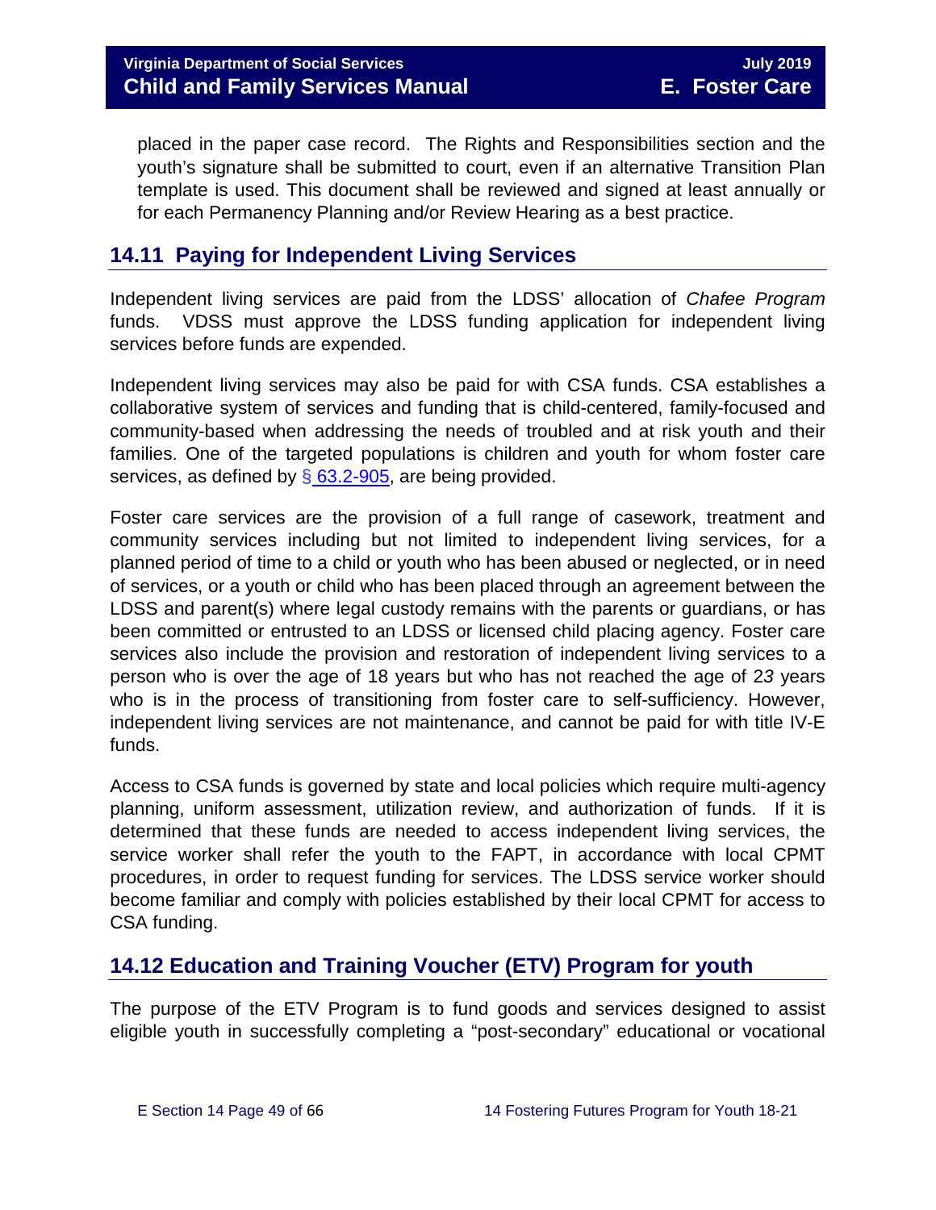placed in the paper case record. The Rights and Responsibilities section and the youth's signature shall be submitted to court, even if an alternative Transition Plan template is used. This document shall be reviewed and signed at least annually or for each Permanency Planning and/or Review Hearing as a best practice.

## 14.11 Paying for Independent Living Services

Independent living services are paid from the LDSS' allocation of *Chafee Program* funds. VDSS must approve the LDSS funding application for independent living services before funds are expended.

Independent living services may also be paid for with CSA funds. CSA establishes a collaborative system of services and funding that is child-centered, family-focused and community-based when addressing the needs of troubled and at risk youth and their families. One of the targeted populations is children and youth for whom foster care services, as defined by § 63.2-905, are being provided.

Foster care services are the provision of a full range of casework, treatment and community services including but not limited to independent living services, for a planned period of time to a child or youth who has been abused or neglected, or in need of services, or a youth or child who has been placed through an agreement between the LDSS and parent(s) where legal custody remains with the parents or guardians, or has been committed or entrusted to an LDSS or licensed child placing agency. Foster care services also include the provision and restoration of independent living services to a person who is over the age of 18 years but who has not reached the age of 2*3* years who is in the process of transitioning from foster care to self-sufficiency. However, independent living services are not maintenance, and cannot be paid for with title IV-E funds.

Access to CSA funds is governed by state and local policies which require multi-agency planning, uniform assessment, utilization review, and authorization of funds. If it is determined that these funds are needed to access independent living services, the service worker shall refer the youth to the FAPT, in accordance with local CPMT procedures, in order to request funding for services. The LDSS service worker should become familiar and comply with policies established by their local CPMT for access to CSA funding.

## 14.12 Education and Training Voucher (ETV) Program for youth

The purpose of the ETV Program is to fund goods and services designed to assist eligible youth in successfully completing a "post-secondary" educational or vocational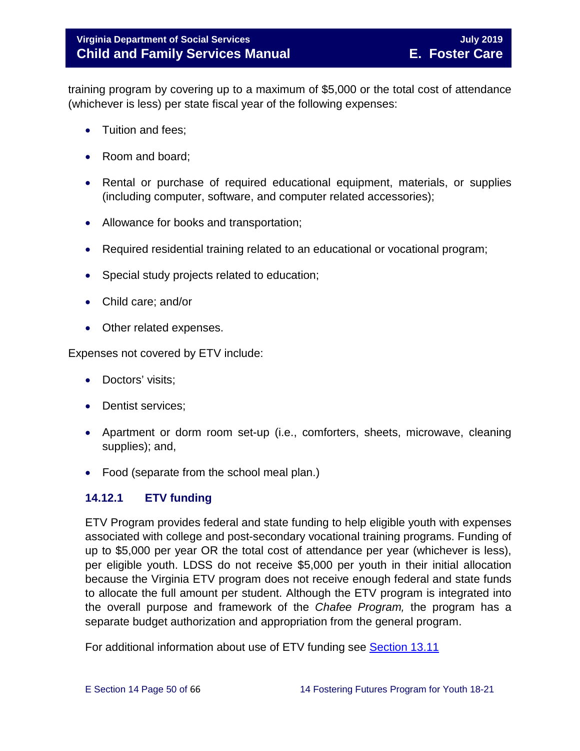training program by covering up to a maximum of $5,000 or the total cost of attendance (whichever is less) per state fiscal year of the following expenses:

- Tuition and fees;
- Room and board;
- Rental or purchase of required educational equipment, materials, or supplies (including computer, software, and computer related accessories);
- Allowance for books and transportation;
- Required residential training related to an educational or vocational program;
- Special study projects related to education;
- Child care; and/or
- Other related expenses.

Expenses not covered by ETV include:

- Doctors' visits;
- Dentist services;
- Apartment or dorm room set-up (i.e., comforters, sheets, microwave, cleaning supplies); and,
- Food (separate from the school meal plan.)

### 14.12.1 ETV funding

ETV Program provides federal and state funding to help eligible youth with expenses associated with college and post-secondary vocational training programs. Funding of up to $5,000 per year OR the total cost of attendance per year (whichever is less), per eligible youth. LDSS do not receive $5,000 per youth in their initial allocation because the Virginia ETV program does not receive enough federal and state funds to allocate the full amount per student. Although the ETV program is integrated into the overall purpose and framework of the *Chafee Program,* the program has a separate budget authorization and appropriation from the general program.

For additional information about use of ETV funding see Section 13.11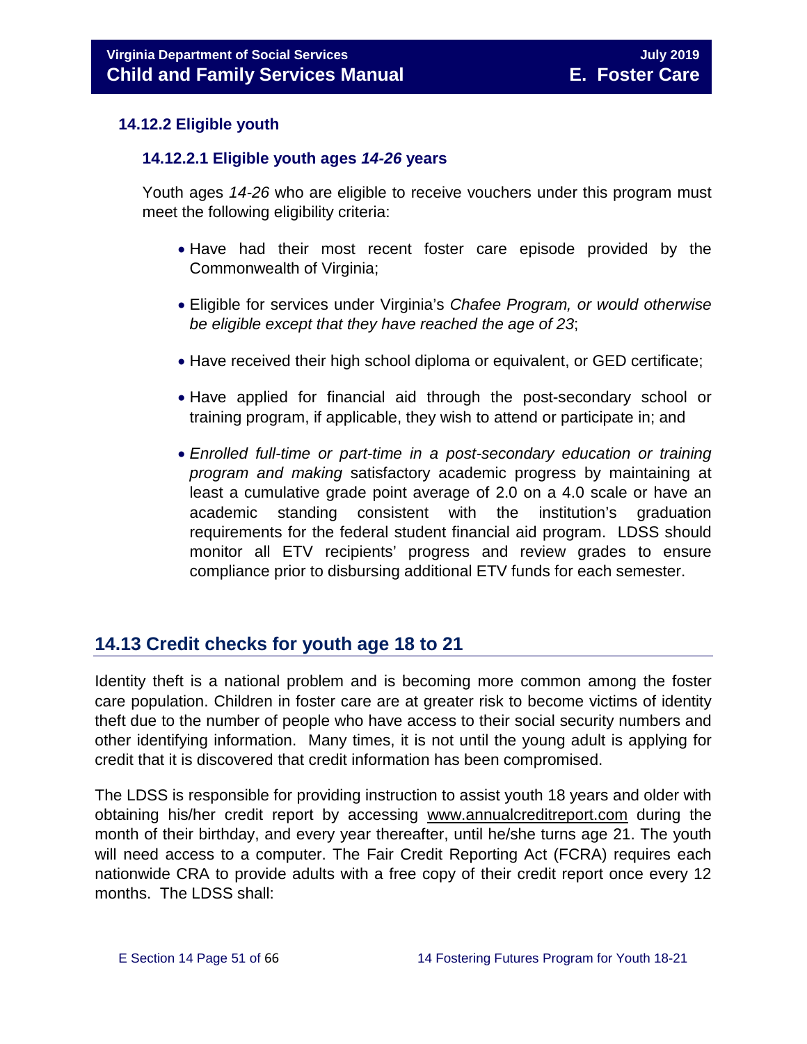### 14.12.2 Eligible youth

#### 14.12.2.1 Eligible youth ages *14-26* years

Youth ages *14-26* who are eligible to receive vouchers under this program must meet the following eligibility criteria:

- Have had their most recent foster care episode provided by the Commonwealth of Virginia;
- Eligible for services under Virginia's *Chafee Program, or would otherwise be eligible except that they have reached the age of 23*;
- Have received their high school diploma or equivalent, or GED certificate;
- Have applied for financial aid through the post-secondary school or training program, if applicable, they wish to attend or participate in; and
- *Enrolled full-time or part-time in a post-secondary education or training program and making* satisfactory academic progress by maintaining at least a cumulative grade point average of 2.0 on a 4.0 scale or have an academic standing consistent with the institution's graduation requirements for the federal student financial aid program. LDSS should monitor all ETV recipients' progress and review grades to ensure compliance prior to disbursing additional ETV funds for each semester.

## 14.13 Credit checks for youth age 18 to 21

Identity theft is a national problem and is becoming more common among the foster care population. Children in foster care are at greater risk to become victims of identity theft due to the number of people who have access to their social security numbers and other identifying information. Many times, it is not until the young adult is applying for credit that it is discovered that credit information has been compromised.

The LDSS is responsible for providing instruction to assist youth 18 years and older with obtaining his/her credit report by accessing www.annualcreditreport.com during the month of their birthday, and every year thereafter, until he/she turns age 21. The youth will need access to a computer. The Fair Credit Reporting Act (FCRA) requires each nationwide CRA to provide adults with a free copy of their credit report once every 12 months. The LDSS shall: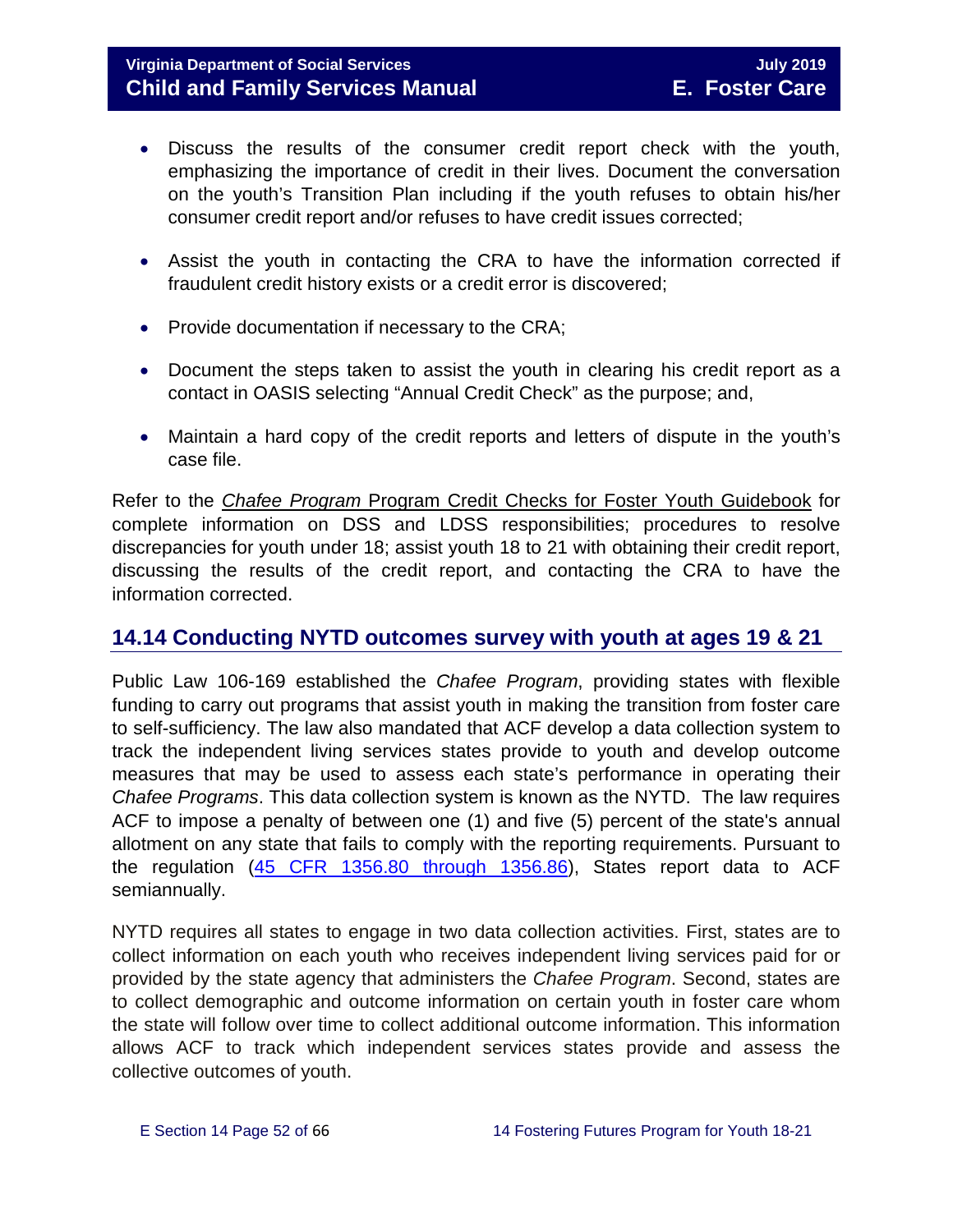- Discuss the results of the consumer credit report check with the youth, emphasizing the importance of credit in their lives. Document the conversation on the youth's Transition Plan including if the youth refuses to obtain his/her consumer credit report and/or refuses to have credit issues corrected;

- Assist the youth in contacting the CRA to have the information corrected if fraudulent credit history exists or a credit error is discovered;

- Provide documentation if necessary to the CRA;

- Document the steps taken to assist the youth in clearing his credit report as a contact in OASIS selecting "Annual Credit Check" as the purpose; and,

- Maintain a hard copy of the credit reports and letters of dispute in the youth's case file.

Refer to the *Chafee Program* Program Credit Checks for Foster Youth Guidebook for complete information on DSS and LDSS responsibilities; procedures to resolve discrepancies for youth under 18; assist youth 18 to 21 with obtaining their credit report, discussing the results of the credit report, and contacting the CRA to have the information corrected.

## 14.14 Conducting NYTD outcomes survey with youth at ages 19 & 21

Public Law 106-169 established the *Chafee Program*, providing states with flexible funding to carry out programs that assist youth in making the transition from foster care to self-sufficiency. The law also mandated that ACF develop a data collection system to track the independent living services states provide to youth and develop outcome measures that may be used to assess each state's performance in operating their *Chafee Programs*. This data collection system is known as the NYTD. The law requires ACF to impose a penalty of between one (1) and five (5) percent of the state's annual allotment on any state that fails to comply with the reporting requirements. Pursuant to the regulation (45 CFR 1356.80 through 1356.86), States report data to ACF semiannually.

NYTD requires all states to engage in two data collection activities. First, states are to collect information on each youth who receives independent living services paid for or provided by the state agency that administers the *Chafee Program*. Second, states are to collect demographic and outcome information on certain youth in foster care whom the state will follow over time to collect additional outcome information. This information allows ACF to track which independent services states provide and assess the collective outcomes of youth.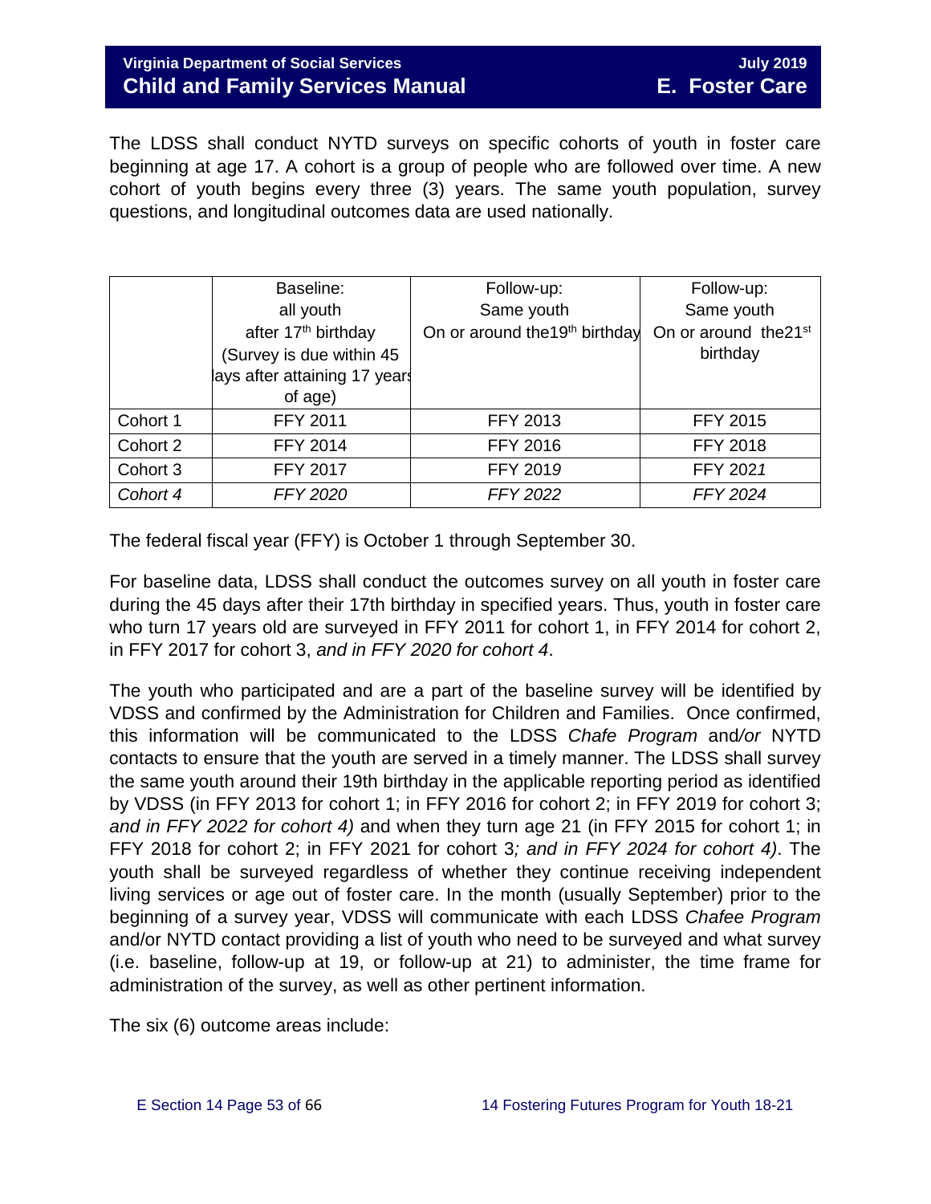The LDSS shall conduct NYTD surveys on specific cohorts of youth in foster care beginning at age 17. A cohort is a group of people who are followed over time. A new cohort of youth begins every three (3) years. The same youth population, survey questions, and longitudinal outcomes data are used nationally.

| | Baseline: all youth after 17th birthday (Survey is due within 45 days after attaining 17 years of age) | Follow-up: Same youth On or around the19th birthday | Follow-up: Same youth On or around the21st birthday |
|---|---|---|---|
| Cohort 1 | FFY 2011 | FFY 2013 | FFY 2015 |
| Cohort 2 | FFY 2014 | FFY 2016 | FFY 2018 |
| Cohort 3 | FFY 2017 | FFY 201*9* | FFY 202*1* |
| *Cohort 4* | *FFY 2020* | *FFY 2022* | *FFY 2024* |

The federal fiscal year (FFY) is October 1 through September 30.

For baseline data, LDSS shall conduct the outcomes survey on all youth in foster care during the 45 days after their 17th birthday in specified years. Thus, youth in foster care who turn 17 years old are surveyed in FFY 2011 for cohort 1, in FFY 2014 for cohort 2, in FFY 2017 for cohort 3, *and in FFY 2020 for cohort 4*.

The youth who participated and are a part of the baseline survey will be identified by VDSS and confirmed by the Administration for Children and Families. Once confirmed, this information will be communicated to the LDSS *Chafe Program* and*/or* NYTD contacts to ensure that the youth are served in a timely manner. The LDSS shall survey the same youth around their 19th birthday in the applicable reporting period as identified by VDSS (in FFY 2013 for cohort 1; in FFY 2016 for cohort 2; in FFY 2019 for cohort 3; *and in FFY 2022 for cohort 4)* and when they turn age 21 (in FFY 2015 for cohort 1; in FFY 2018 for cohort 2; in FFY 2021 for cohort 3*; and in FFY 2024 for cohort 4)*. The youth shall be surveyed regardless of whether they continue receiving independent living services or age out of foster care. In the month (usually September) prior to the beginning of a survey year, VDSS will communicate with each LDSS *Chafee Program* and/or NYTD contact providing a list of youth who need to be surveyed and what survey (i.e. baseline, follow-up at 19, or follow-up at 21) to administer, the time frame for administration of the survey, as well as other pertinent information.

The six (6) outcome areas include: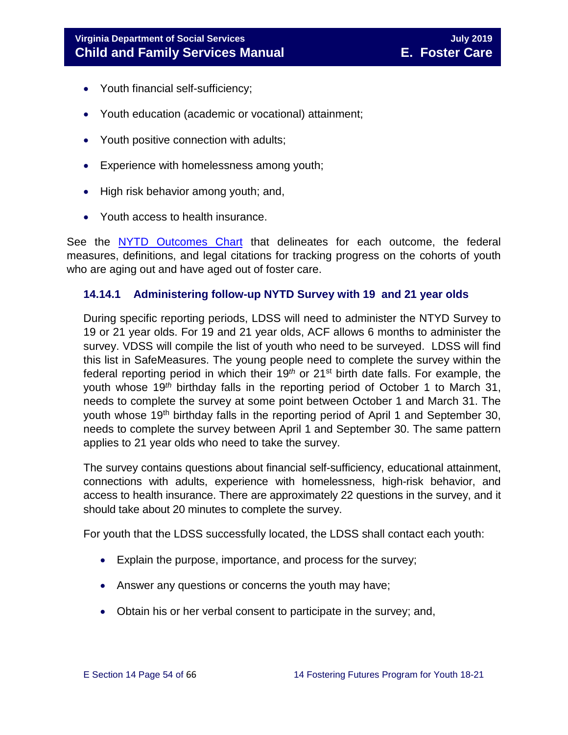- Youth financial self-sufficiency;
- Youth education (academic or vocational) attainment;
- Youth positive connection with adults;
- Experience with homelessness among youth;
- High risk behavior among youth; and,
- Youth access to health insurance.

See the [NYTD Outcomes Chart] that delineates for each outcome, the federal measures, definitions, and legal citations for tracking progress on the cohorts of youth who are aging out and have aged out of foster care.

### 14.14.1 Administering follow-up NYTD Survey with 19 and 21 year olds

During specific reporting periods, LDSS will need to administer the NTYD Survey to 19 or 21 year olds. For 19 and 21 year olds, ACF allows 6 months to administer the survey. VDSS will compile the list of youth who need to be surveyed. LDSS will find this list in SafeMeasures. The young people need to complete the survey within the federal reporting period in which their 19*th* or 21st birth date falls. For example, the youth whose 19*th* birthday falls in the reporting period of October 1 to March 31, needs to complete the survey at some point between October 1 and March 31. The youth whose 19th birthday falls in the reporting period of April 1 and September 30, needs to complete the survey between April 1 and September 30. The same pattern applies to 21 year olds who need to take the survey.

The survey contains questions about financial self-sufficiency, educational attainment, connections with adults, experience with homelessness, high-risk behavior, and access to health insurance. There are approximately 22 questions in the survey, and it should take about 20 minutes to complete the survey.

For youth that the LDSS successfully located, the LDSS shall contact each youth:

- Explain the purpose, importance, and process for the survey;
- Answer any questions or concerns the youth may have;
- Obtain his or her verbal consent to participate in the survey; and,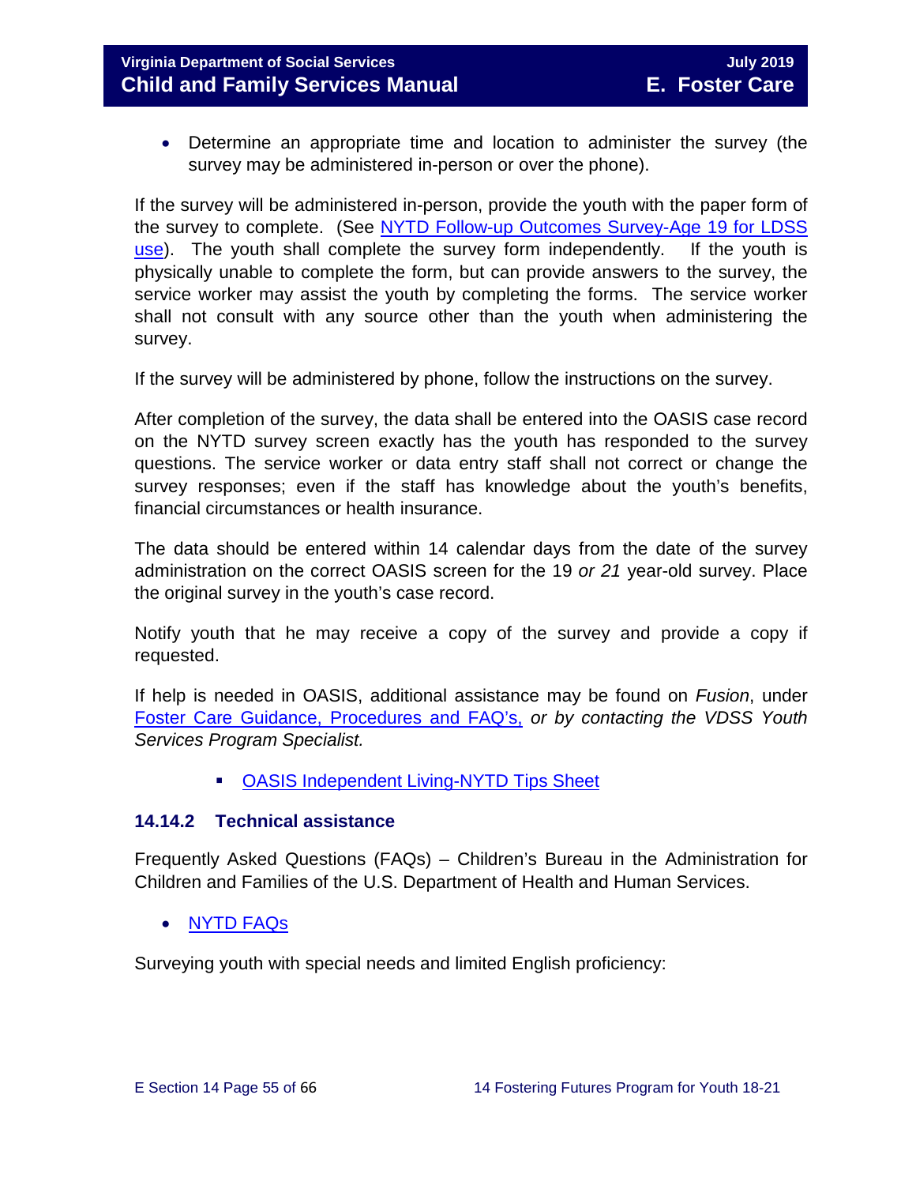- Determine an appropriate time and location to administer the survey (the survey may be administered in-person or over the phone).

If the survey will be administered in-person, provide the youth with the paper form of the survey to complete. (See NYTD Follow-up Outcomes Survey-Age 19 for LDSS use). The youth shall complete the survey form independently. If the youth is physically unable to complete the form, but can provide answers to the survey, the service worker may assist the youth by completing the forms. The service worker shall not consult with any source other than the youth when administering the survey.

If the survey will be administered by phone, follow the instructions on the survey.

After completion of the survey, the data shall be entered into the OASIS case record on the NYTD survey screen exactly has the youth has responded to the survey questions. The service worker or data entry staff shall not correct or change the survey responses; even if the staff has knowledge about the youth's benefits, financial circumstances or health insurance.

The data should be entered within 14 calendar days from the date of the survey administration on the correct OASIS screen for the 19 *or 21* year-old survey. Place the original survey in the youth's case record.

Notify youth that he may receive a copy of the survey and provide a copy if requested.

If help is needed in OASIS, additional assistance may be found on *Fusion*, under Foster Care Guidance, Procedures and FAQ's, *or by contacting the VDSS Youth Services Program Specialist.*

- OASIS Independent Living-NYTD Tips Sheet

### 14.14.2 Technical assistance

Frequently Asked Questions (FAQs) – Children's Bureau in the Administration for Children and Families of the U.S. Department of Health and Human Services.

- NYTD FAQs

Surveying youth with special needs and limited English proficiency: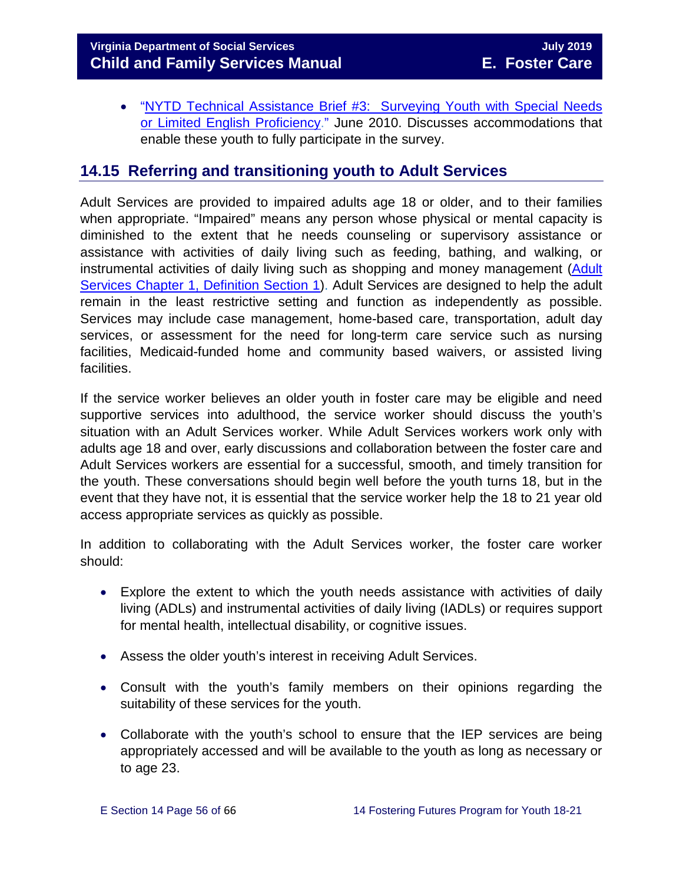- "NYTD Technical Assistance Brief #3: Surveying Youth with Special Needs or Limited English Proficiency." June 2010. Discusses accommodations that enable these youth to fully participate in the survey.

## 14.15 Referring and transitioning youth to Adult Services

Adult Services are provided to impaired adults age 18 or older, and to their families when appropriate. "Impaired" means any person whose physical or mental capacity is diminished to the extent that he needs counseling or supervisory assistance or assistance with activities of daily living such as feeding, bathing, and walking, or instrumental activities of daily living such as shopping and money management (Adult Services Chapter 1, Definition Section 1). Adult Services are designed to help the adult remain in the least restrictive setting and function as independently as possible. Services may include case management, home-based care, transportation, adult day services, or assessment for the need for long-term care service such as nursing facilities, Medicaid-funded home and community based waivers, or assisted living facilities.

If the service worker believes an older youth in foster care may be eligible and need supportive services into adulthood, the service worker should discuss the youth's situation with an Adult Services worker. While Adult Services workers work only with adults age 18 and over, early discussions and collaboration between the foster care and Adult Services workers are essential for a successful, smooth, and timely transition for the youth. These conversations should begin well before the youth turns 18, but in the event that they have not, it is essential that the service worker help the 18 to 21 year old access appropriate services as quickly as possible.

In addition to collaborating with the Adult Services worker, the foster care worker should:

- Explore the extent to which the youth needs assistance with activities of daily living (ADLs) and instrumental activities of daily living (IADLs) or requires support for mental health, intellectual disability, or cognitive issues.
- Assess the older youth's interest in receiving Adult Services.
- Consult with the youth's family members on their opinions regarding the suitability of these services for the youth.
- Collaborate with the youth's school to ensure that the IEP services are being appropriately accessed and will be available to the youth as long as necessary or to age 23.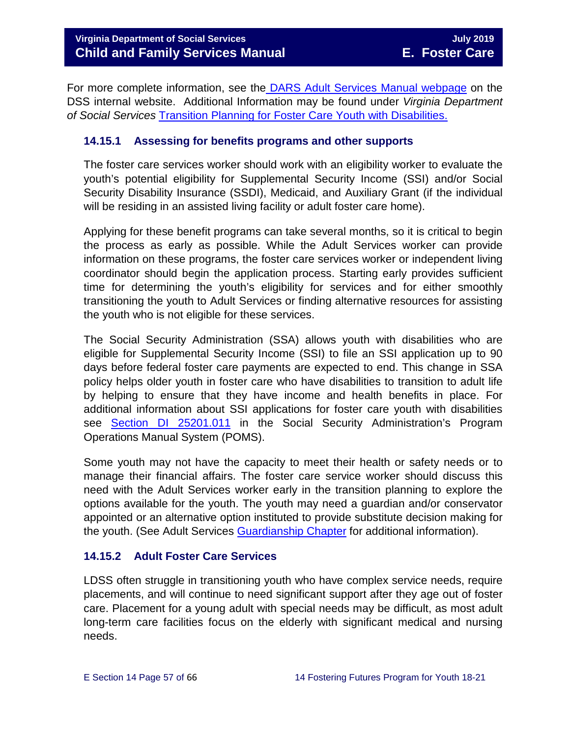For more complete information, see the DARS Adult Services Manual webpage on the DSS internal website. Additional Information may be found under *Virginia Department of Social Services* Transition Planning for Foster Care Youth with Disabilities.

### 14.15.1 Assessing for benefits programs and other supports

The foster care services worker should work with an eligibility worker to evaluate the youth's potential eligibility for Supplemental Security Income (SSI) and/or Social Security Disability Insurance (SSDI), Medicaid, and Auxiliary Grant (if the individual will be residing in an assisted living facility or adult foster care home).

Applying for these benefit programs can take several months, so it is critical to begin the process as early as possible. While the Adult Services worker can provide information on these programs, the foster care services worker or independent living coordinator should begin the application process. Starting early provides sufficient time for determining the youth's eligibility for services and for either smoothly transitioning the youth to Adult Services or finding alternative resources for assisting the youth who is not eligible for these services.

The Social Security Administration (SSA) allows youth with disabilities who are eligible for Supplemental Security Income (SSI) to file an SSI application up to 90 days before federal foster care payments are expected to end. This change in SSA policy helps older youth in foster care who have disabilities to transition to adult life by helping to ensure that they have income and health benefits in place. For additional information about SSI applications for foster care youth with disabilities see Section DI 25201.011 in the Social Security Administration's Program Operations Manual System (POMS).

Some youth may not have the capacity to meet their health or safety needs or to manage their financial affairs. The foster care service worker should discuss this need with the Adult Services worker early in the transition planning to explore the options available for the youth. The youth may need a guardian and/or conservator appointed or an alternative option instituted to provide substitute decision making for the youth. (See Adult Services Guardianship Chapter for additional information).

### 14.15.2 Adult Foster Care Services

LDSS often struggle in transitioning youth who have complex service needs, require placements, and will continue to need significant support after they age out of foster care. Placement for a young adult with special needs may be difficult, as most adult long-term care facilities focus on the elderly with significant medical and nursing needs.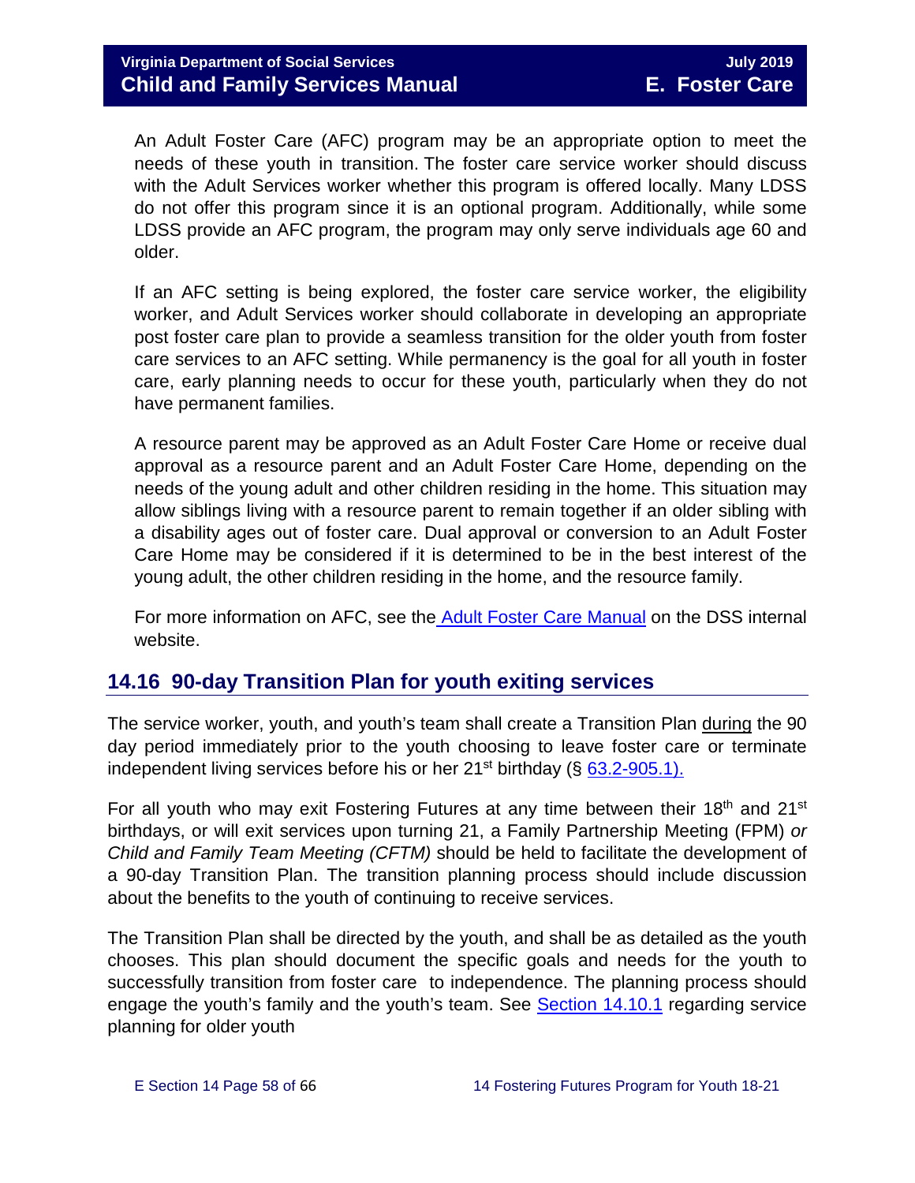An Adult Foster Care (AFC) program may be an appropriate option to meet the needs of these youth in transition. The foster care service worker should discuss with the Adult Services worker whether this program is offered locally. Many LDSS do not offer this program since it is an optional program. Additionally, while some LDSS provide an AFC program, the program may only serve individuals age 60 and older.

If an AFC setting is being explored, the foster care service worker, the eligibility worker, and Adult Services worker should collaborate in developing an appropriate post foster care plan to provide a seamless transition for the older youth from foster care services to an AFC setting. While permanency is the goal for all youth in foster care, early planning needs to occur for these youth, particularly when they do not have permanent families.

A resource parent may be approved as an Adult Foster Care Home or receive dual approval as a resource parent and an Adult Foster Care Home, depending on the needs of the young adult and other children residing in the home. This situation may allow siblings living with a resource parent to remain together if an older sibling with a disability ages out of foster care. Dual approval or conversion to an Adult Foster Care Home may be considered if it is determined to be in the best interest of the young adult, the other children residing in the home, and the resource family.

For more information on AFC, see the [Adult Foster Care Manual] on the DSS internal website.

## 14.16 90-day Transition Plan for youth exiting services

The service worker, youth, and youth's team shall create a Transition Plan <u>during</u> the 90 day period immediately prior to the youth choosing to leave foster care or terminate independent living services before his or her 21st birthday (§ 63.2-905.1).

For all youth who may exit Fostering Futures at any time between their 18th and 21st birthdays, or will exit services upon turning 21, a Family Partnership Meeting (FPM) *or Child and Family Team Meeting (CFTM)* should be held to facilitate the development of a 90-day Transition Plan. The transition planning process should include discussion about the benefits to the youth of continuing to receive services.

The Transition Plan shall be directed by the youth, and shall be as detailed as the youth chooses. This plan should document the specific goals and needs for the youth to successfully transition from foster care to independence. The planning process should engage the youth's family and the youth's team. See Section 14.10.1 regarding service planning for older youth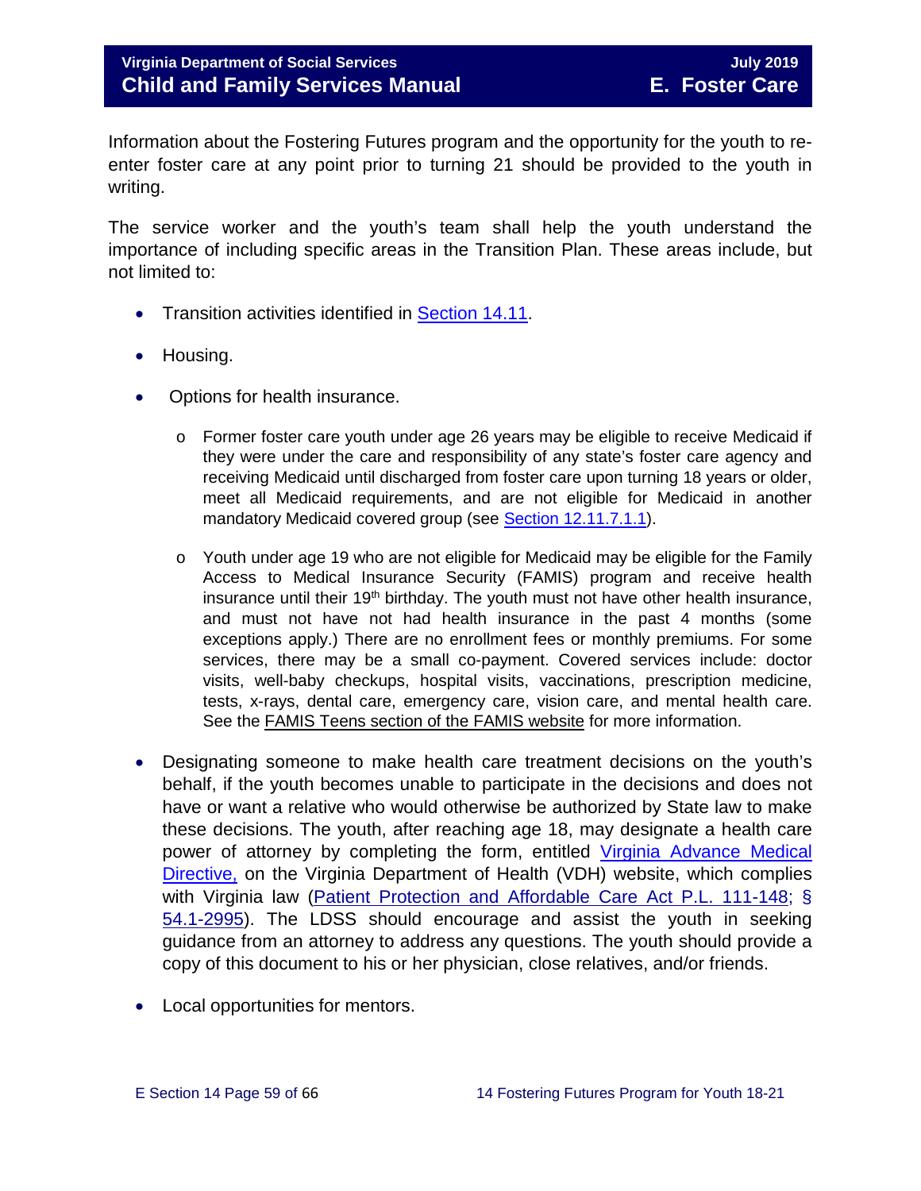Information about the Fostering Futures program and the opportunity for the youth to re-enter foster care at any point prior to turning 21 should be provided to the youth in writing.

The service worker and the youth's team shall help the youth understand the importance of including specific areas in the Transition Plan. These areas include, but not limited to:

- Transition activities identified in [Section 14.11](#).
- Housing.
- Options for health insurance.
  - Former foster care youth under age 26 years may be eligible to receive Medicaid if they were under the care and responsibility of any state's foster care agency and receiving Medicaid until discharged from foster care upon turning 18 years or older, meet all Medicaid requirements, and are not eligible for Medicaid in another mandatory Medicaid covered group (see [Section 12.11.7.1.1](#)).
  - Youth under age 19 who are not eligible for Medicaid may be eligible for the Family Access to Medical Insurance Security (FAMIS) program and receive health insurance until their 19th birthday. The youth must not have other health insurance, and must not have not had health insurance in the past 4 months (some exceptions apply.) There are no enrollment fees or monthly premiums. For some services, there may be a small co-payment. Covered services include: doctor visits, well-baby checkups, hospital visits, vaccinations, prescription medicine, tests, x-rays, dental care, emergency care, vision care, and mental health care. See the [FAMIS Teens section of the FAMIS website](#) for more information.
- Designating someone to make health care treatment decisions on the youth's behalf, if the youth becomes unable to participate in the decisions and does not have or want a relative who would otherwise be authorized by State law to make these decisions. The youth, after reaching age 18, may designate a health care power of attorney by completing the form, entitled [Virginia Advance Medical Directive,](#) on the Virginia Department of Health (VDH) website, which complies with Virginia law ([Patient Protection and Affordable Care Act P.L. 111-148; § 54.1-2995](#)). The LDSS should encourage and assist the youth in seeking guidance from an attorney to address any questions. The youth should provide a copy of this document to his or her physician, close relatives, and/or friends.
- Local opportunities for mentors.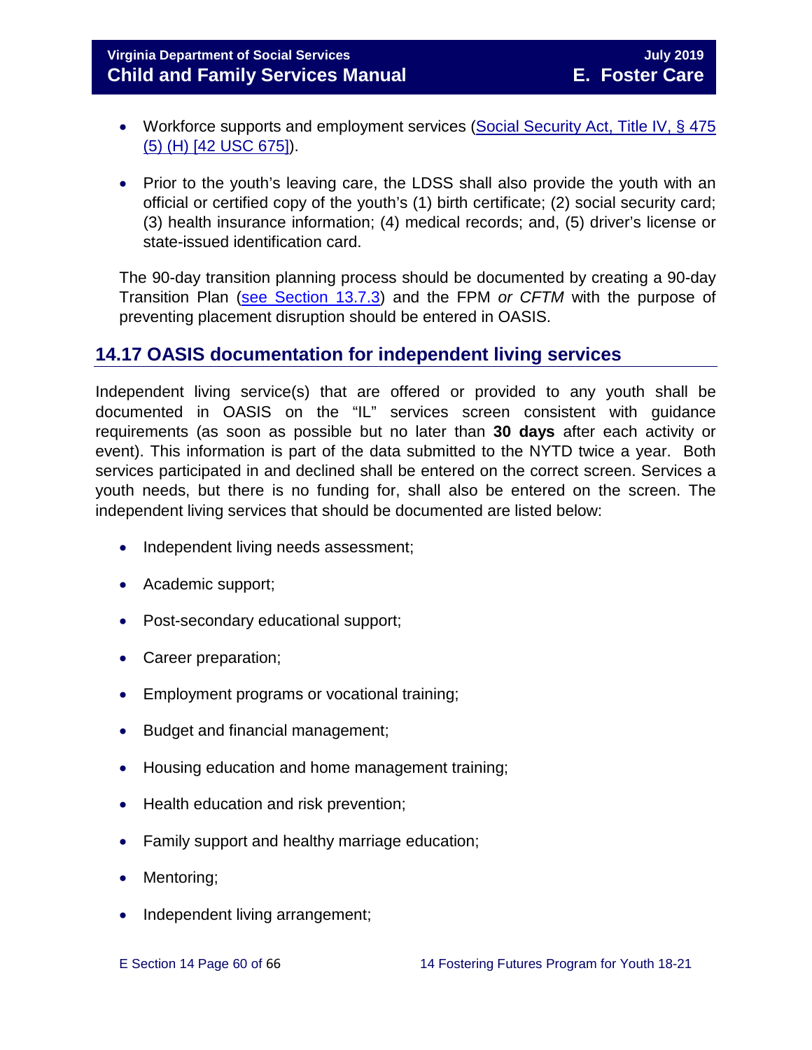- Workforce supports and employment services (Social Security Act, Title IV, § 475 (5) (H) [42 USC 675]).

- Prior to the youth's leaving care, the LDSS shall also provide the youth with an official or certified copy of the youth's (1) birth certificate; (2) social security card; (3) health insurance information; (4) medical records; and, (5) driver's license or state-issued identification card.

The 90-day transition planning process should be documented by creating a 90-day Transition Plan (see Section 13.7.3) and the FPM *or CFTM* with the purpose of preventing placement disruption should be entered in OASIS.

## 14.17 OASIS documentation for independent living services

Independent living service(s) that are offered or provided to any youth shall be documented in OASIS on the "IL" services screen consistent with guidance requirements (as soon as possible but no later than **30 days** after each activity or event). This information is part of the data submitted to the NYTD twice a year. Both services participated in and declined shall be entered on the correct screen. Services a youth needs, but there is no funding for, shall also be entered on the screen. The independent living services that should be documented are listed below:

- Independent living needs assessment;
- Academic support;
- Post-secondary educational support;
- Career preparation;
- Employment programs or vocational training;
- Budget and financial management;
- Housing education and home management training;
- Health education and risk prevention;
- Family support and healthy marriage education;
- Mentoring;
- Independent living arrangement;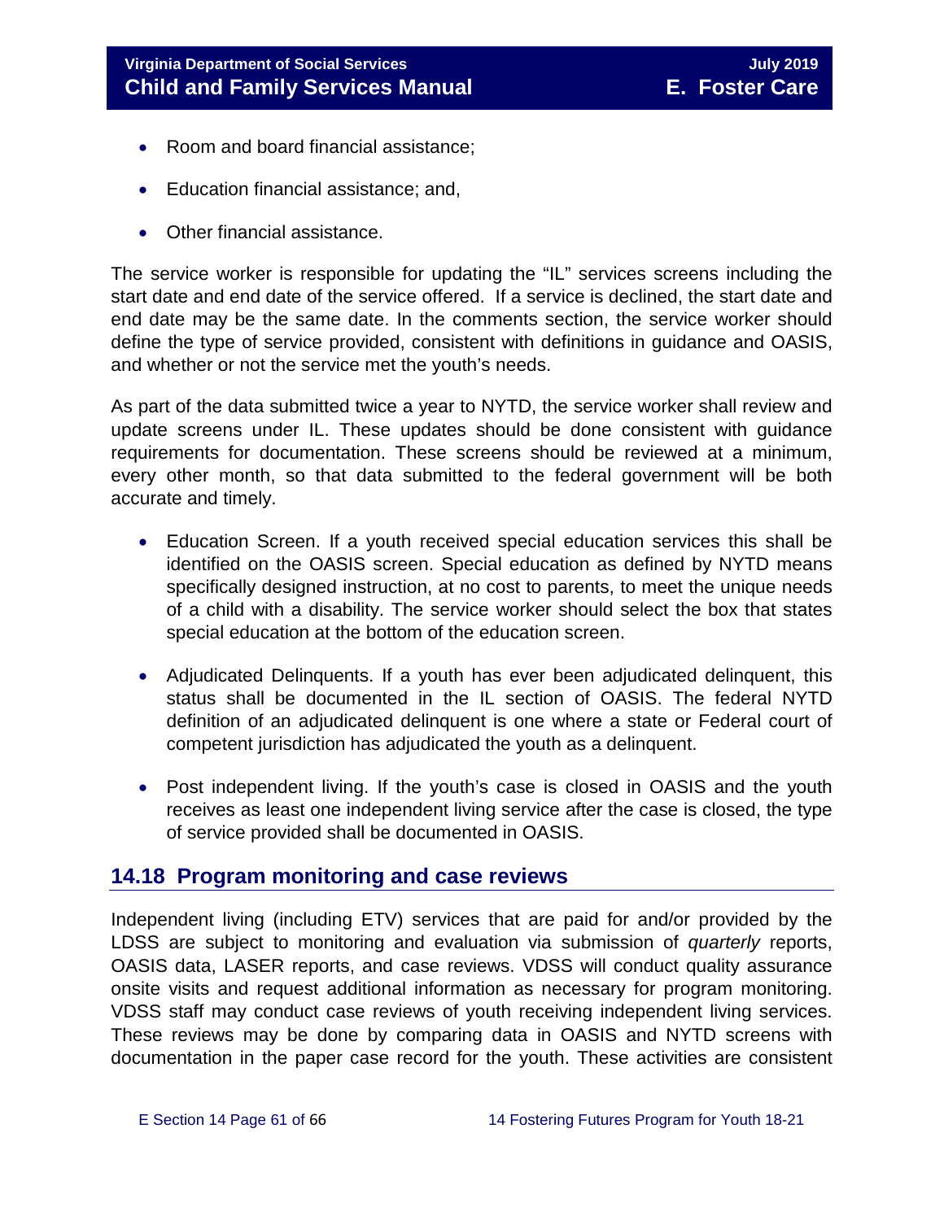- Room and board financial assistance;
- Education financial assistance; and,
- Other financial assistance.

The service worker is responsible for updating the "IL" services screens including the start date and end date of the service offered. If a service is declined, the start date and end date may be the same date. In the comments section, the service worker should define the type of service provided, consistent with definitions in guidance and OASIS, and whether or not the service met the youth's needs.

As part of the data submitted twice a year to NYTD, the service worker shall review and update screens under IL. These updates should be done consistent with guidance requirements for documentation. These screens should be reviewed at a minimum, every other month, so that data submitted to the federal government will be both accurate and timely.

- Education Screen. If a youth received special education services this shall be identified on the OASIS screen. Special education as defined by NYTD means specifically designed instruction, at no cost to parents, to meet the unique needs of a child with a disability. The service worker should select the box that states special education at the bottom of the education screen.
- Adjudicated Delinquents. If a youth has ever been adjudicated delinquent, this status shall be documented in the IL section of OASIS. The federal NYTD definition of an adjudicated delinquent is one where a state or Federal court of competent jurisdiction has adjudicated the youth as a delinquent.
- Post independent living. If the youth's case is closed in OASIS and the youth receives as least one independent living service after the case is closed, the type of service provided shall be documented in OASIS.

## 14.18 Program monitoring and case reviews

Independent living (including ETV) services that are paid for and/or provided by the LDSS are subject to monitoring and evaluation via submission of *quarterly* reports, OASIS data, LASER reports, and case reviews. VDSS will conduct quality assurance onsite visits and request additional information as necessary for program monitoring. VDSS staff may conduct case reviews of youth receiving independent living services. These reviews may be done by comparing data in OASIS and NYTD screens with documentation in the paper case record for the youth. These activities are consistent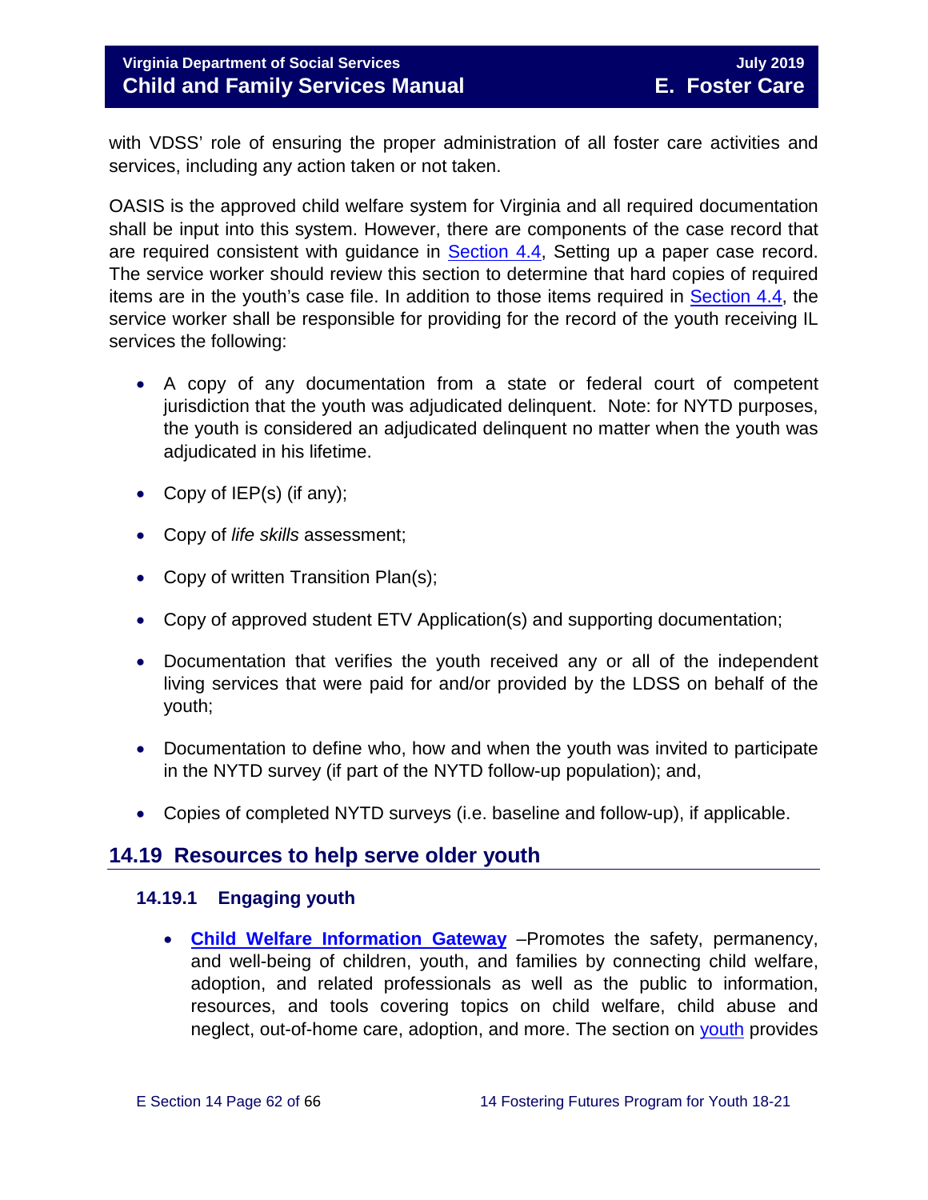with VDSS' role of ensuring the proper administration of all foster care activities and services, including any action taken or not taken.

OASIS is the approved child welfare system for Virginia and all required documentation shall be input into this system. However, there are components of the case record that are required consistent with guidance in [Section 4.4](), Setting up a paper case record. The service worker should review this section to determine that hard copies of required items are in the youth's case file. In addition to those items required in [Section 4.4](), the service worker shall be responsible for providing for the record of the youth receiving IL services the following:

- A copy of any documentation from a state or federal court of competent jurisdiction that the youth was adjudicated delinquent. Note: for NYTD purposes, the youth is considered an adjudicated delinquent no matter when the youth was adjudicated in his lifetime.
- Copy of IEP(s) (if any);
- Copy of *life skills* assessment;
- Copy of written Transition Plan(s);
- Copy of approved student ETV Application(s) and supporting documentation;
- Documentation that verifies the youth received any or all of the independent living services that were paid for and/or provided by the LDSS on behalf of the youth;
- Documentation to define who, how and when the youth was invited to participate in the NYTD survey (if part of the NYTD follow-up population); and,
- Copies of completed NYTD surveys (i.e. baseline and follow-up), if applicable.

## 14.19 Resources to help serve older youth

### 14.19.1 Engaging youth

- **[Child Welfare Information Gateway]()** –Promotes the safety, permanency, and well-being of children, youth, and families by connecting child welfare, adoption, and related professionals as well as the public to information, resources, and tools covering topics on child welfare, child abuse and neglect, out-of-home care, adoption, and more. The section on [youth]() provides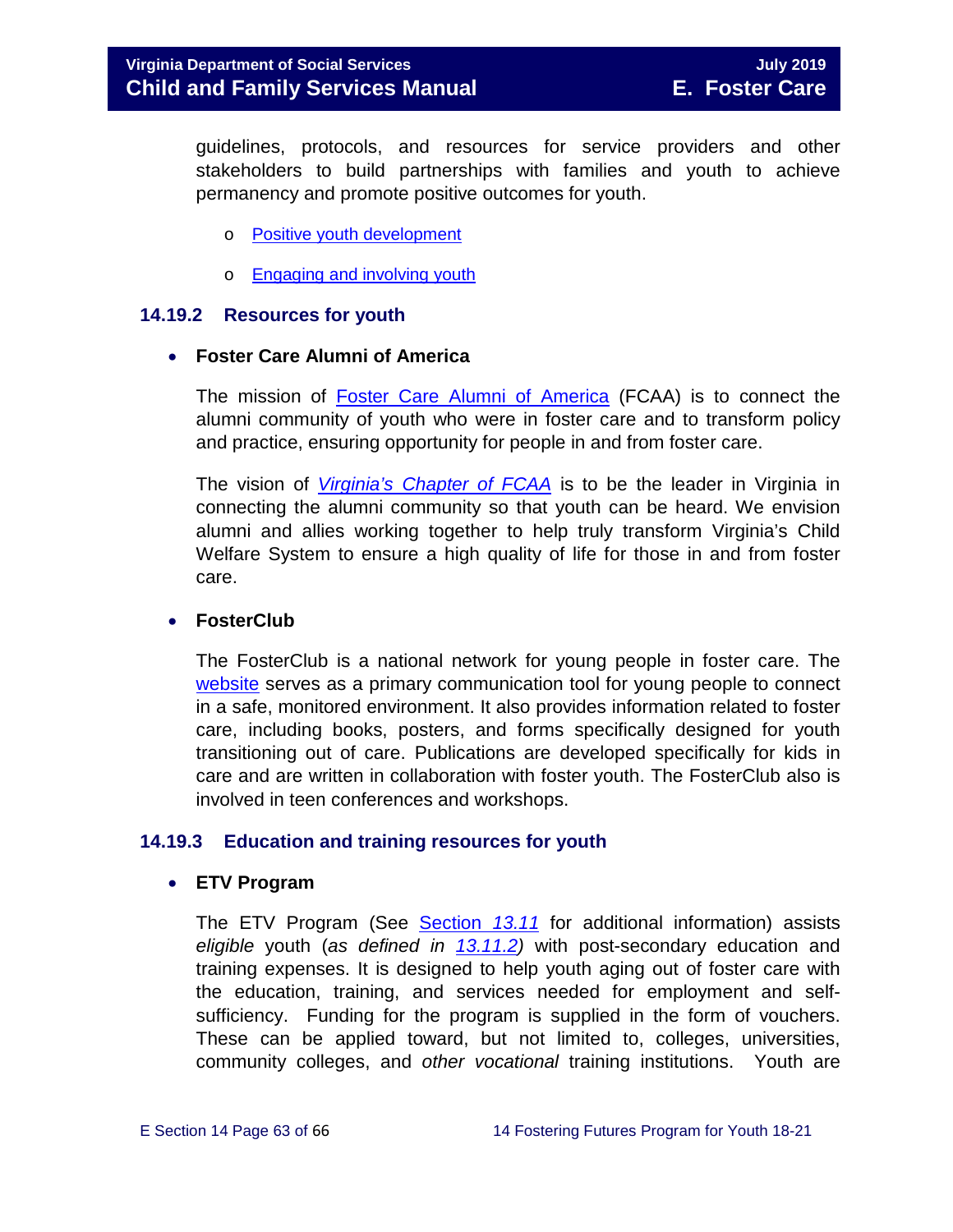guidelines, protocols, and resources for service providers and other stakeholders to build partnerships with families and youth to achieve permanency and promote positive outcomes for youth.

- Positive youth development
- Engaging and involving youth

### 14.19.2 Resources for youth

- **Foster Care Alumni of America**

  The mission of Foster Care Alumni of America (FCAA) is to connect the alumni community of youth who were in foster care and to transform policy and practice, ensuring opportunity for people in and from foster care.

  The vision of *Virginia's Chapter of FCAA* is to be the leader in Virginia in connecting the alumni community so that youth can be heard. We envision alumni and allies working together to help truly transform Virginia's Child Welfare System to ensure a high quality of life for those in and from foster care.

- **FosterClub**

  The FosterClub is a national network for young people in foster care. The website serves as a primary communication tool for young people to connect in a safe, monitored environment. It also provides information related to foster care, including books, posters, and forms specifically designed for youth transitioning out of care. Publications are developed specifically for kids in care and are written in collaboration with foster youth. The FosterClub also is involved in teen conferences and workshops.

### 14.19.3 Education and training resources for youth

- **ETV Program**

  The ETV Program (See Section *13.11* for additional information) assists *eligible* youth (*as defined in 13.11.2)* with post-secondary education and training expenses. It is designed to help youth aging out of foster care with the education, training, and services needed for employment and self-sufficiency. Funding for the program is supplied in the form of vouchers. These can be applied toward, but not limited to, colleges, universities, community colleges, and *other vocational* training institutions. Youth are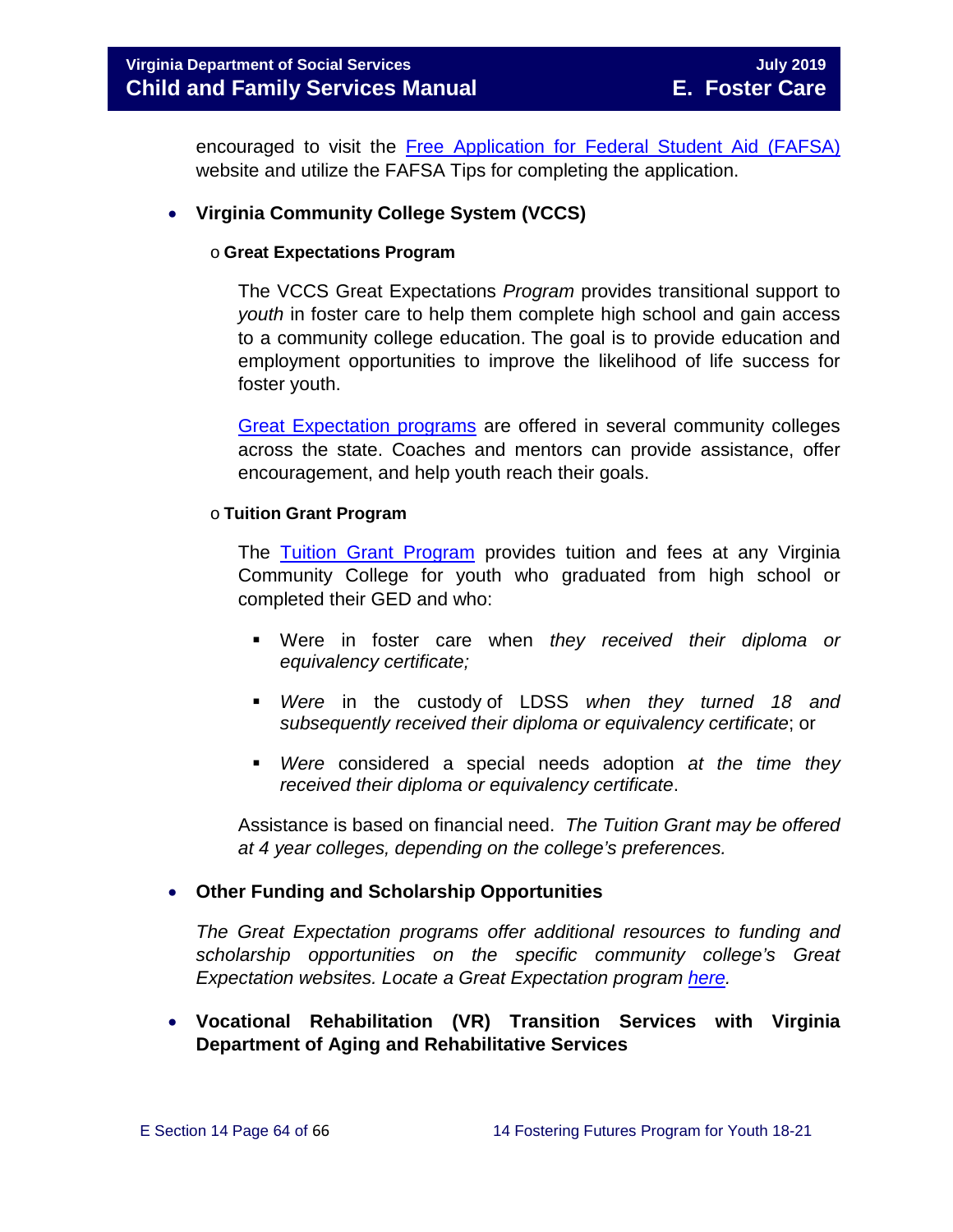encouraged to visit the Free Application for Federal Student Aid (FAFSA) website and utilize the FAFSA Tips for completing the application.

- **Virginia Community College System (VCCS)**

  - **Great Expectations Program**

    The VCCS Great Expectations *Program* provides transitional support to *youth* in foster care to help them complete high school and gain access to a community college education. The goal is to provide education and employment opportunities to improve the likelihood of life success for foster youth.

    Great Expectation programs are offered in several community colleges across the state. Coaches and mentors can provide assistance, offer encouragement, and help youth reach their goals.

  - **Tuition Grant Program**

    The Tuition Grant Program provides tuition and fees at any Virginia Community College for youth who graduated from high school or completed their GED and who:

    - Were in foster care when *they received their diploma or equivalency certificate;*
    - *Were* in the custody of LDSS *when they turned 18 and subsequently received their diploma or equivalency certificate*; or
    - *Were* considered a special needs adoption *at the time they received their diploma or equivalency certificate*.

    Assistance is based on financial need. *The Tuition Grant may be offered at 4 year colleges, depending on the college's preferences.*

- **Other Funding and Scholarship Opportunities**

  *The Great Expectation programs offer additional resources to funding and scholarship opportunities on the specific community college's Great Expectation websites. Locate a Great Expectation program here.*

- **Vocational Rehabilitation (VR) Transition Services with Virginia Department of Aging and Rehabilitative Services**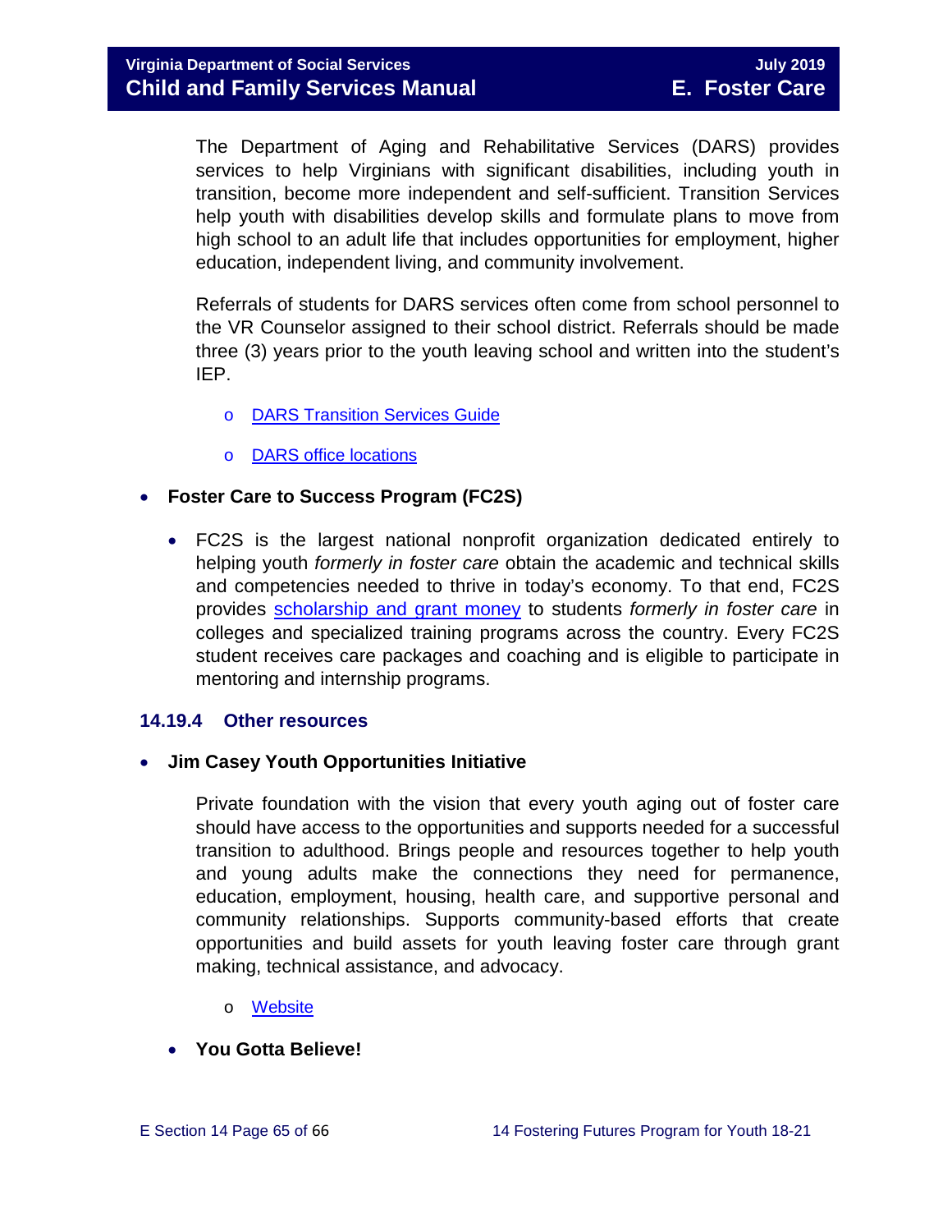The Department of Aging and Rehabilitative Services (DARS) provides services to help Virginians with significant disabilities, including youth in transition, become more independent and self-sufficient. Transition Services help youth with disabilities develop skills and formulate plans to move from high school to an adult life that includes opportunities for employment, higher education, independent living, and community involvement.

Referrals of students for DARS services often come from school personnel to the VR Counselor assigned to their school district. Referrals should be made three (3) years prior to the youth leaving school and written into the student's IEP.

- o DARS Transition Services Guide
- o DARS office locations

- **Foster Care to Success Program (FC2S)**
  - FC2S is the largest national nonprofit organization dedicated entirely to helping youth *formerly in foster care* obtain the academic and technical skills and competencies needed to thrive in today's economy. To that end, FC2S provides scholarship and grant money to students *formerly in foster care* in colleges and specialized training programs across the country. Every FC2S student receives care packages and coaching and is eligible to participate in mentoring and internship programs.

### 14.19.4 Other resources

- **Jim Casey Youth Opportunities Initiative**

  Private foundation with the vision that every youth aging out of foster care should have access to the opportunities and supports needed for a successful transition to adulthood. Brings people and resources together to help youth and young adults make the connections they need for permanence, education, employment, housing, health care, and supportive personal and community relationships. Supports community-based efforts that create opportunities and build assets for youth leaving foster care through grant making, technical assistance, and advocacy.

  - o Website

- **You Gotta Believe!**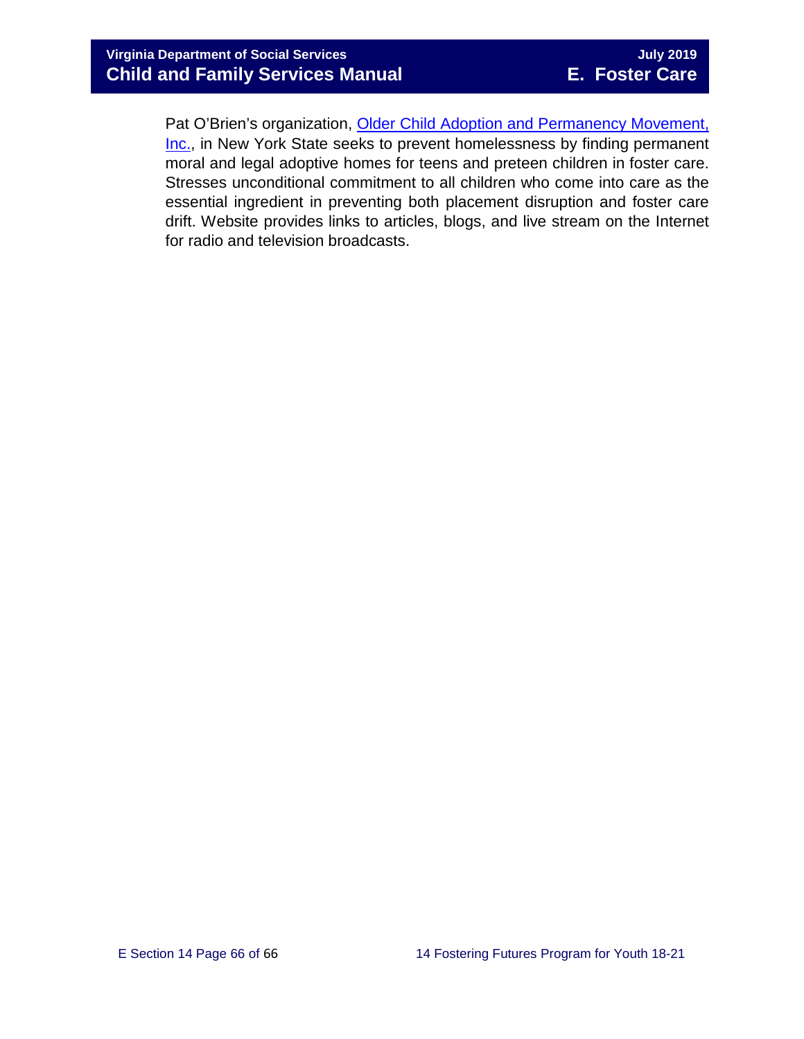Pat O'Brien's organization, Older Child Adoption and Permanency Movement, Inc., in New York State seeks to prevent homelessness by finding permanent moral and legal adoptive homes for teens and preteen children in foster care. Stresses unconditional commitment to all children who come into care as the essential ingredient in preventing both placement disruption and foster care drift. Website provides links to articles, blogs, and live stream on the Internet for radio and television broadcasts.